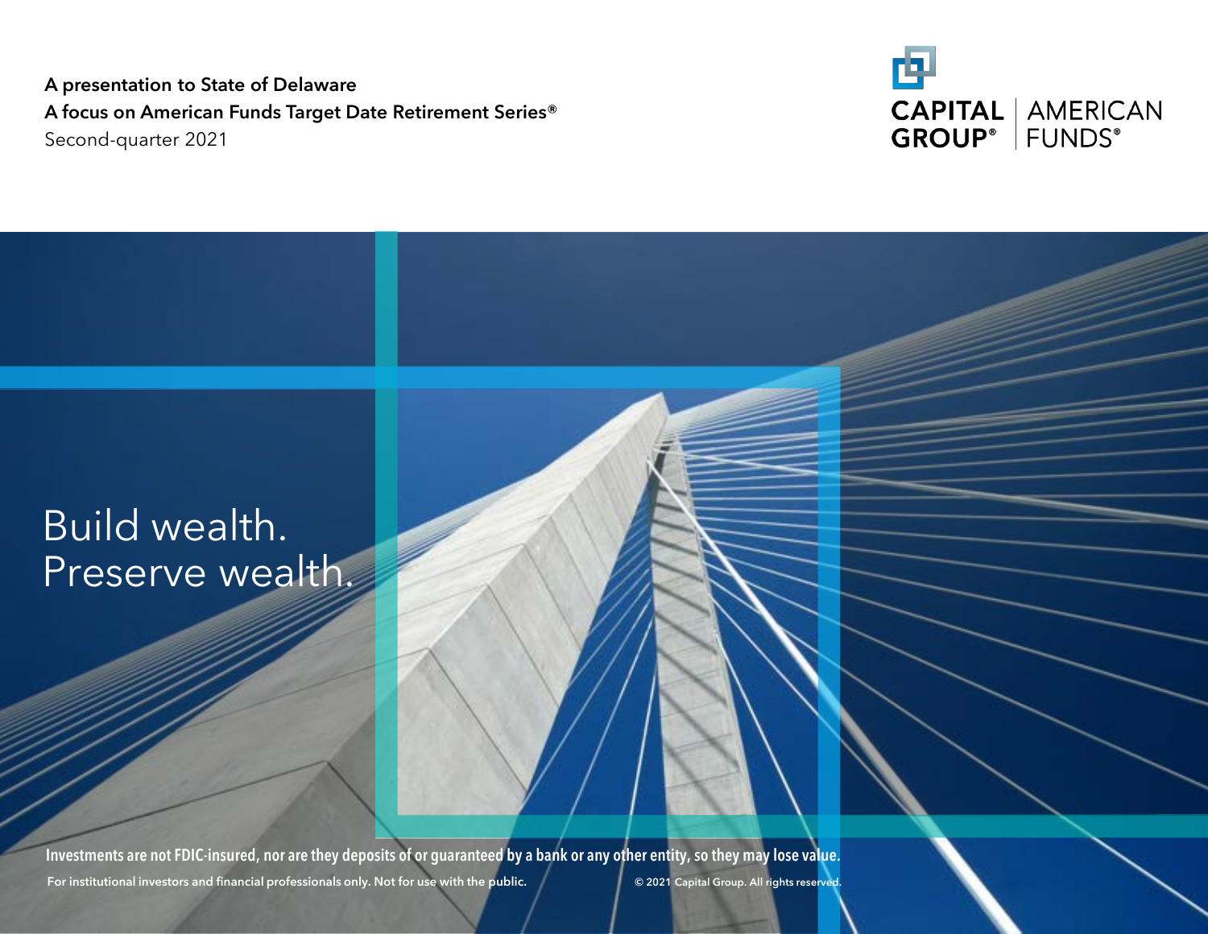**A presentation to State of Delaware**

**A focus on American Funds Target Date Retirement Series®**

Second-quarter 2021

CAPITAL GROUP® | AMERICAN FUNDS®

# Build wealth. Preserve wealth.

**Investments are not FDIC-insured, nor are they deposits of or guaranteed by a bank or any other entity, so they may lose value.**

For institutional investors and financial professionals only. Not for use with the public.

© 2021 Capital Group. All rights reserved.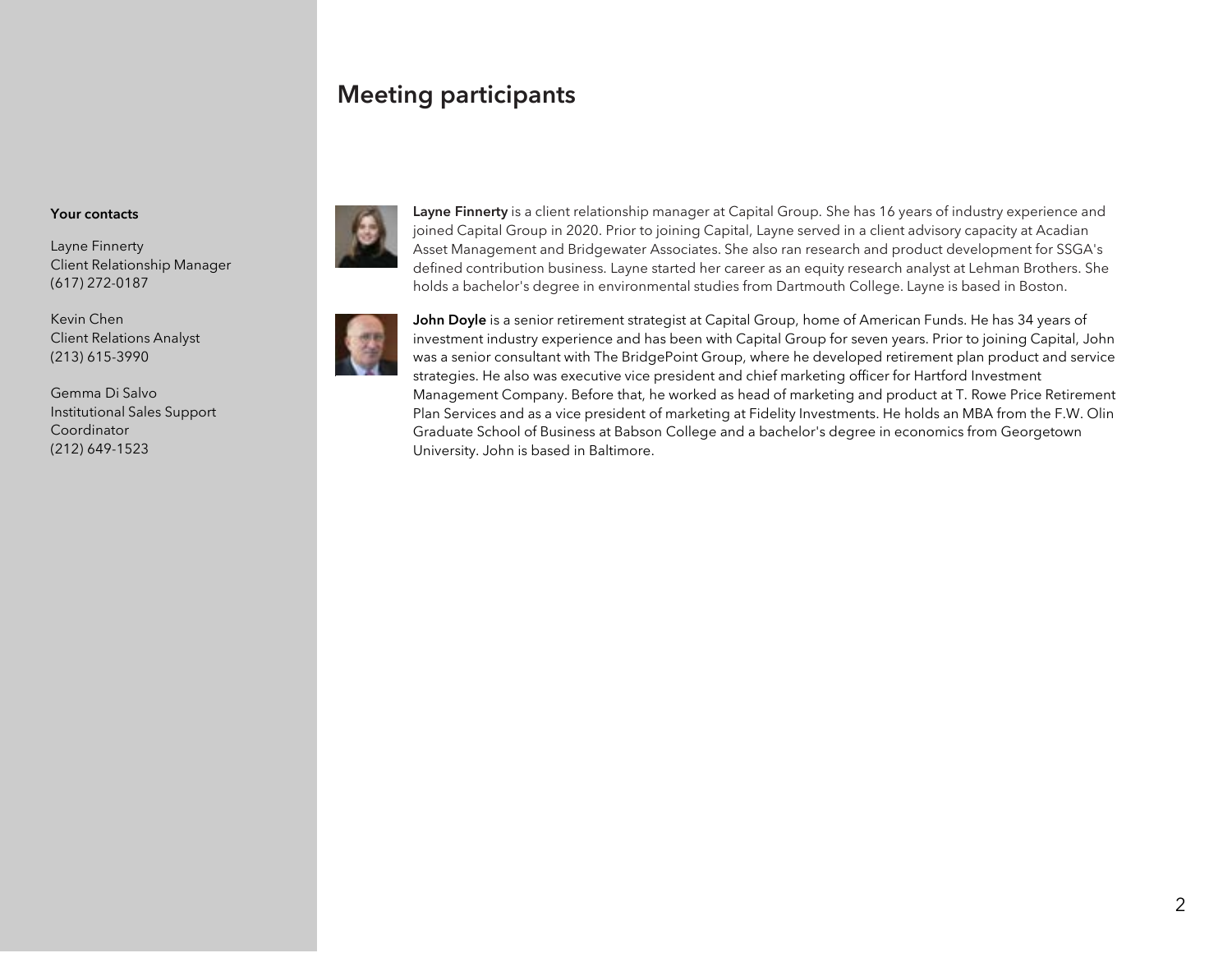## Meeting participants

**Your contacts**

Layne Finnerty
Client Relationship Manager
(617) 272-0187

Kevin Chen
Client Relations Analyst
(213) 615-3990

Gemma Di Salvo
Institutional Sales Support Coordinator
(212) 649-1523

**Layne Finnerty** is a client relationship manager at Capital Group. She has 16 years of industry experience and joined Capital Group in 2020. Prior to joining Capital, Layne served in a client advisory capacity at Acadian Asset Management and Bridgewater Associates. She also ran research and product development for SSGA's defined contribution business. Layne started her career as an equity research analyst at Lehman Brothers. She holds a bachelor's degree in environmental studies from Dartmouth College. Layne is based in Boston.

**John Doyle** is a senior retirement strategist at Capital Group, home of American Funds. He has 34 years of investment industry experience and has been with Capital Group for seven years. Prior to joining Capital, John was a senior consultant with The BridgePoint Group, where he developed retirement plan product and service strategies. He also was executive vice president and chief marketing officer for Hartford Investment Management Company. Before that, he worked as head of marketing and product at T. Rowe Price Retirement Plan Services and as a vice president of marketing at Fidelity Investments. He holds an MBA from the F.W. Olin Graduate School of Business at Babson College and a bachelor's degree in economics from Georgetown University. John is based in Baltimore.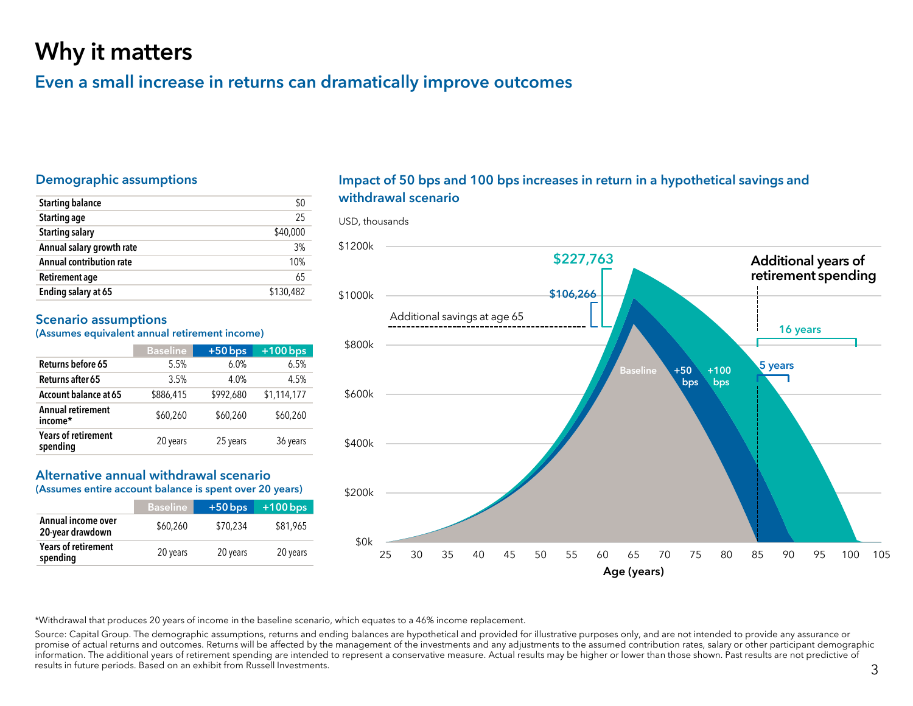# Why it matters

## Even a small increase in returns can dramatically improve outcomes

### Demographic assumptions

| | |
|---|---|
| **Starting balance** | $0 |
| **Starting age** | 25 |
| **Starting salary** | $40,000 |
| **Annual salary growth rate** | 3% |
| **Annual contribution rate** | 10% |
| **Retirement age** | 65 |
| **Ending salary at 65** | $130,482 |

### Scenario assumptions

(Assumes equivalent annual retirement income)

| | Baseline | +50 bps | +100 bps |
|---|---|---|---|
| **Returns before 65** | 5.5% | 6.0% | 6.5% |
| **Returns after 65** | 3.5% | 4.0% | 4.5% |
| **Account balance at 65** | $886,415 | $992,680 | $1,114,177 |
| **Annual retirement income*** | $60,260 | $60,260 | $60,260 |
| **Years of retirement spending** | 20 years | 25 years | 36 years |

### Alternative annual withdrawal scenario

(Assumes entire account balance is spent over 20 years)

| | Baseline | +50 bps | +100 bps |
|---|---|---|---|
| **Annual income over 20-year drawdown** | $60,260 | $70,234 | $81,965 |
| **Years of retirement spending** | 20 years | 20 years | 20 years |

### Impact of 50 bps and 100 bps increases in return in a hypothetical savings and withdrawal scenario

USD, thousands

Additional savings at age 65: $106,266 (+50 bps); $227,763 (+100 bps)

Additional years of retirement spending: 5 years (+50 bps); 16 years (+100 bps)

Age (years)

*Withdrawal that produces 20 years of income in the baseline scenario, which equates to a 46% income replacement.

Source: Capital Group. The demographic assumptions, returns and ending balances are hypothetical and provided for illustrative purposes only, and are not intended to provide any assurance or promise of actual returns and outcomes. Returns will be affected by the management of the investments and any adjustments to the assumed contribution rates, salary or other participant demographic information. The additional years of retirement spending are intended to represent a conservative measure. Actual results may be higher or lower than those shown. Past results are not predictive of results in future periods. Based on an exhibit from Russell Investments.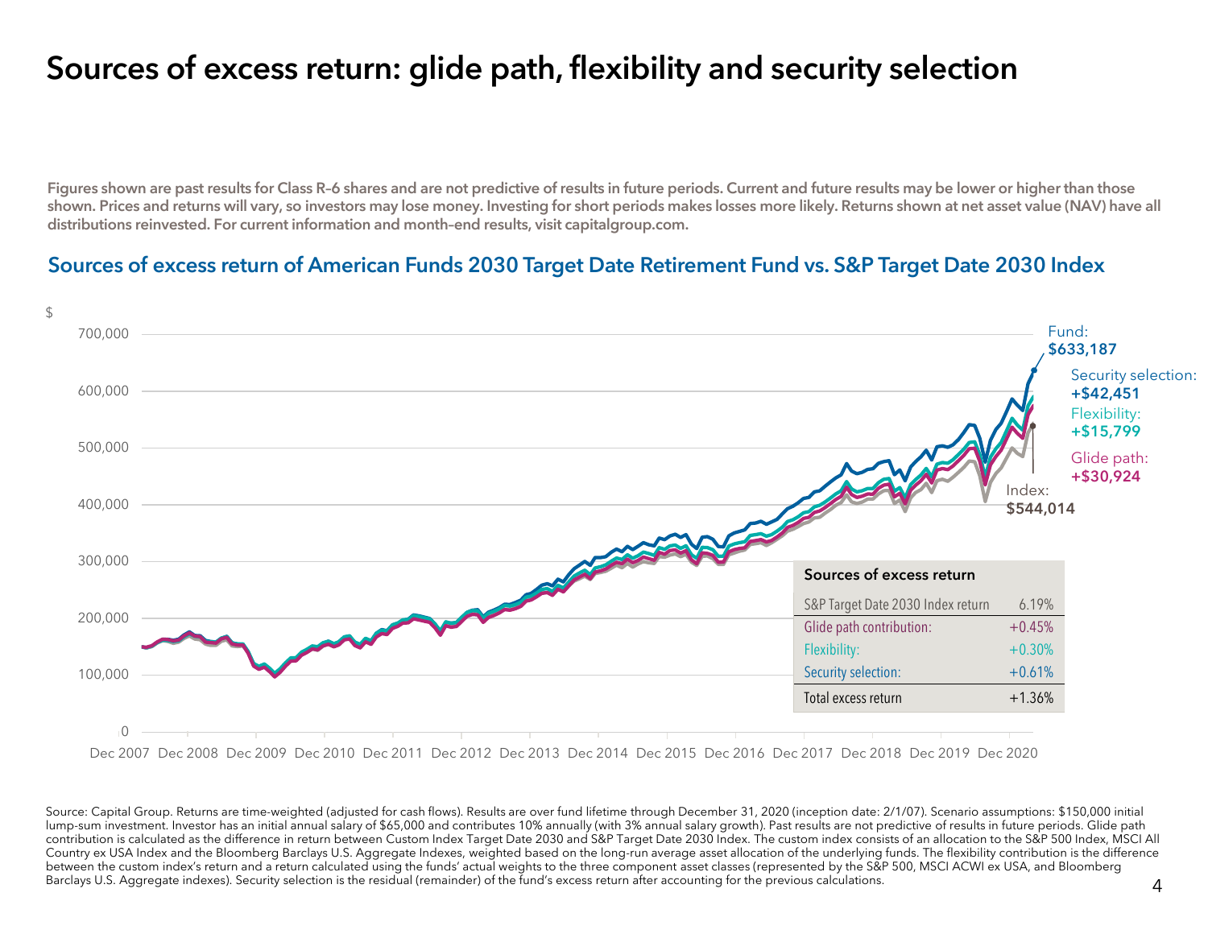# Sources of excess return: glide path, flexibility and security selection

**Figures shown are past results for Class R-6 shares and are not predictive of results in future periods. Current and future results may be lower or higher than those shown. Prices and returns will vary, so investors may lose money. Investing for short periods makes losses more likely. Returns shown at net asset value (NAV) have all distributions reinvested. For current information and month-end results, visit capitalgroup.com.**

## Sources of excess return of American Funds 2030 Target Date Retirement Fund vs. S&P Target Date 2030 Index

$

700,000
600,000
500,000
400,000
300,000
200,000
100,000
0

Dec 2007 Dec 2008 Dec 2009 Dec 2010 Dec 2011 Dec 2012 Dec 2013 Dec 2014 Dec 2015 Dec 2016 Dec 2017 Dec 2018 Dec 2019 Dec 2020

Fund: **$633,187**

Security selection: **+$42,451**

Flexibility: **+$15,799**

Glide path: **+$30,924**

Index: **$544,014**

| Sources of excess return | |
|---|---|
| S&P Target Date 2030 Index return | 6.19% |
| Glide path contribution: | +0.45% |
| Flexibility: | +0.30% |
| Security selection: | +0.61% |
| Total excess return | +1.36% |

Source: Capital Group. Returns are time-weighted (adjusted for cash flows). Results are over fund lifetime through December 31, 2020 (inception date: 2/1/07). Scenario assumptions: $150,000 initial lump-sum investment. Investor has an initial annual salary of $65,000 and contributes 10% annually (with 3% annual salary growth). Past results are not predictive of results in future periods. Glide path contribution is calculated as the difference in return between Custom Index Target Date 2030 and S&P Target Date 2030 Index. The custom index consists of an allocation to the S&P 500 Index, MSCI All Country ex USA Index and the Bloomberg Barclays U.S. Aggregate Indexes, weighted based on the long-run average asset allocation of the underlying funds. The flexibility contribution is the difference between the custom index's return and a return calculated using the funds' actual weights to the three component asset classes (represented by the S&P 500, MSCI ACWI ex USA, and Bloomberg Barclays U.S. Aggregate indexes). Security selection is the residual (remainder) of the fund's excess return after accounting for the previous calculations.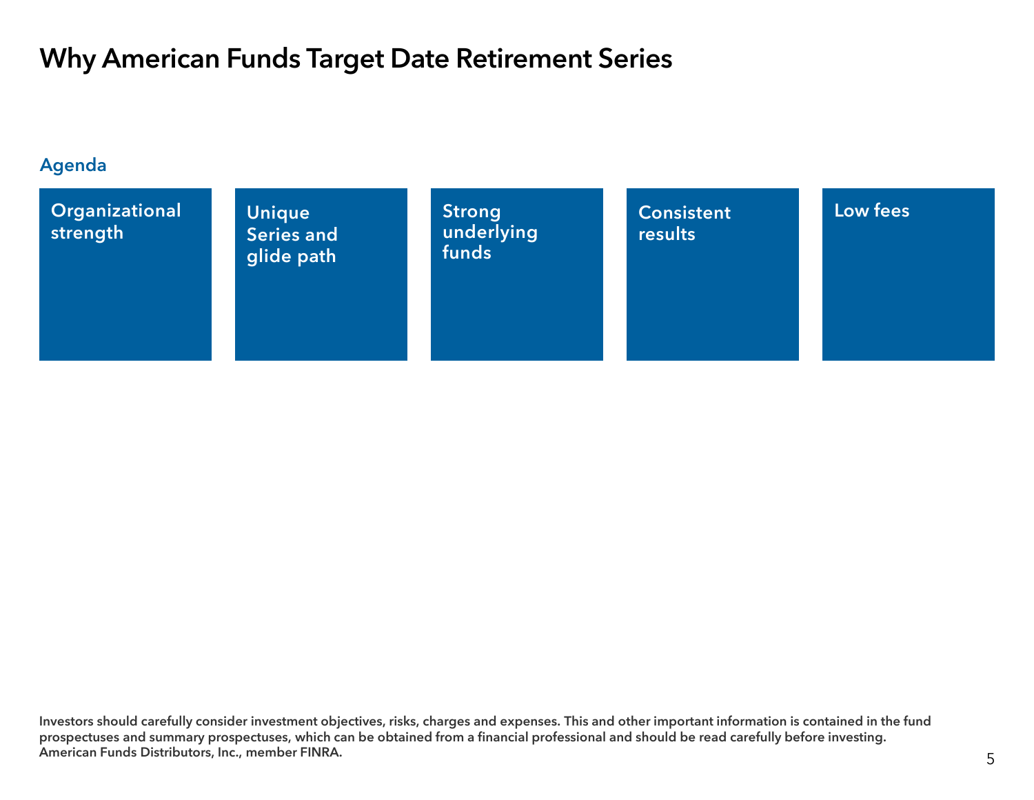# Why American Funds Target Date Retirement Series

## Agenda

- Organizational strength
- Unique Series and glide path
- Strong underlying funds
- Consistent results
- Low fees

**Investors should carefully consider investment objectives, risks, charges and expenses. This and other important information is contained in the fund prospectuses and summary prospectuses, which can be obtained from a financial professional and should be read carefully before investing.**
**American Funds Distributors, Inc., member FINRA.**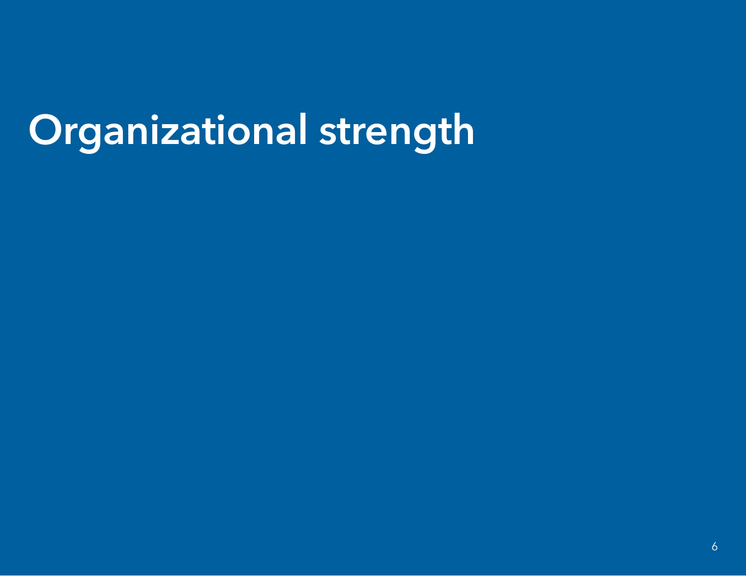# Organizational strength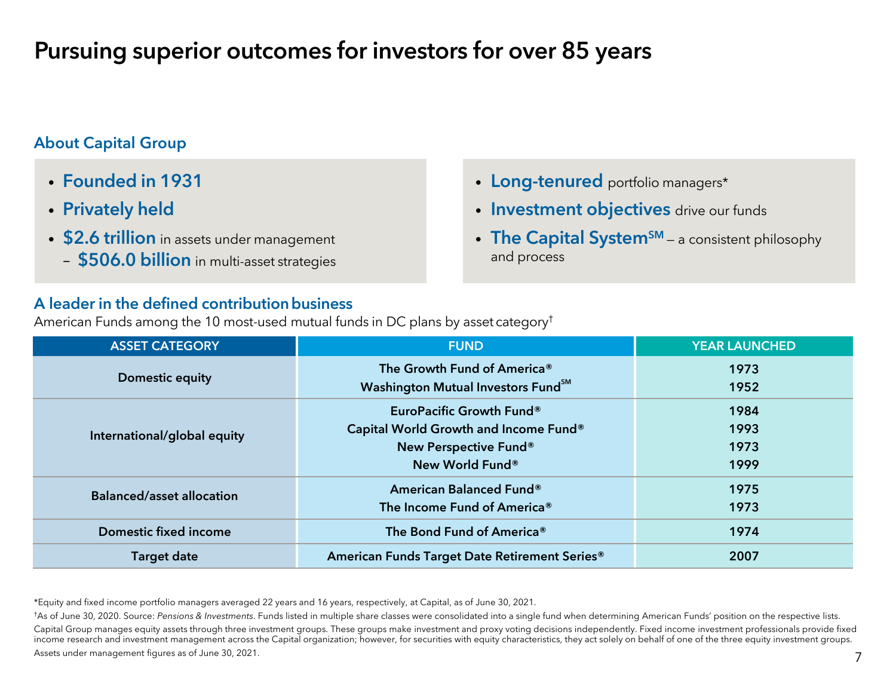# Pursuing superior outcomes for investors for over 85 years

## About Capital Group

- **Founded in 1931**
- **Privately held**
- **$2.6 trillion** in assets under management
  - **$506.0 billion** in multi-asset strategies

- **Long-tenured** portfolio managers*
- **Investment objectives** drive our funds
- **The Capital System℠** — a consistent philosophy and process

## A leader in the defined contribution business

American Funds among the 10 most-used mutual funds in DC plans by asset category†

| ASSET CATEGORY | FUND | YEAR LAUNCHED |
|---|---|---|
| Domestic equity | The Growth Fund of America® | 1973 |
| | Washington Mutual Investors Fund℠ | 1952 |
| International/global equity | EuroPacific Growth Fund® | 1984 |
| | Capital World Growth and Income Fund® | 1993 |
| | New Perspective Fund® | 1973 |
| | New World Fund® | 1999 |
| Balanced/asset allocation | American Balanced Fund® | 1975 |
| | The Income Fund of America® | 1973 |
| Domestic fixed income | The Bond Fund of America® | 1974 |
| Target date | American Funds Target Date Retirement Series® | 2007 |

*Equity and fixed income portfolio managers averaged 22 years and 16 years, respectively, at Capital, as of June 30, 2021.

†As of June 30, 2020. Source: *Pensions & Investments*. Funds listed in multiple share classes were consolidated into a single fund when determining American Funds' position on the respective lists.

Capital Group manages equity assets through three investment groups. These groups make investment and proxy voting decisions independently. Fixed income investment professionals provide fixed income research and investment management across the Capital organization; however, for securities with equity characteristics, they act solely on behalf of one of the three equity investment groups.

Assets under management figures as of June 30, 2021.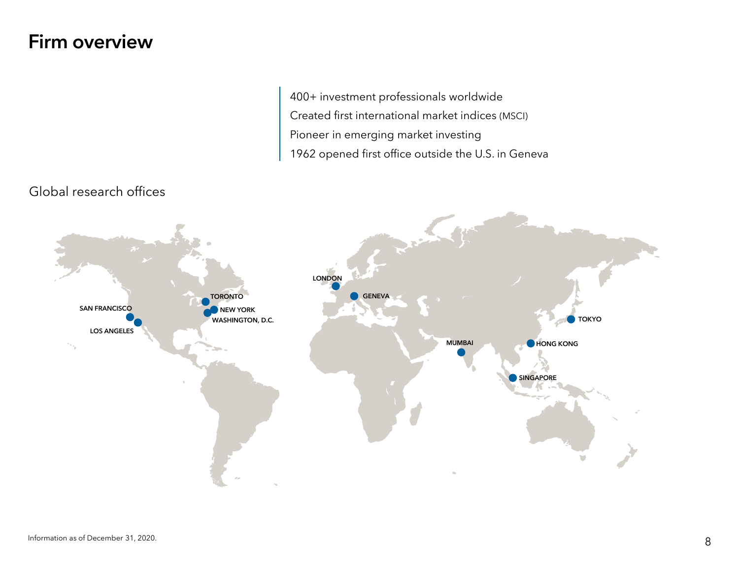# Firm overview

400+ investment professionals worldwide

Created first international market indices (MSCI)

Pioneer in emerging market investing

1962 opened first office outside the U.S. in Geneva

Global research offices

SAN FRANCISCO
LOS ANGELES
TORONTO
NEW YORK
WASHINGTON, D.C.
LONDON
GENEVA
MUMBAI
HONG KONG
SINGAPORE
TOKYO

Information as of December 31, 2020.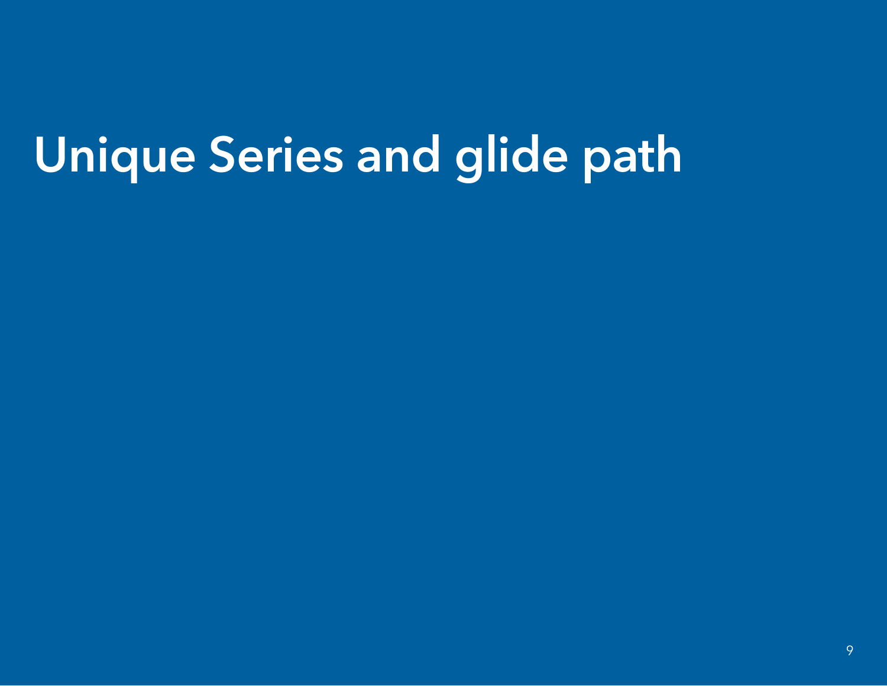# Unique Series and glide path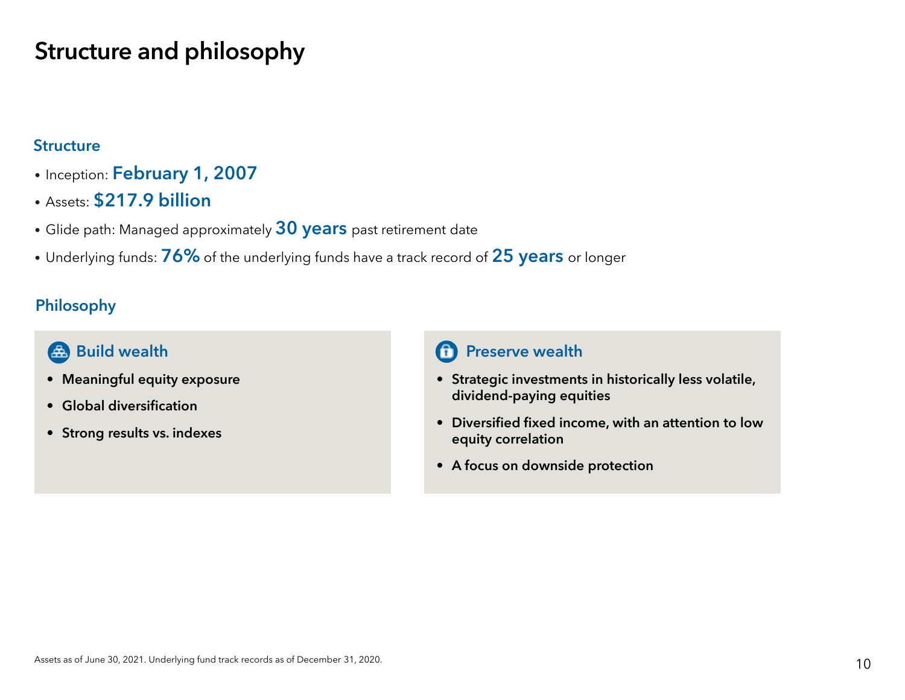# Structure and philosophy

## Structure

- Inception: **February 1, 2007**
- Assets: **$217.9 billion**
- Glide path: Managed approximately **30 years** past retirement date
- Underlying funds: **76%** of the underlying funds have a track record of **25 years** or longer

## Philosophy

### Build wealth

- **Meaningful equity exposure**
- **Global diversification**
- **Strong results vs. indexes**

### Preserve wealth

- **Strategic investments in historically less volatile, dividend-paying equities**
- **Diversified fixed income, with an attention to low equity correlation**
- **A focus on downside protection**

Assets as of June 30, 2021. Underlying fund track records as of December 31, 2020.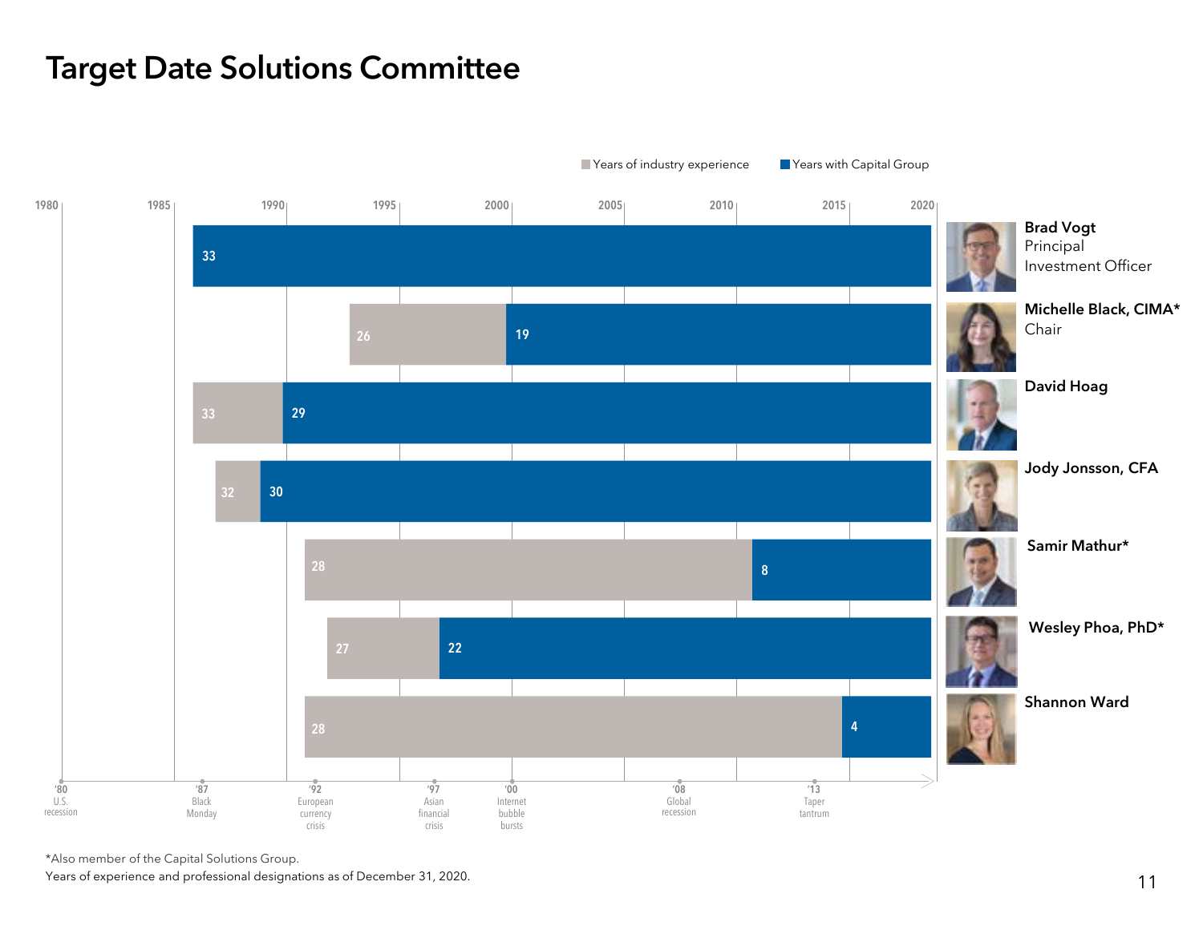# Target Date Solutions Committee

Years of industry experience | Years with Capital Group

| Name | Title | Years of industry experience | Years with Capital Group |
|---|---|---|---|
| Brad Vogt | Principal Investment Officer | | 33 |
| Michelle Black, CIMA* | Chair | 26 | 19 |
| David Hoag | | 33 | 29 |
| Jody Jonsson, CFA | | 32 | 30 |
| Samir Mathur* | | 28 | 8 |
| Wesley Phoa, PhD* | | 27 | 22 |
| Shannon Ward | | 28 | 4 |

Timeline: 1980, 1985, 1990, 1995, 2000, 2005, 2010, 2015, 2020

'80 U.S. recession; '87 Black Monday; '92 European currency crisis; '97 Asian financial crisis; '00 Internet bubble bursts; '08 Global recession; '13 Taper tantrum

*Also member of the Capital Solutions Group.

Years of experience and professional designations as of December 31, 2020.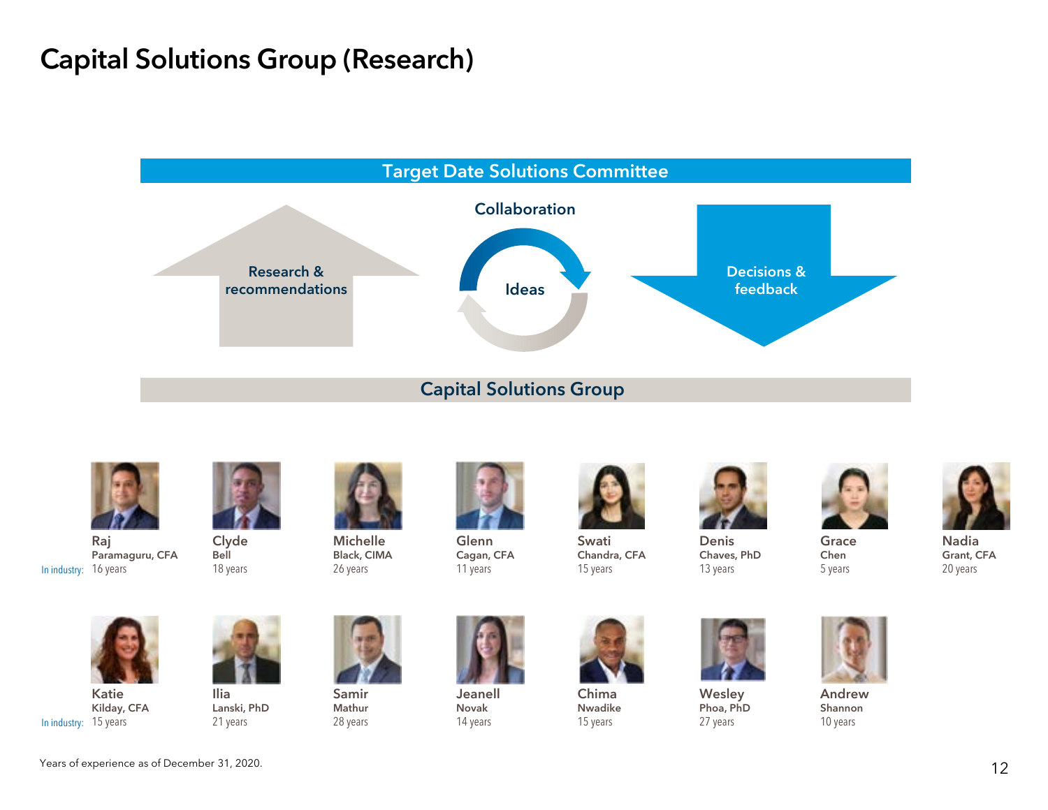# Capital Solutions Group (Research)

**Target Date Solutions Committee**

Research & recommendations

Collaboration

Ideas

Decisions & feedback

**Capital Solutions Group**

| | Name | In industry |
|---|---|---|
| | Raj Paramaguru, CFA | 16 years |
| | Clyde Bell | 18 years |
| | Michelle Black, CIMA | 26 years |
| | Glenn Cagan, CFA | 11 years |
| | Swati Chandra, CFA | 15 years |
| | Denis Chaves, PhD | 13 years |
| | Grace Chen | 5 years |
| | Nadia Grant, CFA | 20 years |
| | Katie Kilday, CFA | 15 years |
| | Ilia Lanski, PhD | 21 years |
| | Samir Mathur | 28 years |
| | Jeanell Novak | 14 years |
| | Chima Nwadike | 15 years |
| | Wesley Phoa, PhD | 27 years |
| | Andrew Shannon | 10 years |

Years of experience as of December 31, 2020.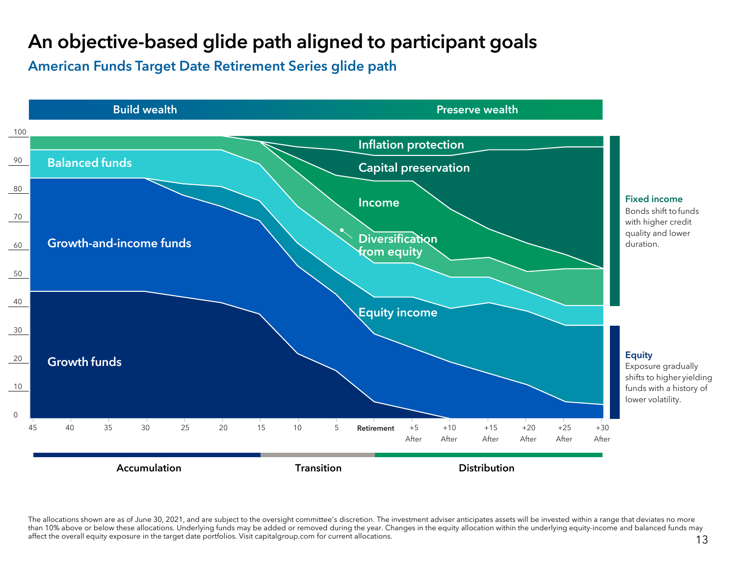# An objective-based glide path aligned to participant goals

## American Funds Target Date Retirement Series glide path

Build wealth | Preserve wealth

Balanced funds

Growth-and-income funds

Growth funds

Inflation protection

Capital preservation

Income

Diversification from equity

Equity income

45 | 40 | 35 | 30 | 25 | 20 | 15 | 10 | 5 | Retirement | +5 After | +10 After | +15 After | +20 After | +25 After | +30 After

Accumulation | Transition | Distribution

**Fixed income**
Bonds shift to funds with higher credit quality and lower duration.

**Equity**
Exposure gradually shifts to higher yielding funds with a history of lower volatility.

The allocations shown are as of June 30, 2021, and are subject to the oversight committee's discretion. The investment adviser anticipates assets will be invested within a range that deviates no more than 10% above or below these allocations. Underlying funds may be added or removed during the year. Changes in the equity allocation within the underlying equity-income and balanced funds may affect the overall equity exposure in the target date portfolios. Visit capitalgroup.com for current allocations.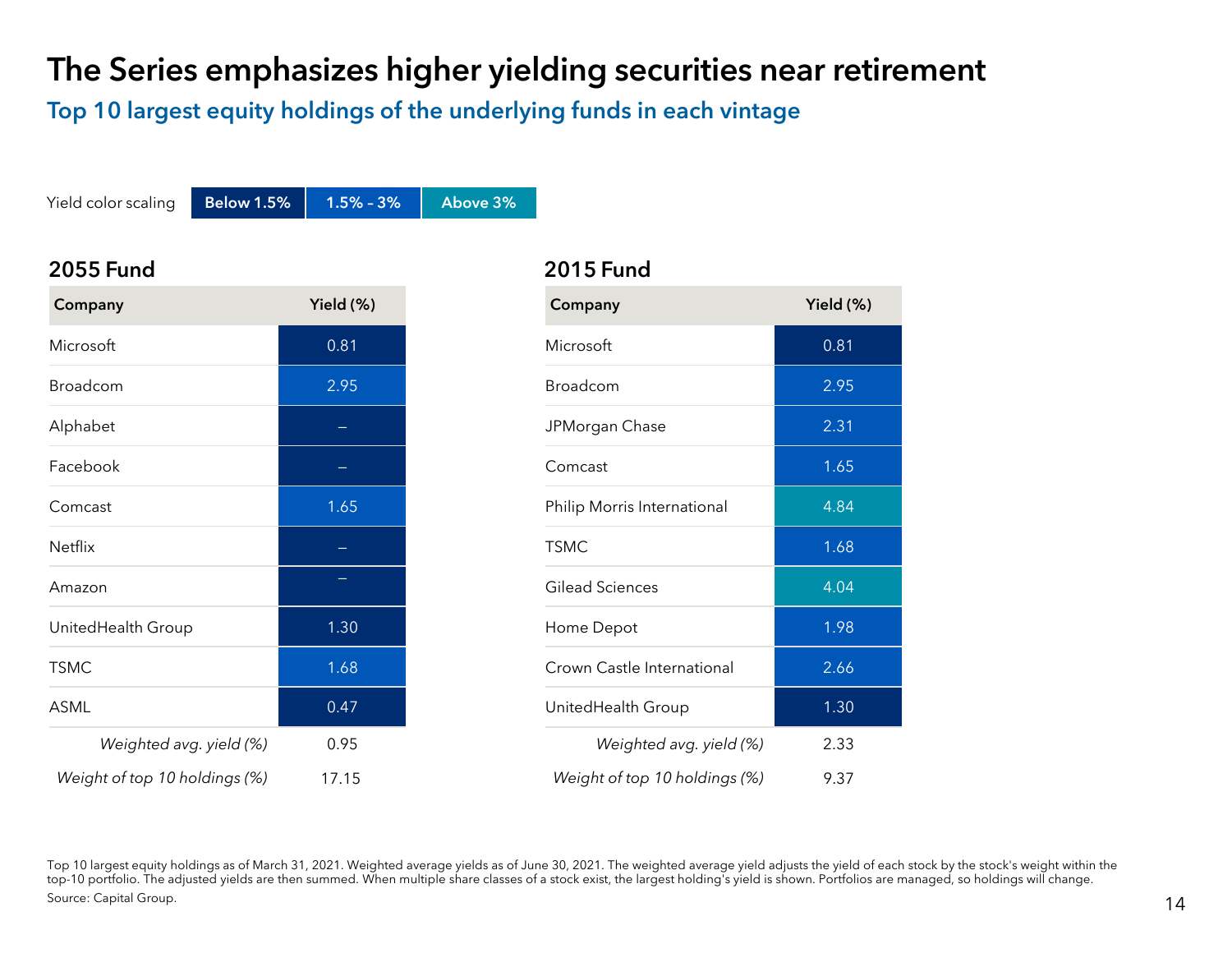# The Series emphasizes higher yielding securities near retirement

## Top 10 largest equity holdings of the underlying funds in each vintage

Yield color scaling: Below 1.5% | 1.5% - 3% | Above 3%

### 2055 Fund

| Company | Yield (%) |
|---|---|
| Microsoft | 0.81 |
| Broadcom | 2.95 |
| Alphabet | – |
| Facebook | – |
| Comcast | 1.65 |
| Netflix | – |
| Amazon | – |
| UnitedHealth Group | 1.30 |
| TSMC | 1.68 |
| ASML | 0.47 |
| *Weighted avg. yield (%)* | 0.95 |
| *Weight of top 10 holdings (%)* | 17.15 |

### 2015 Fund

| Company | Yield (%) |
|---|---|
| Microsoft | 0.81 |
| Broadcom | 2.95 |
| JPMorgan Chase | 2.31 |
| Comcast | 1.65 |
| Philip Morris International | 4.84 |
| TSMC | 1.68 |
| Gilead Sciences | 4.04 |
| Home Depot | 1.98 |
| Crown Castle International | 2.66 |
| UnitedHealth Group | 1.30 |
| *Weighted avg. yield (%)* | 2.33 |
| *Weight of top 10 holdings (%)* | 9.37 |

Top 10 largest equity holdings as of March 31, 2021. Weighted average yields as of June 30, 2021. The weighted average yield adjusts the yield of each stock by the stock's weight within the top-10 portfolio. The adjusted yields are then summed. When multiple share classes of a stock exist, the largest holding's yield is shown. Portfolios are managed, so holdings will change.

Source: Capital Group.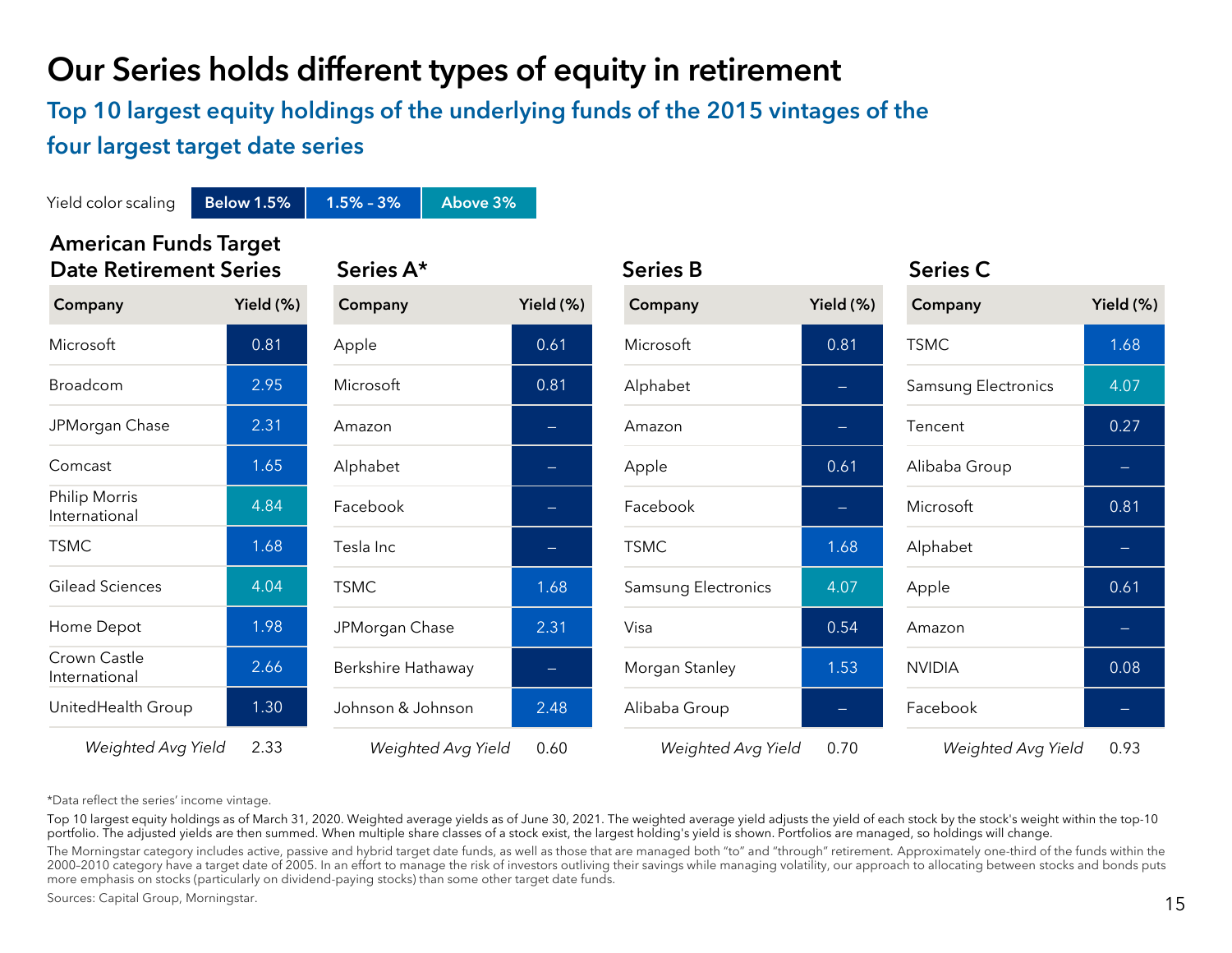# Our Series holds different types of equity in retirement

## Top 10 largest equity holdings of the underlying funds of the 2015 vintages of the four largest target date series

Yield color scaling: Below 1.5% | 1.5% - 3% | Above 3%

### American Funds Target Date Retirement Series

| Company | Yield (%) |
|---|---|
| Microsoft | 0.81 |
| Broadcom | 2.95 |
| JPMorgan Chase | 2.31 |
| Comcast | 1.65 |
| Philip Morris International | 4.84 |
| TSMC | 1.68 |
| Gilead Sciences | 4.04 |
| Home Depot | 1.98 |
| Crown Castle International | 2.66 |
| UnitedHealth Group | 1.30 |
| *Weighted Avg Yield* | 2.33 |

### Series A*

| Company | Yield (%) |
|---|---|
| Apple | 0.61 |
| Microsoft | 0.81 |
| Amazon | – |
| Alphabet | – |
| Facebook | – |
| Tesla Inc | – |
| TSMC | 1.68 |
| JPMorgan Chase | 2.31 |
| Berkshire Hathaway | – |
| Johnson & Johnson | 2.48 |
| *Weighted Avg Yield* | 0.60 |

### Series B

| Company | Yield (%) |
|---|---|
| Microsoft | 0.81 |
| Alphabet | – |
| Amazon | – |
| Apple | 0.61 |
| Facebook | – |
| TSMC | 1.68 |
| Samsung Electronics | 4.07 |
| Visa | 0.54 |
| Morgan Stanley | 1.53 |
| Alibaba Group | – |
| *Weighted Avg Yield* | 0.70 |

### Series C

| Company | Yield (%) |
|---|---|
| TSMC | 1.68 |
| Samsung Electronics | 4.07 |
| Tencent | 0.27 |
| Alibaba Group | – |
| Microsoft | 0.81 |
| Alphabet | – |
| Apple | 0.61 |
| Amazon | – |
| NVIDIA | 0.08 |
| Facebook | – |
| *Weighted Avg Yield* | 0.93 |

*Data reflect the series' income vintage.

Top 10 largest equity holdings as of March 31, 2020. Weighted average yields as of June 30, 2021. The weighted average yield adjusts the yield of each stock by the stock's weight within the top-10 portfolio. The adjusted yields are then summed. When multiple share classes of a stock exist, the largest holding's yield is shown. Portfolios are managed, so holdings will change.

The Morningstar category includes active, passive and hybrid target date funds, as well as those that are managed both "to" and "through" retirement. Approximately one-third of the funds within the 2000–2010 category have a target date of 2005. In an effort to manage the risk of investors outliving their savings while managing volatility, our approach to allocating between stocks and bonds puts more emphasis on stocks (particularly on dividend-paying stocks) than some other target date funds.

Sources: Capital Group, Morningstar.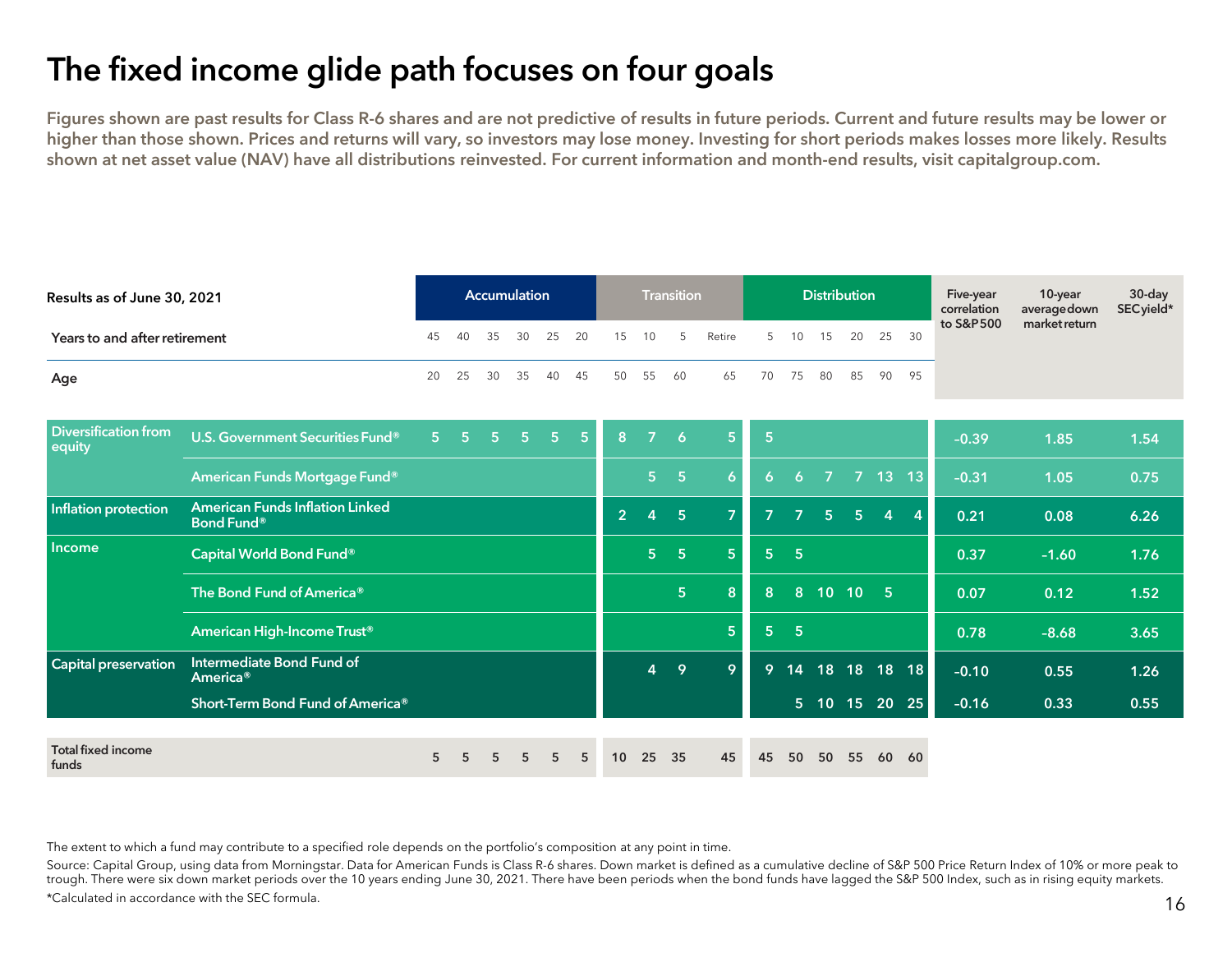# The fixed income glide path focuses on four goals

**Figures shown are past results for Class R-6 shares and are not predictive of results in future periods. Current and future results may be lower or higher than those shown. Prices and returns will vary, so investors may lose money. Investing for short periods makes losses more likely. Results shown at net asset value (NAV) have all distributions reinvested. For current information and month-end results, visit capitalgroup.com.**

| Results as of June 30, 2021 | | Accumulation | | | | | | Transition | | | | Distribution | | | | | | Five-year correlation to S&P 500 | 10-year average down market return | 30-day SEC yield* |
|---|---|---|---|---|---|---|---|---|---|---|---|---|---|---|---|---|---|---|---|---|
| **Years to and after retirement** | | 45 | 40 | 35 | 30 | 25 | 20 | 15 | 10 | 5 | Retire | 5 | 10 | 15 | 20 | 25 | 30 | | | |
| **Age** | | 20 | 25 | 30 | 35 | 40 | 45 | 50 | 55 | 60 | 65 | 70 | 75 | 80 | 85 | 90 | 95 | | | |
| Diversification from equity | U.S. Government Securities Fund® | 5 | 5 | 5 | 5 | 5 | 5 | 8 | 7 | 6 | 5 | 5 | | | | | | –0.39 | 1.85 | 1.54 |
| | American Funds Mortgage Fund® | | | | | | | | 5 | 5 | 6 | 6 | 6 | 7 | 7 | 13 | 13 | –0.31 | 1.05 | 0.75 |
| Inflation protection | American Funds Inflation Linked Bond Fund® | | | | | | | 2 | 4 | 5 | 7 | 7 | 7 | 5 | 5 | 4 | 4 | 0.21 | 0.08 | 6.26 |
| Income | Capital World Bond Fund® | | | | | | | | 5 | 5 | 5 | 5 | 5 | | | | | 0.37 | –1.60 | 1.76 |
| | The Bond Fund of America® | | | | | | | | | 5 | 8 | 8 | 8 | 10 | 10 | 5 | | 0.07 | 0.12 | 1.52 |
| | American High-Income Trust® | | | | | | | | | | 5 | 5 | 5 | | | | | 0.78 | –8.68 | 3.65 |
| Capital preservation | Intermediate Bond Fund of America® | | | | | | | | 4 | 9 | 9 | 9 | 14 | 18 | 18 | 18 | 18 | –0.10 | 0.55 | 1.26 |
| | Short-Term Bond Fund of America® | | | | | | | | | | | | 5 | 10 | 15 | 20 | 25 | –0.16 | 0.33 | 0.55 |
| **Total fixed income funds** | | 5 | 5 | 5 | 5 | 5 | 5 | 10 | 25 | 35 | 45 | 45 | 50 | 50 | 55 | 60 | 60 | | | |

The extent to which a fund may contribute to a specified role depends on the portfolio's composition at any point in time.

Source: Capital Group, using data from Morningstar. Data for American Funds is Class R-6 shares. Down market is defined as a cumulative decline of S&P 500 Price Return Index of 10% or more peak to trough. There were six down market periods over the 10 years ending June 30, 2021. There have been periods when the bond funds have lagged the S&P 500 Index, such as in rising equity markets.

*Calculated in accordance with the SEC formula.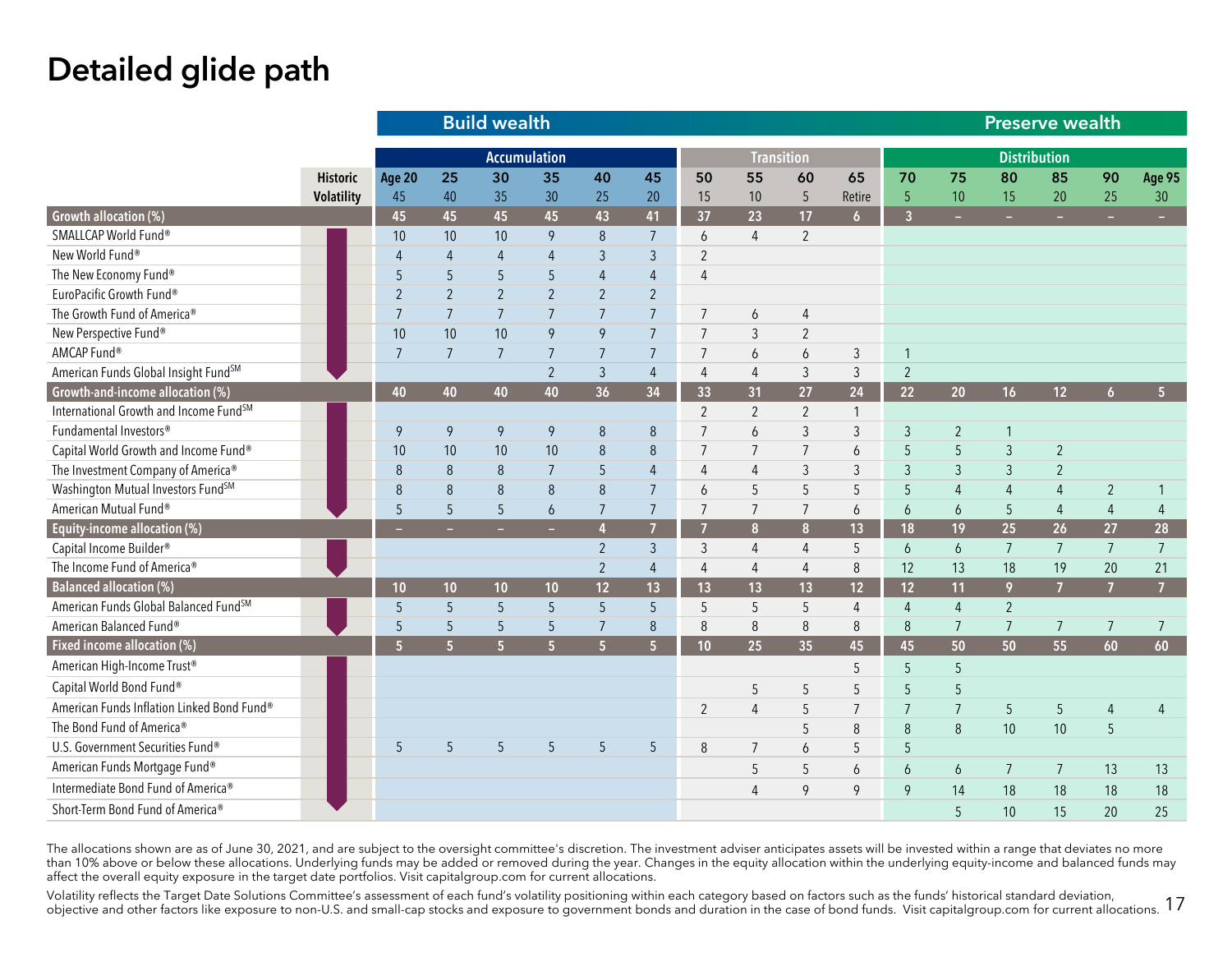# Detailed glide path

| | Historic Volatility | Age 20 | 25 | 30 | 35 | 40 | 45 | 50 | 55 | 60 | 65 | 70 | 75 | 80 | 85 | 90 | Age 95 |
|---|---|---|---|---|---|---|---|---|---|---|---|---|---|---|---|---|---|
| | | **Build wealth** | | | | | | | | | | **Preserve wealth** | | | | | |
| | | **Accumulation** | | | | | | **Transition** | | | | **Distribution** | | | | | |
| | | 45 | 40 | 35 | 30 | 25 | 20 | 15 | 10 | 5 | Retire | 5 | 10 | 15 | 20 | 25 | 30 |
| **Growth allocation (%)** | | **45** | **45** | **45** | **45** | **43** | **41** | **37** | **23** | **17** | **6** | **3** | **–** | **–** | **–** | **–** | **–** |
| SMALLCAP World Fund® | | 10 | 10 | 10 | 9 | 8 | 7 | 6 | 4 | 2 | | | | | | | |
| New World Fund® | | 4 | 4 | 4 | 4 | 3 | 3 | 2 | | | | | | | | | |
| The New Economy Fund® | | 5 | 5 | 5 | 5 | 4 | 4 | 4 | | | | | | | | | |
| EuroPacific Growth Fund® | | 2 | 2 | 2 | 2 | 2 | 2 | | | | | | | | | | |
| The Growth Fund of America® | | 7 | 7 | 7 | 7 | 7 | 7 | 7 | 6 | 4 | | | | | | | |
| New Perspective Fund® | | 10 | 10 | 10 | 9 | 9 | 7 | 7 | 3 | 2 | | | | | | | |
| AMCAP Fund® | | 7 | 7 | 7 | 7 | 7 | 7 | 7 | 6 | 6 | 3 | 1 | | | | | |
| American Funds Global Insight Fund[SM] | | | | | 2 | 3 | 4 | 4 | 4 | 3 | 3 | 2 | | | | | |
| **Growth-and-income allocation (%)** | | **40** | **40** | **40** | **40** | **36** | **34** | **33** | **31** | **27** | **24** | **22** | **20** | **16** | **12** | **6** | **5** |
| International Growth and Income Fund[SM] | | | | | | | | 2 | 2 | 2 | 1 | | | | | | |
| Fundamental Investors® | | 9 | 9 | 9 | 9 | 8 | 8 | 7 | 6 | 3 | 3 | 3 | 2 | 1 | | | |
| Capital World Growth and Income Fund® | | 10 | 10 | 10 | 10 | 8 | 8 | 7 | 7 | 7 | 6 | 5 | 5 | 3 | 2 | | |
| The Investment Company of America® | | 8 | 8 | 8 | 7 | 5 | 4 | 4 | 4 | 3 | 3 | 3 | 3 | 3 | 2 | | |
| Washington Mutual Investors Fund[SM] | | 8 | 8 | 8 | 8 | 8 | 7 | 6 | 5 | 5 | 5 | 5 | 4 | 4 | 4 | 2 | 1 |
| American Mutual Fund® | | 5 | 5 | 5 | 6 | 7 | 7 | 7 | 7 | 7 | 6 | 6 | 6 | 5 | 4 | 4 | 4 |
| **Equity-income allocation (%)** | | **–** | **–** | **–** | **–** | **4** | **7** | **7** | **8** | **8** | **13** | **18** | **19** | **25** | **26** | **27** | **28** |
| Capital Income Builder® | | | | | | 2 | 3 | 3 | 4 | 4 | 5 | 6 | 6 | 7 | 7 | 7 | 7 |
| The Income Fund of America® | | | | | | 2 | 4 | 4 | 4 | 4 | 8 | 12 | 13 | 18 | 19 | 20 | 21 |
| **Balanced allocation (%)** | | **10** | **10** | **10** | **10** | **12** | **13** | **13** | **13** | **13** | **12** | **12** | **11** | **9** | **7** | **7** | **7** |
| American Funds Global Balanced Fund[SM] | | 5 | 5 | 5 | 5 | 5 | 5 | 5 | 5 | 5 | 4 | 4 | 4 | 2 | | | |
| American Balanced Fund® | | 5 | 5 | 5 | 5 | 7 | 8 | 8 | 8 | 8 | 8 | 8 | 7 | 7 | 7 | 7 | 7 |
| **Fixed income allocation (%)** | | **5** | **5** | **5** | **5** | **5** | **5** | **10** | **25** | **35** | **45** | **45** | **50** | **50** | **55** | **60** | **60** |
| American High-Income Trust® | | | | | | | | | | | 5 | 5 | 5 | | | | |
| Capital World Bond Fund® | | | | | | | | | 5 | 5 | 5 | 5 | 5 | | | | |
| American Funds Inflation Linked Bond Fund® | | | | | | | | 2 | 4 | 5 | 7 | 7 | 7 | 5 | 5 | 4 | 4 |
| The Bond Fund of America® | | | | | | | | | | 5 | 8 | 8 | 8 | 10 | 10 | 5 | |
| U.S. Government Securities Fund® | | 5 | 5 | 5 | 5 | 5 | 5 | 8 | 7 | 6 | 5 | 5 | | | | | |
| American Funds Mortgage Fund® | | | | | | | | | 5 | 5 | 6 | 6 | 6 | 7 | 7 | 13 | 13 |
| Intermediate Bond Fund of America® | | | | | | | | | 4 | 9 | 9 | 9 | 14 | 18 | 18 | 18 | 18 |
| Short-Term Bond Fund of America® | | | | | | | | | | | | | 5 | 10 | 15 | 20 | 25 |

The allocations shown are as of June 30, 2021, and are subject to the oversight committee's discretion. The investment adviser anticipates assets will be invested within a range that deviates no more than 10% above or below these allocations. Underlying funds may be added or removed during the year. Changes in the equity allocation within the underlying equity-income and balanced funds may affect the overall equity exposure in the target date portfolios. Visit capitalgroup.com for current allocations.

Volatility reflects the Target Date Solutions Committee's assessment of each fund's volatility positioning within each category based on factors such as the funds' historical standard deviation, objective and other factors like exposure to non-U.S. and small-cap stocks and exposure to government bonds and duration in the case of bond funds. Visit capitalgroup.com for current allocations.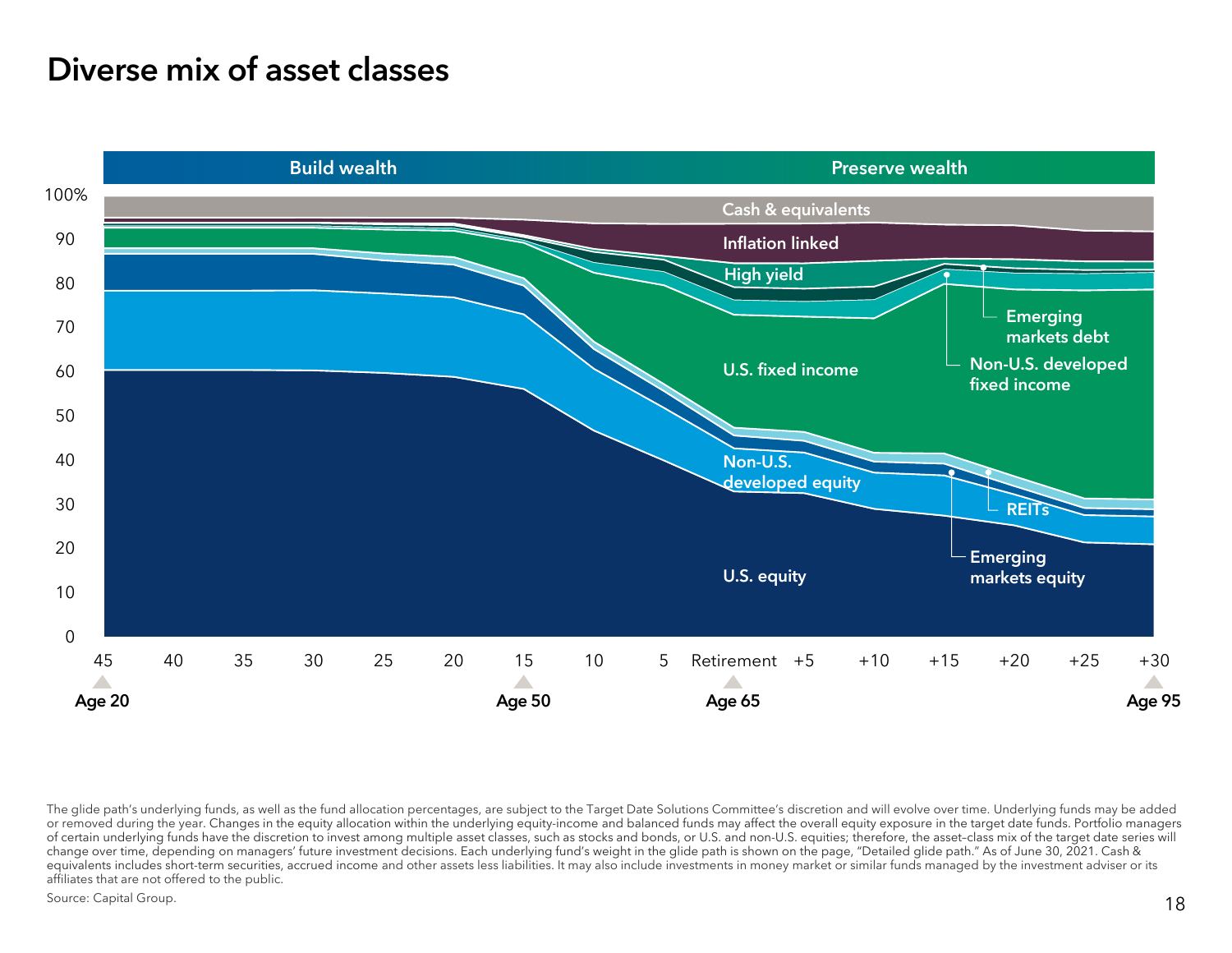# Diverse mix of asset classes

Build wealth | Preserve wealth

100%, 90, 80, 70, 60, 50, 40, 30, 20, 10, 0

Cash & equivalents

Inflation linked

High yield

U.S. fixed income

Emerging markets debt

Non-U.S. developed fixed income

Non-U.S. developed equity

REITs

Emerging markets equity

U.S. equity

45, 40, 35, 30, 25, 20, 15, 10, 5, Retirement, +5, +10, +15, +20, +25, +30

Age 20 | Age 50 | Age 65 | Age 95

The glide path's underlying funds, as well as the fund allocation percentages, are subject to the Target Date Solutions Committee's discretion and will evolve over time. Underlying funds may be added or removed during the year. Changes in the equity allocation within the underlying equity-income and balanced funds may affect the overall equity exposure in the target date funds. Portfolio managers of certain underlying funds have the discretion to invest among multiple asset classes, such as stocks and bonds, or U.S. and non-U.S. equities; therefore, the asset–class mix of the target date series will change over time, depending on managers' future investment decisions. Each underlying fund's weight in the glide path is shown on the page, "Detailed glide path." As of June 30, 2021. Cash & equivalents includes short-term securities, accrued income and other assets less liabilities. It may also include investments in money market or similar funds managed by the investment adviser or its affiliates that are not offered to the public.

Source: Capital Group.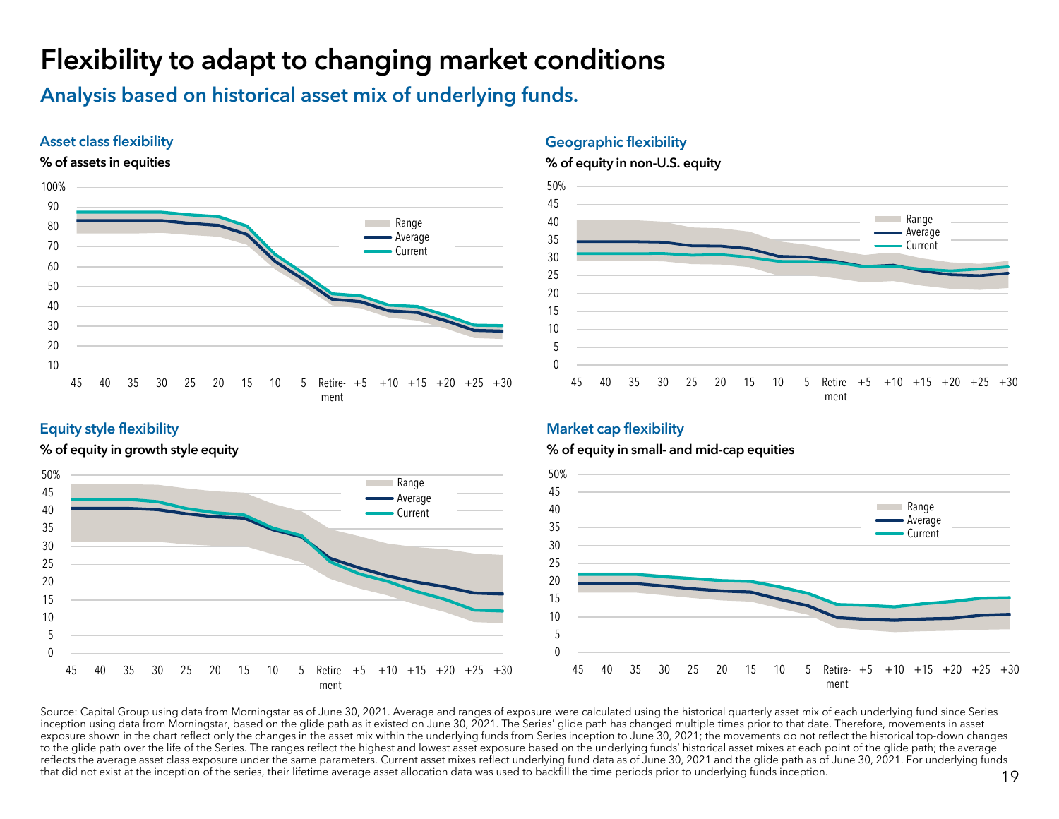# Flexibility to adapt to changing market conditions

## Analysis based on historical asset mix of underlying funds.

### Asset class flexibility

**% of assets in equities**

### Geographic flexibility

**% of equity in non-U.S. equity**

### Equity style flexibility

**% of equity in growth style equity**

### Market cap flexibility

**% of equity in small- and mid-cap equities**

Source: Capital Group using data from Morningstar as of June 30, 2021. Average and ranges of exposure were calculated using the historical quarterly asset mix of each underlying fund since Series inception using data from Morningstar, based on the glide path as it existed on June 30, 2021. The Series' glide path has changed multiple times prior to that date. Therefore, movements in asset exposure shown in the chart reflect only the changes in the asset mix within the underlying funds from Series inception to June 30, 2021; the movements do not reflect the historical top-down changes to the glide path over the life of the Series. The ranges reflect the highest and lowest asset exposure based on the underlying funds' historical asset mixes at each point of the glide path; the average reflects the average asset class exposure under the same parameters. Current asset mixes reflect underlying fund data as of June 30, 2021 and the glide path as of June 30, 2021. For underlying funds that did not exist at the inception of the series, their lifetime average asset allocation data was used to backfill the time periods prior to underlying funds inception.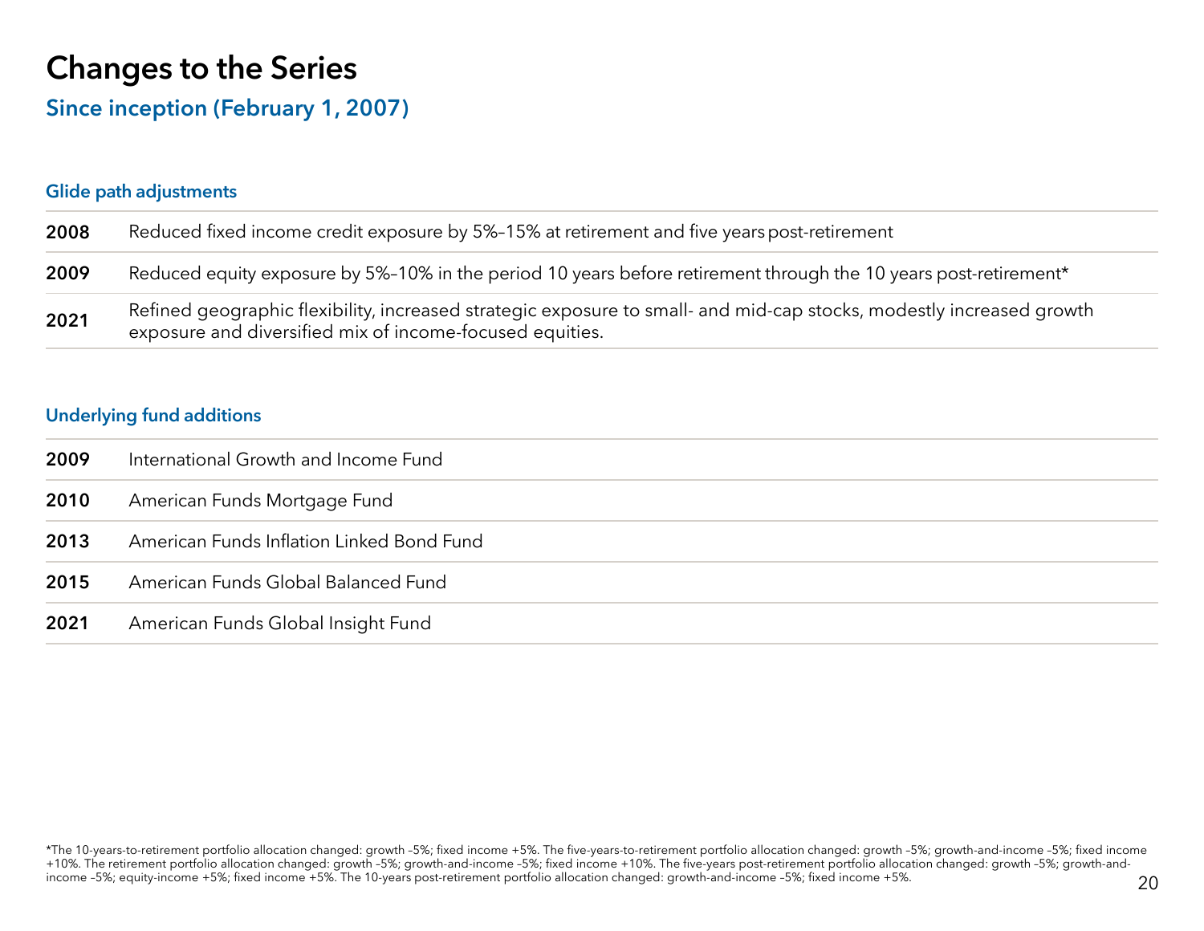# Changes to the Series

## Since inception (February 1, 2007)

### Glide path adjustments

| | |
|---|---|
| **2008** | Reduced fixed income credit exposure by 5%–15% at retirement and five years post-retirement |
| **2009** | Reduced equity exposure by 5%–10% in the period 10 years before retirement through the 10 years post-retirement* |
| **2021** | Refined geographic flexibility, increased strategic exposure to small- and mid-cap stocks, modestly increased growth exposure and diversified mix of income-focused equities. |

### Underlying fund additions

| | |
|---|---|
| **2009** | International Growth and Income Fund |
| **2010** | American Funds Mortgage Fund |
| **2013** | American Funds Inflation Linked Bond Fund |
| **2015** | American Funds Global Balanced Fund |
| **2021** | American Funds Global Insight Fund |

*The 10-years-to-retirement portfolio allocation changed: growth –5%; fixed income +5%. The five-years-to-retirement portfolio allocation changed: growth –5%; growth-and-income –5%; fixed income +10%. The retirement portfolio allocation changed: growth –5%; growth-and-income –5%; fixed income +10%. The five-years post-retirement portfolio allocation changed: growth –5%; growth-and-income –5%; equity-income +5%; fixed income +5%. The 10-years post-retirement portfolio allocation changed: growth-and-income –5%; fixed income +5%.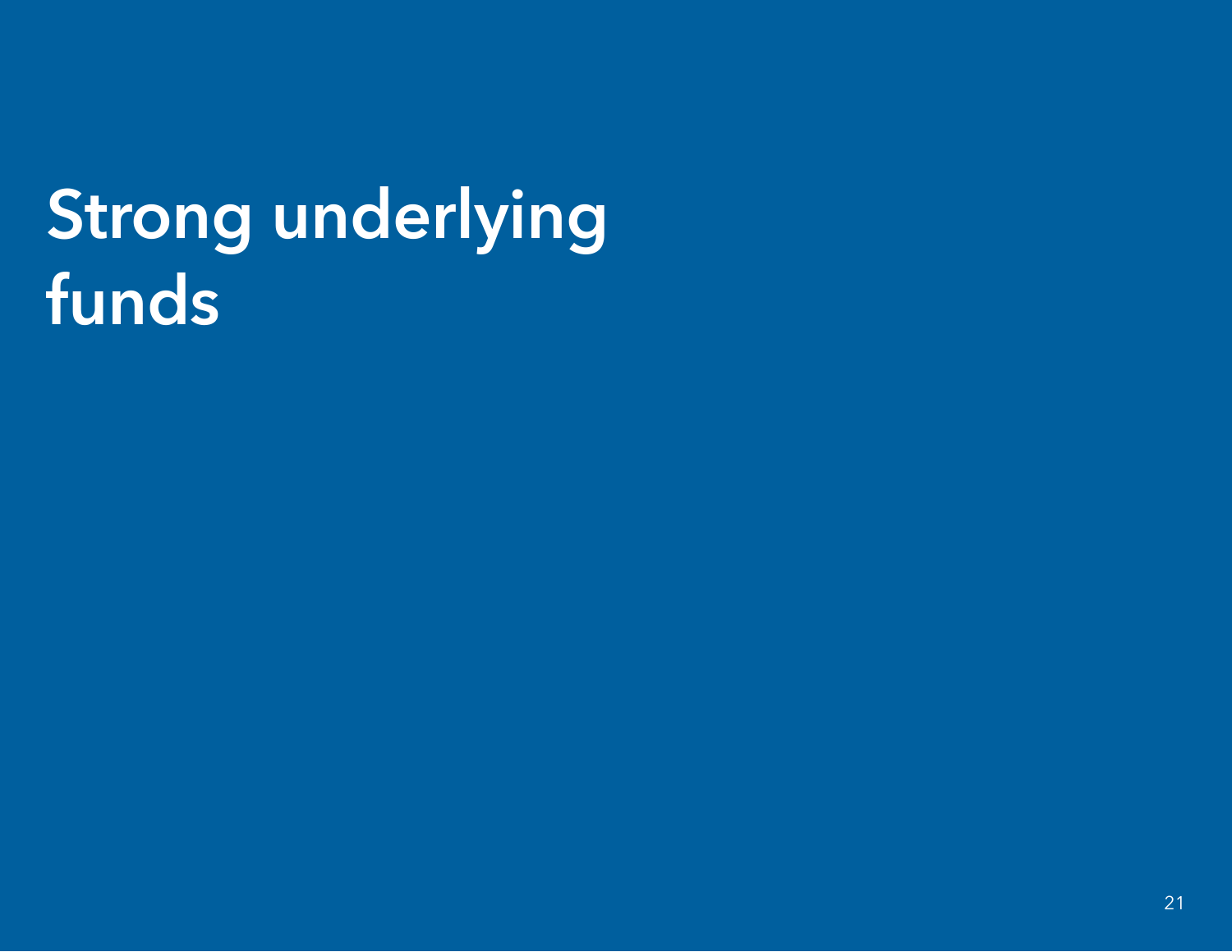# Strong underlying funds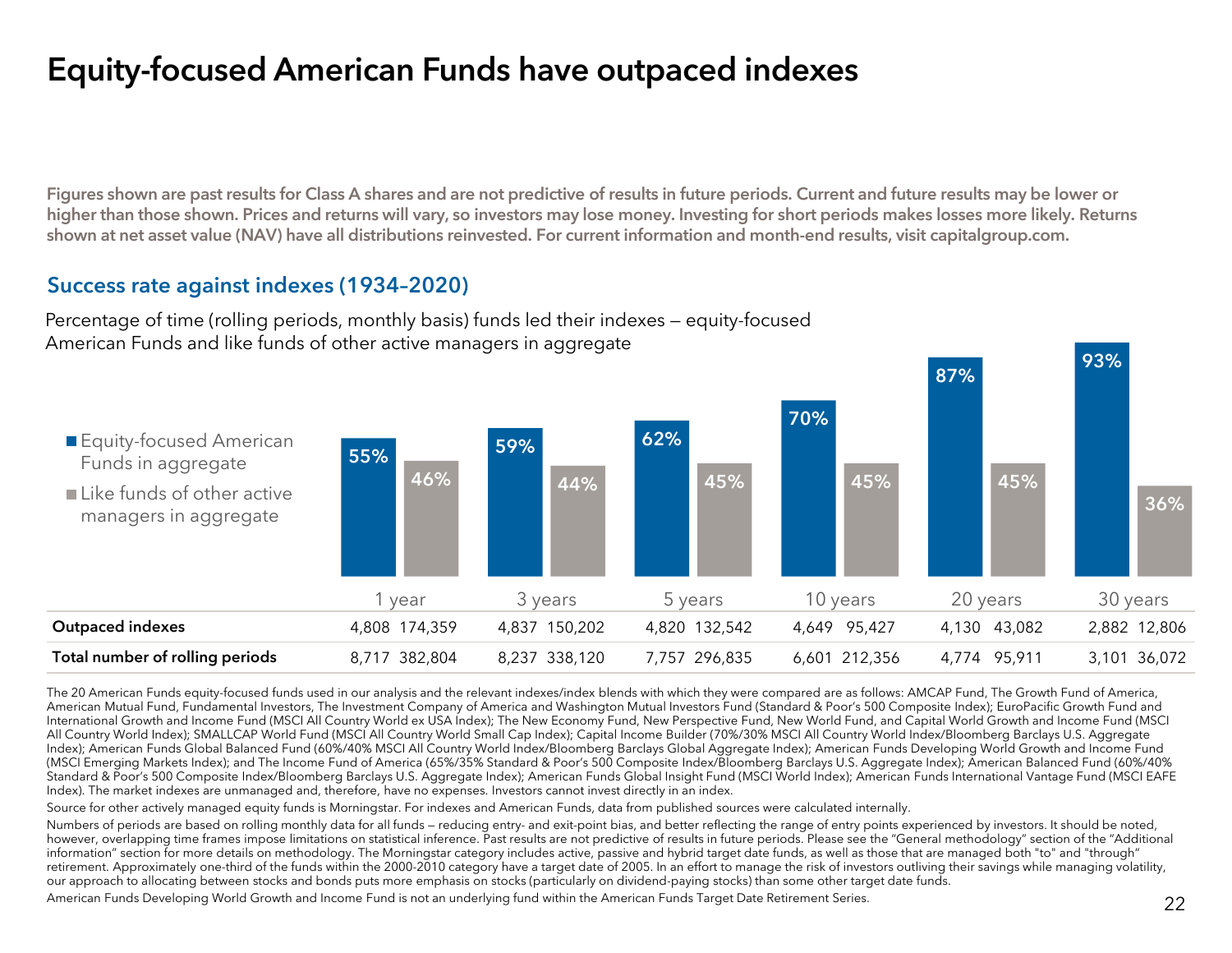# Equity-focused American Funds have outpaced indexes

**Figures shown are past results for Class A shares and are not predictive of results in future periods. Current and future results may be lower or higher than those shown. Prices and returns will vary, so investors may lose money. Investing for short periods makes losses more likely. Returns shown at net asset value (NAV) have all distributions reinvested. For current information and month-end results, visit capitalgroup.com.**

## Success rate against indexes (1934–2020)

Percentage of time (rolling periods, monthly basis) funds led their indexes — equity-focused American Funds and like funds of other active managers in aggregate

| | 1 year | | 3 years | | 5 years | | 10 years | | 20 years | | 30 years | |
|---|---|---|---|---|---|---|---|---|---|---|---|---|
| | Equity-focused American Funds in aggregate | Like funds of other active managers in aggregate | Equity-focused American Funds in aggregate | Like funds of other active managers in aggregate | Equity-focused American Funds in aggregate | Like funds of other active managers in aggregate | Equity-focused American Funds in aggregate | Like funds of other active managers in aggregate | Equity-focused American Funds in aggregate | Like funds of other active managers in aggregate | Equity-focused American Funds in aggregate | Like funds of other active managers in aggregate |
| Success rate | 55% | 46% | 59% | 44% | 62% | 45% | 70% | 45% | 87% | 45% | 93% | 36% |
| **Outpaced indexes** | 4,808 | 174,359 | 4,837 | 150,202 | 4,820 | 132,542 | 4,649 | 95,427 | 4,130 | 43,082 | 2,882 | 12,806 |
| **Total number of rolling periods** | 8,717 | 382,804 | 8,237 | 338,120 | 7,757 | 296,835 | 6,601 | 212,356 | 4,774 | 95,911 | 3,101 | 36,072 |

The 20 American Funds equity-focused funds used in our analysis and the relevant indexes/index blends with which they were compared are as follows: AMCAP Fund, The Growth Fund of America, American Mutual Fund, Fundamental Investors, The Investment Company of America and Washington Mutual Investors Fund (Standard & Poor's 500 Composite Index); EuroPacific Growth Fund and International Growth and Income Fund (MSCI All Country World ex USA Index); The New Economy Fund, New Perspective Fund, New World Fund, and Capital World Growth and Income Fund (MSCI All Country World Index); SMALLCAP World Fund (MSCI All Country World Small Cap Index); Capital Income Builder (70%/30% MSCI All Country World Index/Bloomberg Barclays U.S. Aggregate Index); American Funds Global Balanced Fund (60%/40% MSCI All Country World Index/Bloomberg Barclays Global Aggregate Index); American Funds Developing World Growth and Income Fund (MSCI Emerging Markets Index); and The Income Fund of America (65%/35% Standard & Poor's 500 Composite Index/Bloomberg Barclays U.S. Aggregate Index); American Balanced Fund (60%/40% Standard & Poor's 500 Composite Index/Bloomberg Barclays U.S. Aggregate Index); American Funds Global Insight Fund (MSCI World Index); American Funds International Vantage Fund (MSCI EAFE Index). The market indexes are unmanaged and, therefore, have no expenses. Investors cannot invest directly in an index.

Source for other actively managed equity funds is Morningstar. For indexes and American Funds, data from published sources were calculated internally.

Numbers of periods are based on rolling monthly data for all funds — reducing entry- and exit-point bias, and better reflecting the range of entry points experienced by investors. It should be noted, however, overlapping time frames impose limitations on statistical inference. Past results are not predictive of results in future periods. Please see the "General methodology" section of the "Additional information" section for more details on methodology. The Morningstar category includes active, passive and hybrid target date funds, as well as those that are managed both "to" and "through" retirement. Approximately one-third of the funds within the 2000-2010 category have a target date of 2005. In an effort to manage the risk of investors outliving their savings while managing volatility, our approach to allocating between stocks and bonds puts more emphasis on stocks (particularly on dividend-paying stocks) than some other target date funds.

American Funds Developing World Growth and Income Fund is not an underlying fund within the American Funds Target Date Retirement Series.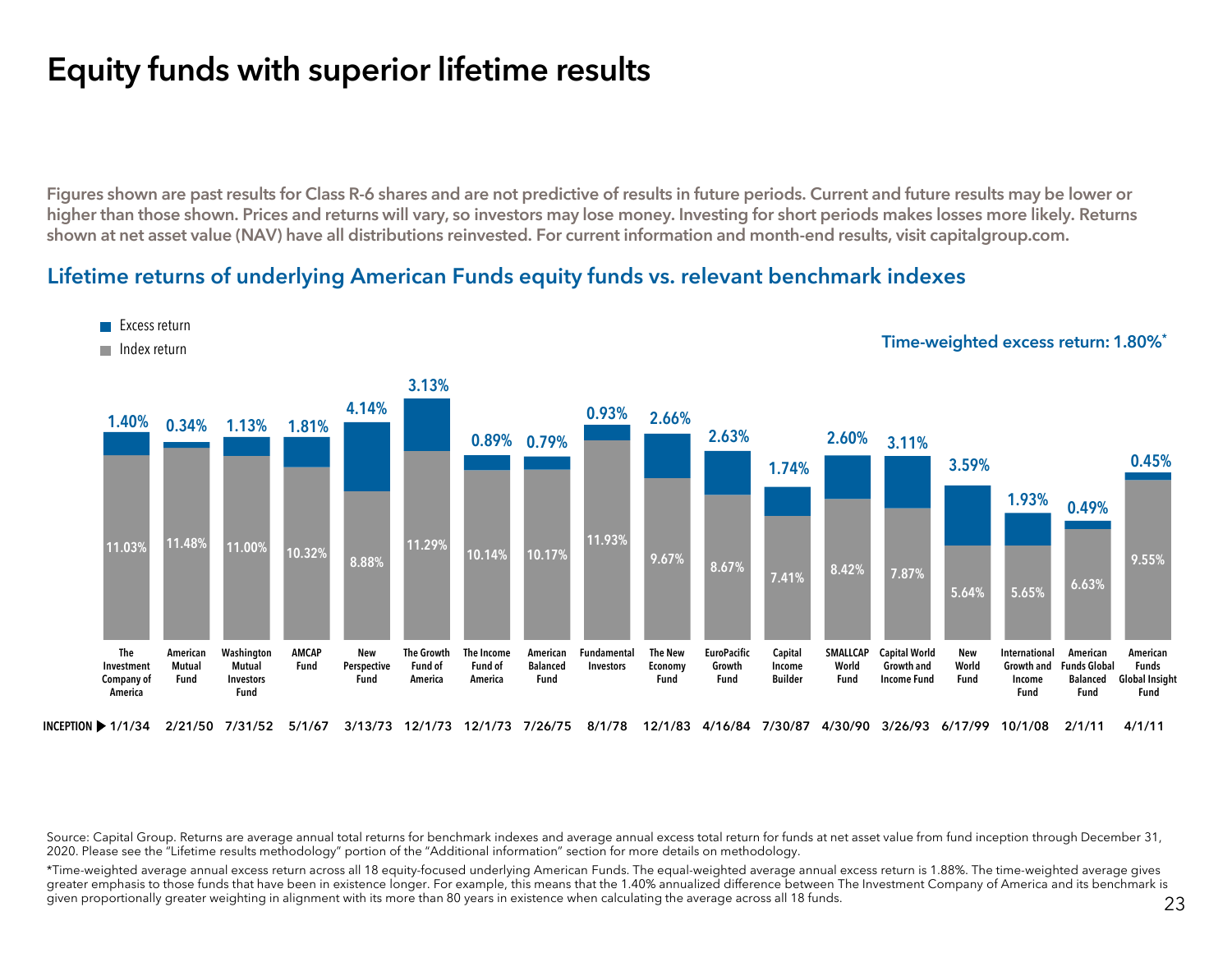# Equity funds with superior lifetime results

**Figures shown are past results for Class R-6 shares and are not predictive of results in future periods. Current and future results may be lower or higher than those shown. Prices and returns will vary, so investors may lose money. Investing for short periods makes losses more likely. Returns shown at net asset value (NAV) have all distributions reinvested. For current information and month-end results, visit capitalgroup.com.**

## Lifetime returns of underlying American Funds equity funds vs. relevant benchmark indexes

Time-weighted excess return: 1.80%*

| Fund | Inception | Index return | Excess return |
|---|---|---|---|
| The Investment Company of America | 1/1/34 | 11.03% | 1.40% |
| American Mutual Fund | 2/21/50 | 11.48% | 0.34% |
| Washington Mutual Investors Fund | 7/31/52 | 11.00% | 1.13% |
| AMCAP Fund | 5/1/67 | 10.32% | 1.81% |
| New Perspective Fund | 3/13/73 | 8.88% | 4.14% |
| The Growth Fund of America | 12/1/73 | 11.29% | 3.13% |
| The Income Fund of America | 12/1/73 | 10.14% | 0.89% |
| American Balanced Fund | 7/26/75 | 10.17% | 0.79% |
| Fundamental Investors | 8/1/78 | 11.93% | 0.93% |
| The New Economy Fund | 12/1/83 | 9.67% | 2.66% |
| EuroPacific Growth Fund | 4/16/84 | 8.67% | 2.63% |
| Capital Income Builder | 7/30/87 | 7.41% | 1.74% |
| SMALLCAP World Fund | 4/30/90 | 8.42% | 2.60% |
| Capital World Growth and Income Fund | 3/26/93 | 7.87% | 3.11% |
| New World Fund | 6/17/99 | 5.64% | 3.59% |
| International Growth and Income Fund | 10/1/08 | 5.65% | 1.93% |
| American Funds Global Balanced Fund | 2/1/11 | 6.63% | 0.49% |
| American Funds Global Insight Fund | 4/1/11 | 9.55% | 0.45% |

Source: Capital Group. Returns are average annual total returns for benchmark indexes and average annual excess total return for funds at net asset value from fund inception through December 31, 2020. Please see the "Lifetime results methodology" portion of the "Additional information" section for more details on methodology.

*Time-weighted average annual excess return across all 18 equity-focused underlying American Funds. The equal-weighted average annual excess return is 1.88%. The time-weighted average gives greater emphasis to those funds that have been in existence longer. For example, this means that the 1.40% annualized difference between The Investment Company of America and its benchmark is given proportionally greater weighting in alignment with its more than 80 years in existence when calculating the average across all 18 funds.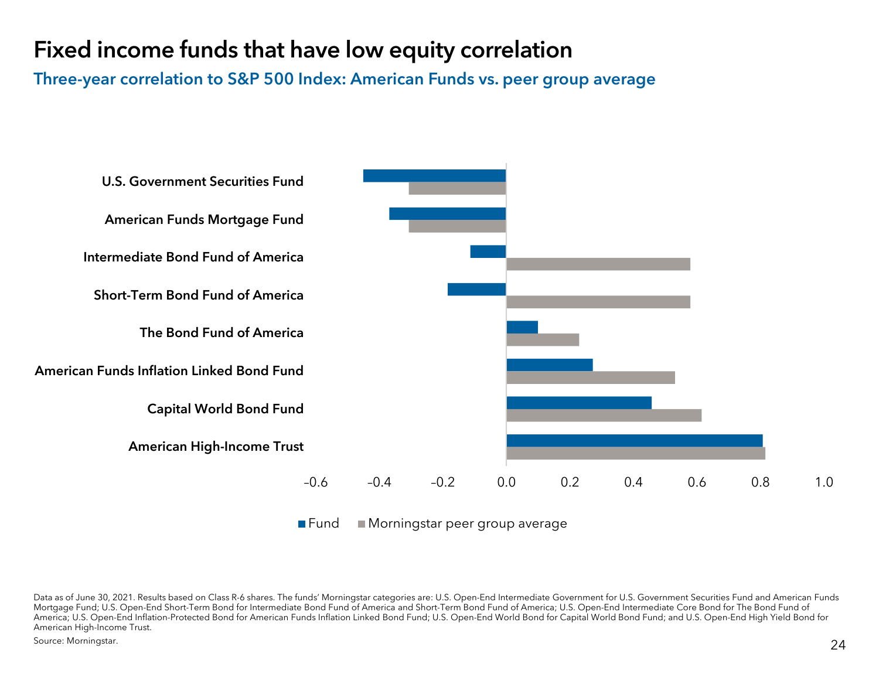# Fixed income funds that have low equity correlation

## Three-year correlation to S&P 500 Index: American Funds vs. peer group average

U.S. Government Securities Fund

American Funds Mortgage Fund

Intermediate Bond Fund of America

Short-Term Bond Fund of America

The Bond Fund of America

American Funds Inflation Linked Bond Fund

Capital World Bond Fund

American High-Income Trust

–0.6 –0.4 –0.2 0.0 0.2 0.4 0.6 0.8 1.0

■ Fund ■ Morningstar peer group average

Data as of June 30, 2021. Results based on Class R-6 shares. The funds' Morningstar categories are: U.S. Open-End Intermediate Government for U.S. Government Securities Fund and American Funds Mortgage Fund; U.S. Open-End Short-Term Bond for Intermediate Bond Fund of America and Short-Term Bond Fund of America; U.S. Open-End Intermediate Core Bond for The Bond Fund of America; U.S. Open-End Inflation-Protected Bond for American Funds Inflation Linked Bond Fund; U.S. Open-End World Bond for Capital World Bond Fund; and U.S. Open-End High Yield Bond for American High-Income Trust.

Source: Morningstar.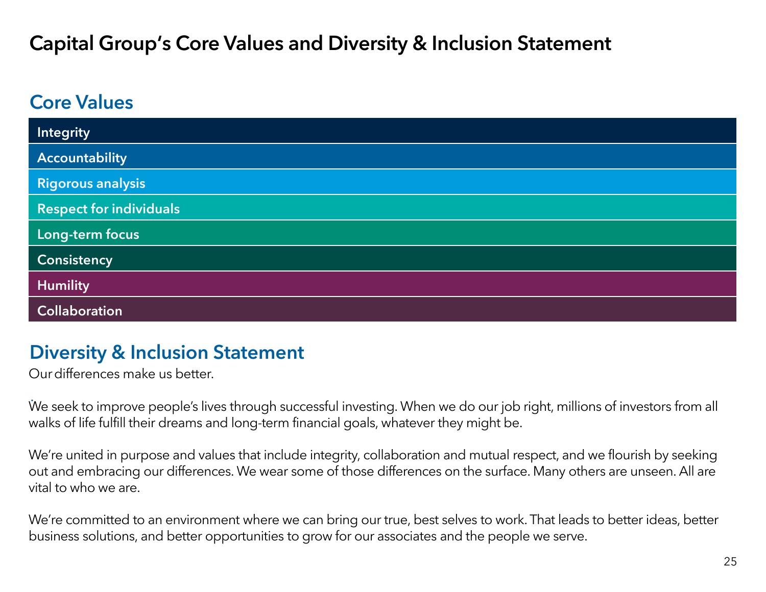# Capital Group's Core Values and Diversity & Inclusion Statement

## Core Values

- Integrity
- Accountability
- Rigorous analysis
- Respect for individuals
- Long-term focus
- Consistency
- Humility
- Collaboration

## Diversity & Inclusion Statement

Our differences make us better.

We seek to improve people's lives through successful investing. When we do our job right, millions of investors from all walks of life fulfill their dreams and long-term financial goals, whatever they might be.

We're united in purpose and values that include integrity, collaboration and mutual respect, and we flourish by seeking out and embracing our differences. We wear some of those differences on the surface. Many others are unseen. All are vital to who we are.

We're committed to an environment where we can bring our true, best selves to work. That leads to better ideas, better business solutions, and better opportunities to grow for our associates and the people we serve.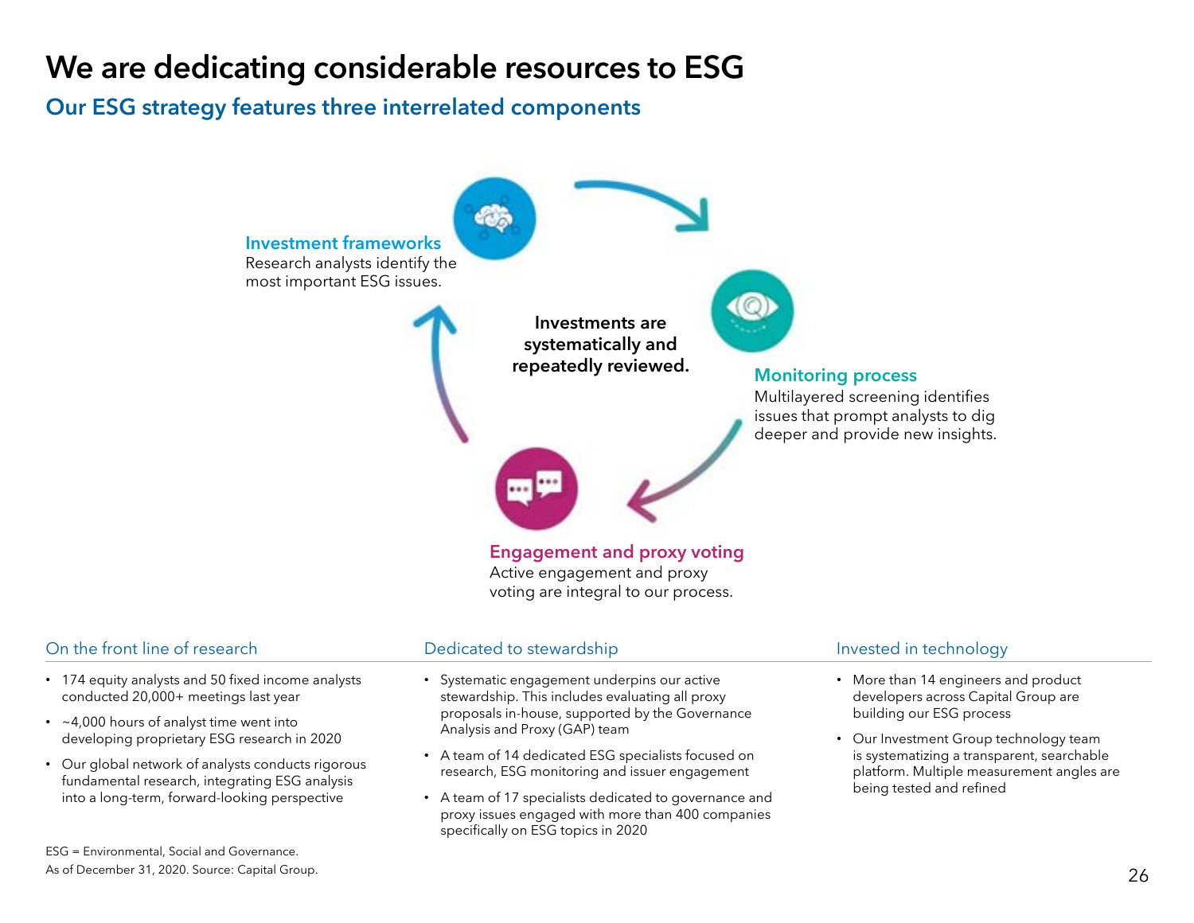# We are dedicating considerable resources to ESG

## Our ESG strategy features three interrelated components

**Investment frameworks**
Research analysts identify the most important ESG issues.

**Investments are systematically and repeatedly reviewed.**

**Monitoring process**
Multilayered screening identifies issues that prompt analysts to dig deeper and provide new insights.

**Engagement and proxy voting**
Active engagement and proxy voting are integral to our process.

### On the front line of research

- 174 equity analysts and 50 fixed income analysts conducted 20,000+ meetings last year
- ~4,000 hours of analyst time went into developing proprietary ESG research in 2020
- Our global network of analysts conducts rigorous fundamental research, integrating ESG analysis into a long-term, forward-looking perspective

### Dedicated to stewardship

- Systematic engagement underpins our active stewardship. This includes evaluating all proxy proposals in-house, supported by the Governance Analysis and Proxy (GAP) team
- A team of 14 dedicated ESG specialists focused on research, ESG monitoring and issuer engagement
- A team of 17 specialists dedicated to governance and proxy issues engaged with more than 400 companies specifically on ESG topics in 2020

### Invested in technology

- More than 14 engineers and product developers across Capital Group are building our ESG process
- Our Investment Group technology team is systematizing a transparent, searchable platform. Multiple measurement angles are being tested and refined

ESG = Environmental, Social and Governance.
As of December 31, 2020. Source: Capital Group.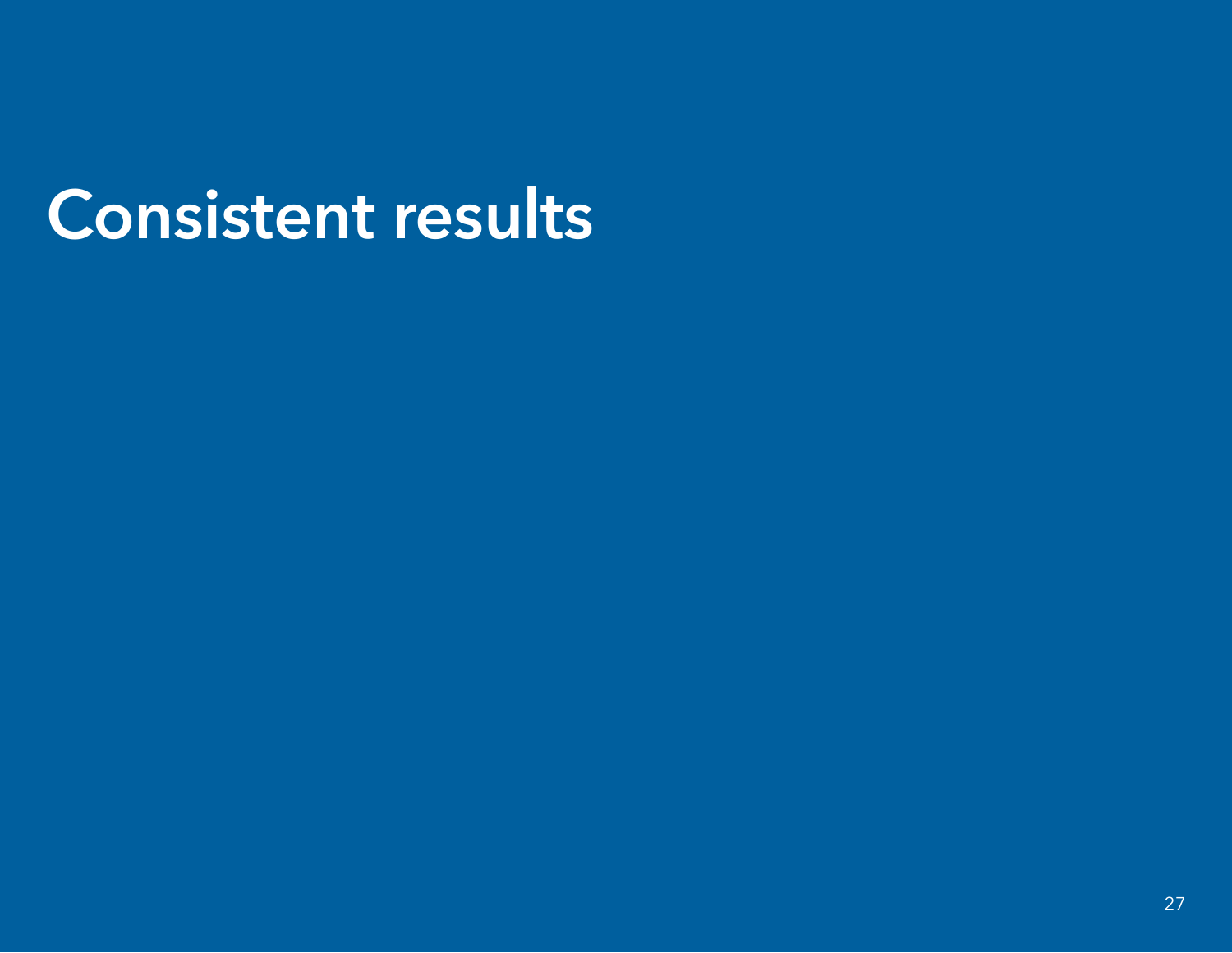# Consistent results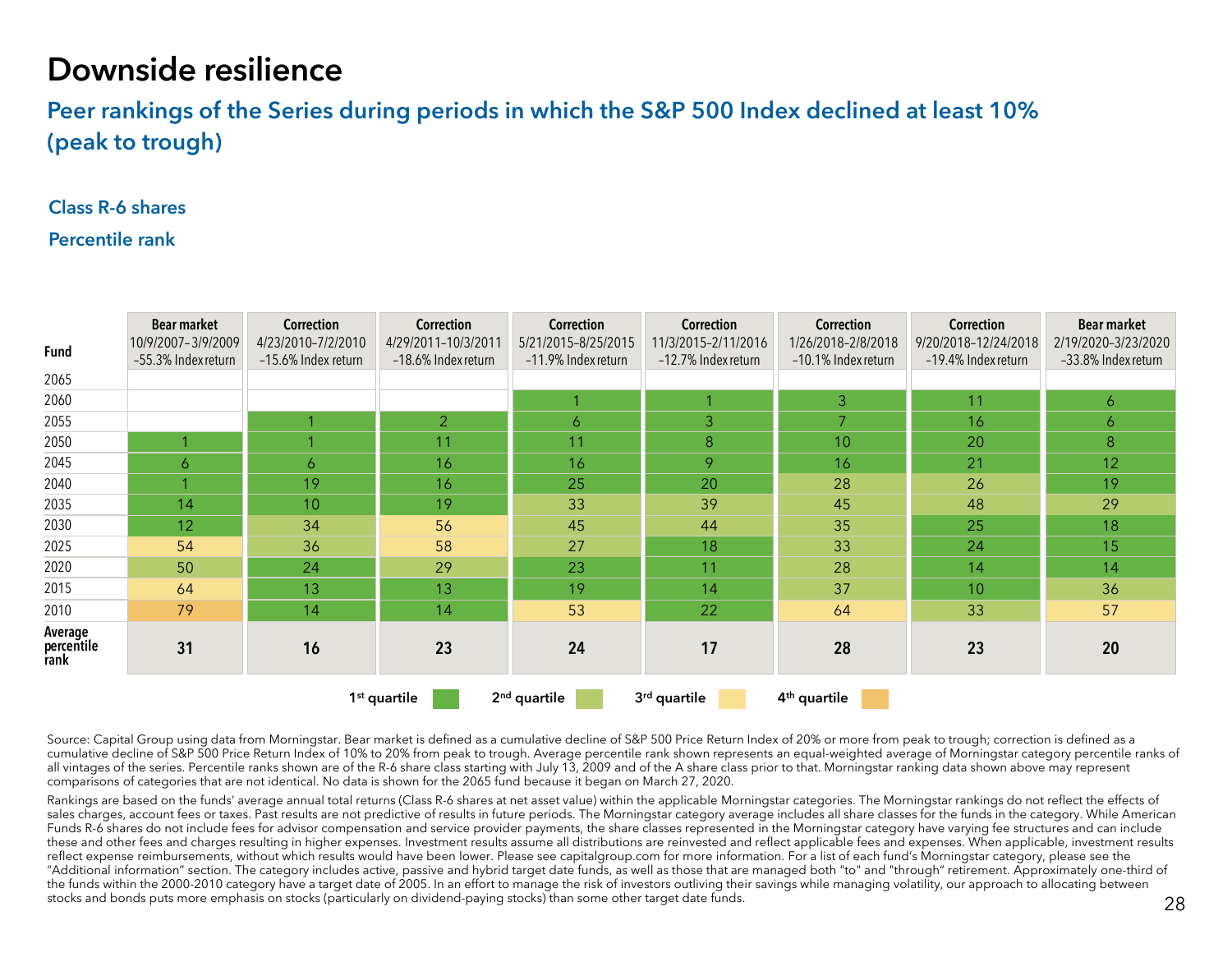# Downside resilience

## Peer rankings of the Series during periods in which the S&P 500 Index declined at least 10% (peak to trough)

**Class R-6 shares**

**Percentile rank**

| Fund | Bear market 10/9/2007–3/9/2009 –55.3% Index return | Correction 4/23/2010–7/2/2010 –15.6% Index return | Correction 4/29/2011–10/3/2011 –18.6% Index return | Correction 5/21/2015–8/25/2015 –11.9% Index return | Correction 11/3/2015–2/11/2016 –12.7% Index return | Correction 1/26/2018–2/8/2018 –10.1% Index return | Correction 9/20/2018–12/24/2018 –19.4% Index return | Bear market 2/19/2020–3/23/2020 –33.8% Index return |
|---|---|---|---|---|---|---|---|---|
| 2065 | | | | | | | | |
| 2060 | | | | 1 | 1 | 3 | 11 | 6 |
| 2055 | | 1 | 2 | 6 | 3 | 7 | 16 | 6 |
| 2050 | 1 | 1 | 11 | 11 | 8 | 10 | 20 | 8 |
| 2045 | 6 | 6 | 16 | 16 | 9 | 16 | 21 | 12 |
| 2040 | 1 | 19 | 16 | 25 | 20 | 28 | 26 | 19 |
| 2035 | 14 | 10 | 19 | 33 | 39 | 45 | 48 | 29 |
| 2030 | 12 | 34 | 56 | 45 | 44 | 35 | 25 | 18 |
| 2025 | 54 | 36 | 58 | 27 | 18 | 33 | 24 | 15 |
| 2020 | 50 | 24 | 29 | 23 | 11 | 28 | 14 | 14 |
| 2015 | 64 | 13 | 13 | 19 | 14 | 37 | 10 | 36 |
| 2010 | 79 | 14 | 14 | 53 | 22 | 64 | 33 | 57 |
| **Average percentile rank** | **31** | **16** | **23** | **24** | **17** | **28** | **23** | **20** |

1st quartile | 2nd quartile | 3rd quartile | 4th quartile

Source: Capital Group using data from Morningstar. Bear market is defined as a cumulative decline of S&P 500 Price Return Index of 20% or more from peak to trough; correction is defined as a cumulative decline of S&P 500 Price Return Index of 10% to 20% from peak to trough. Average percentile rank shown represents an equal-weighted average of Morningstar category percentile ranks of all vintages of the series. Percentile ranks shown are of the R-6 share class starting with July 13, 2009 and of the A share class prior to that. Morningstar ranking data shown above may represent comparisons of categories that are not identical. No data is shown for the 2065 fund because it began on March 27, 2020.

Rankings are based on the funds' average annual total returns (Class R-6 shares at net asset value) within the applicable Morningstar categories. The Morningstar rankings do not reflect the effects of sales charges, account fees or taxes. Past results are not predictive of results in future periods. The Morningstar category average includes all share classes for the funds in the category. While American Funds R-6 shares do not include fees for advisor compensation and service provider payments, the share classes represented in the Morningstar category have varying fee structures and can include these and other fees and charges resulting in higher expenses. Investment results assume all distributions are reinvested and reflect applicable fees and expenses. When applicable, investment results reflect expense reimbursements, without which results would have been lower. Please see capitalgroup.com for more information. For a list of each fund's Morningstar category, please see the "Additional information" section. The category includes active, passive and hybrid target date funds, as well as those that are managed both "to" and "through" retirement. Approximately one-third of the funds within the 2000-2010 category have a target date of 2005. In an effort to manage the risk of investors outliving their savings while managing volatility, our approach to allocating between stocks and bonds puts more emphasis on stocks (particularly on dividend-paying stocks) than some other target date funds.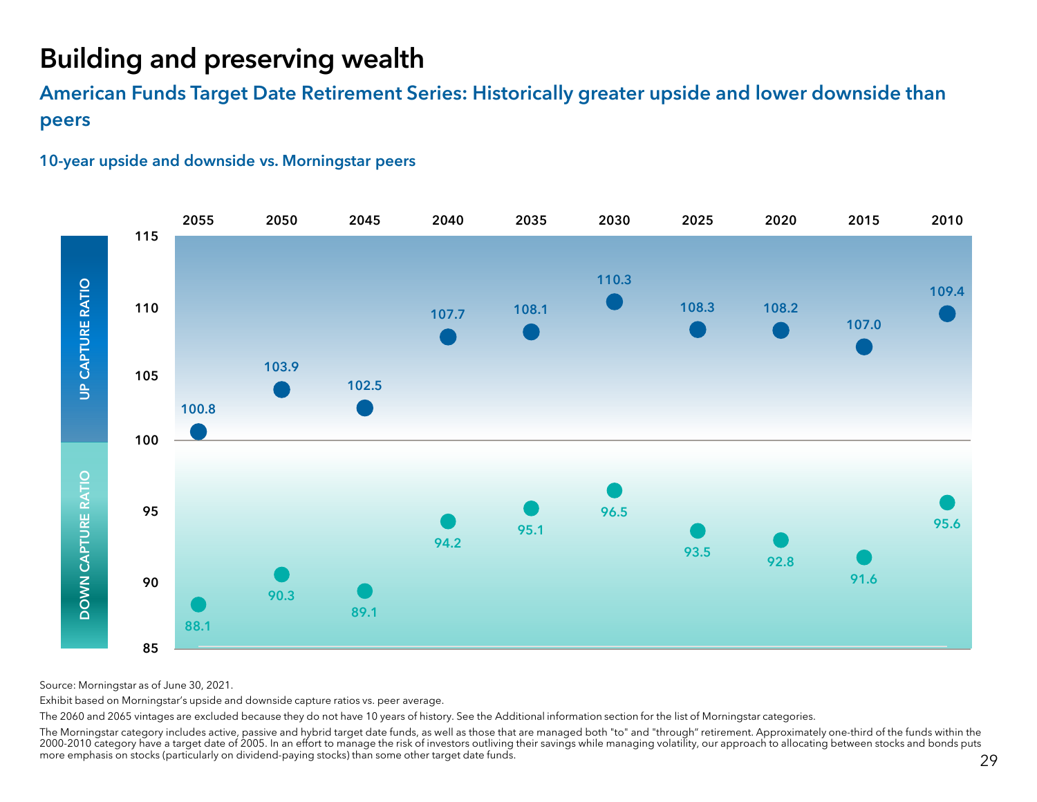# Building and preserving wealth

## American Funds Target Date Retirement Series: Historically greater upside and lower downside than peers

### 10-year upside and downside vs. Morningstar peers

| | 2055 | 2050 | 2045 | 2040 | 2035 | 2030 | 2025 | 2020 | 2015 | 2010 |
|---|---|---|---|---|---|---|---|---|---|---|
| Up capture ratio | 100.8 | 103.9 | 102.5 | 107.7 | 108.1 | 110.3 | 108.3 | 108.2 | 107.0 | 109.4 |
| Down capture ratio | 88.1 | 90.3 | 89.1 | 94.2 | 95.1 | 96.5 | 93.5 | 92.8 | 91.6 | 95.6 |

Source: Morningstar as of June 30, 2021.

Exhibit based on Morningstar's upside and downside capture ratios vs. peer average.

The 2060 and 2065 vintages are excluded because they do not have 10 years of history. See the Additional information section for the list of Morningstar categories.

The Morningstar category includes active, passive and hybrid target date funds, as well as those that are managed both "to" and "through" retirement. Approximately one-third of the funds within the 2000-2010 category have a target date of 2005. In an effort to manage the risk of investors outliving their savings while managing volatility, our approach to allocating between stocks and bonds puts more emphasis on stocks (particularly on dividend-paying stocks) than some other target date funds.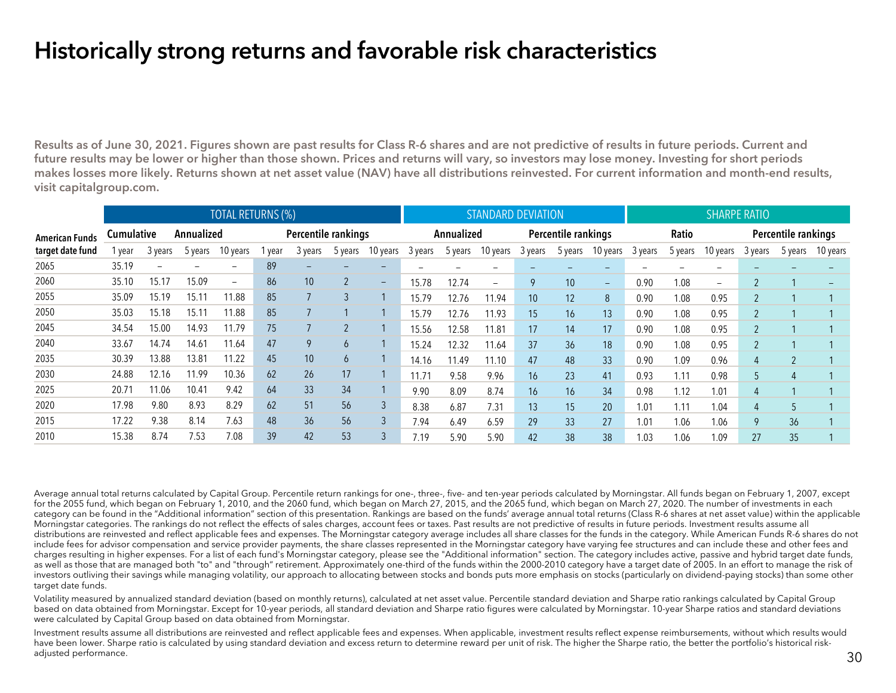# Historically strong returns and favorable risk characteristics

**Results as of June 30, 2021. Figures shown are past results for Class R-6 shares and are not predictive of results in future periods. Current and future results may be lower or higher than those shown. Prices and returns will vary, so investors may lose money. Investing for short periods makes losses more likely. Returns shown at net asset value (NAV) have all distributions reinvested. For current information and month-end results, visit capitalgroup.com.**

| | TOTAL RETURNS (%) | | | | | | | | STANDARD DEVIATION | | | | | | SHARPE RATIO | | | | | |
|---|---|---|---|---|---|---|---|---|---|---|---|---|---|---|---|---|---|---|---|---|
| **American Funds** | **Cumulative** | | **Annualized** | | **Percentile rankings** | | | | **Annualized** | | | **Percentile rankings** | | | **Ratio** | | | **Percentile rankings** | | |
| **target date fund** | 1 year | 3 years | 5 years | 10 years | 1 year | 3 years | 5 years | 10 years | 3 years | 5 years | 10 years | 3 years | 5 years | 10 years | 3 years | 5 years | 10 years | 3 years | 5 years | 10 years |
| 2065 | 35.19 | – | – | – | 89 | – | – | – | – | – | – | – | – | – | – | – | – | – | – | – |
| 2060 | 35.10 | 15.17 | 15.09 | – | 86 | 10 | 2 | – | 15.78 | 12.74 | – | 9 | 10 | – | 0.90 | 1.08 | – | 2 | 1 | – |
| 2055 | 35.09 | 15.19 | 15.11 | 11.88 | 85 | 7 | 3 | 1 | 15.79 | 12.76 | 11.94 | 10 | 12 | 8 | 0.90 | 1.08 | 0.95 | 2 | 1 | 1 |
| 2050 | 35.03 | 15.18 | 15.11 | 11.88 | 85 | 7 | 1 | 1 | 15.79 | 12.76 | 11.93 | 15 | 16 | 13 | 0.90 | 1.08 | 0.95 | 2 | 1 | 1 |
| 2045 | 34.54 | 15.00 | 14.93 | 11.79 | 75 | 7 | 2 | 1 | 15.56 | 12.58 | 11.81 | 17 | 14 | 17 | 0.90 | 1.08 | 0.95 | 2 | 1 | 1 |
| 2040 | 33.67 | 14.74 | 14.61 | 11.64 | 47 | 9 | 6 | 1 | 15.24 | 12.32 | 11.64 | 37 | 36 | 18 | 0.90 | 1.08 | 0.95 | 2 | 1 | 1 |
| 2035 | 30.39 | 13.88 | 13.81 | 11.22 | 45 | 10 | 6 | 1 | 14.16 | 11.49 | 11.10 | 47 | 48 | 33 | 0.90 | 1.09 | 0.96 | 4 | 2 | 1 |
| 2030 | 24.88 | 12.16 | 11.99 | 10.36 | 62 | 26 | 17 | 1 | 11.71 | 9.58 | 9.96 | 16 | 23 | 41 | 0.93 | 1.11 | 0.98 | 5 | 4 | 1 |
| 2025 | 20.71 | 11.06 | 10.41 | 9.42 | 64 | 33 | 34 | 1 | 9.90 | 8.09 | 8.74 | 16 | 16 | 34 | 0.98 | 1.12 | 1.01 | 4 | 1 | 1 |
| 2020 | 17.98 | 9.80 | 8.93 | 8.29 | 62 | 51 | 56 | 3 | 8.38 | 6.87 | 7.31 | 13 | 15 | 20 | 1.01 | 1.11 | 1.04 | 4 | 5 | 1 |
| 2015 | 17.22 | 9.38 | 8.14 | 7.63 | 48 | 36 | 56 | 3 | 7.94 | 6.49 | 6.59 | 29 | 33 | 27 | 1.01 | 1.06 | 1.06 | 9 | 36 | 1 |
| 2010 | 15.38 | 8.74 | 7.53 | 7.08 | 39 | 42 | 53 | 3 | 7.19 | 5.90 | 5.90 | 42 | 38 | 38 | 1.03 | 1.06 | 1.09 | 27 | 35 | 1 |

Average annual total returns calculated by Capital Group. Percentile return rankings for one-, three-, five- and ten-year periods calculated by Morningstar. All funds began on February 1, 2007, except for the 2055 fund, which began on February 1, 2010, and the 2060 fund, which began on March 27, 2015, and the 2065 fund, which began on March 27, 2020. The number of investments in each category can be found in the "Additional information" section of this presentation. Rankings are based on the funds' average annual total returns (Class R-6 shares at net asset value) within the applicable Morningstar categories. The rankings do not reflect the effects of sales charges, account fees or taxes. Past results are not predictive of results in future periods. Investment results assume all distributions are reinvested and reflect applicable fees and expenses. The Morningstar category average includes all share classes for the funds in the category. While American Funds R-6 shares do not include fees for advisor compensation and service provider payments, the share classes represented in the Morningstar category have varying fee structures and can include these and other fees and charges resulting in higher expenses. For a list of each fund's Morningstar category, please see the "Additional information" section. The category includes active, passive and hybrid target date funds, as well as those that are managed both "to" and "through" retirement. Approximately one-third of the funds within the 2000-2010 category have a target date of 2005. In an effort to manage the risk of investors outliving their savings while managing volatility, our approach to allocating between stocks and bonds puts more emphasis on stocks (particularly on dividend-paying stocks) than some other target date funds.

Volatility measured by annualized standard deviation (based on monthly returns), calculated at net asset value. Percentile standard deviation and Sharpe ratio rankings calculated by Capital Group based on data obtained from Morningstar. Except for 10-year periods, all standard deviation and Sharpe ratio figures were calculated by Morningstar. 10-year Sharpe ratios and standard deviations were calculated by Capital Group based on data obtained from Morningstar.

Investment results assume all distributions are reinvested and reflect applicable fees and expenses. When applicable, investment results reflect expense reimbursements, without which results would have been lower. Sharpe ratio is calculated by using standard deviation and excess return to determine reward per unit of risk. The higher the Sharpe ratio, the better the portfolio's historical risk-adjusted performance.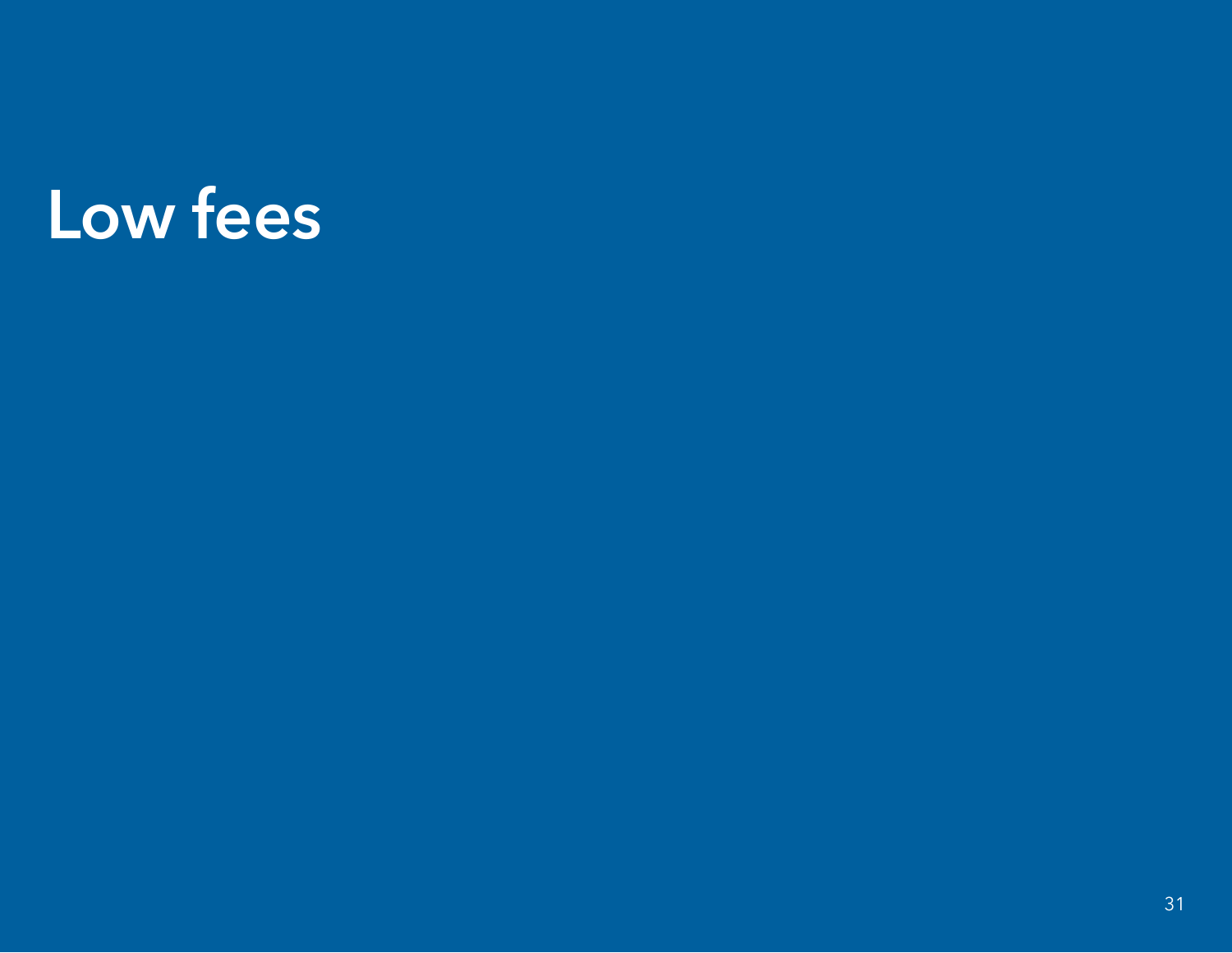# Low fees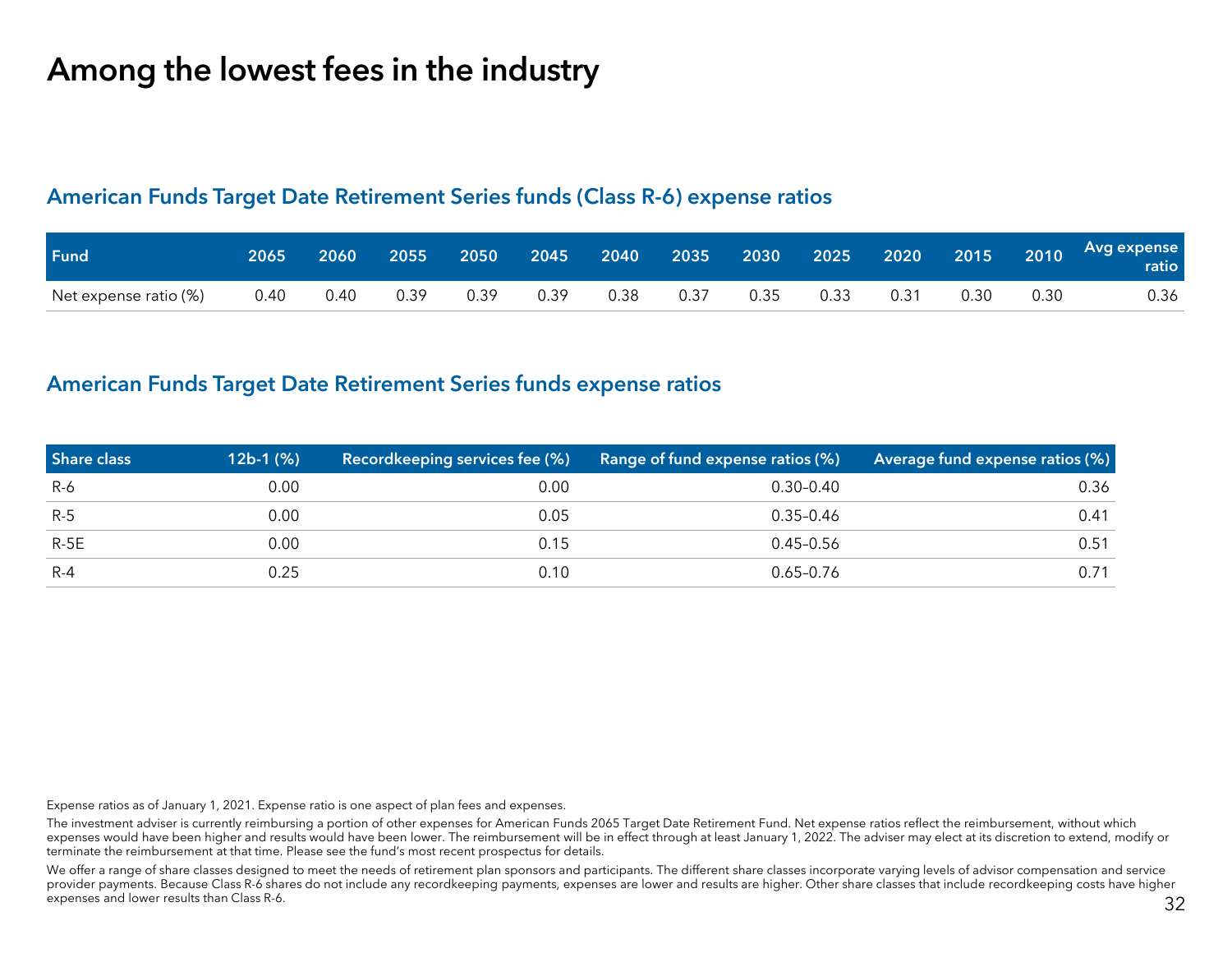# Among the lowest fees in the industry

## American Funds Target Date Retirement Series funds (Class R-6) expense ratios

| Fund | 2065 | 2060 | 2055 | 2050 | 2045 | 2040 | 2035 | 2030 | 2025 | 2020 | 2015 | 2010 | Avg expense ratio |
|---|---|---|---|---|---|---|---|---|---|---|---|---|---|
| Net expense ratio (%) | 0.40 | 0.40 | 0.39 | 0.39 | 0.39 | 0.38 | 0.37 | 0.35 | 0.33 | 0.31 | 0.30 | 0.30 | 0.36 |

## American Funds Target Date Retirement Series funds expense ratios

| Share class | 12b-1 (%) | Recordkeeping services fee (%) | Range of fund expense ratios (%) | Average fund expense ratios (%) |
|---|---|---|---|---|
| R-6 | 0.00 | 0.00 | 0.30–0.40 | 0.36 |
| R-5 | 0.00 | 0.05 | 0.35–0.46 | 0.41 |
| R-5E | 0.00 | 0.15 | 0.45–0.56 | 0.51 |
| R-4 | 0.25 | 0.10 | 0.65–0.76 | 0.71 |

Expense ratios as of January 1, 2021. Expense ratio is one aspect of plan fees and expenses.

The investment adviser is currently reimbursing a portion of other expenses for American Funds 2065 Target Date Retirement Fund. Net expense ratios reflect the reimbursement, without which expenses would have been higher and results would have been lower. The reimbursement will be in effect through at least January 1, 2022. The adviser may elect at its discretion to extend, modify or terminate the reimbursement at that time. Please see the fund's most recent prospectus for details.

We offer a range of share classes designed to meet the needs of retirement plan sponsors and participants. The different share classes incorporate varying levels of advisor compensation and service provider payments. Because Class R-6 shares do not include any recordkeeping payments, expenses are lower and results are higher. Other share classes that include recordkeeping costs have higher expenses and lower results than Class R-6.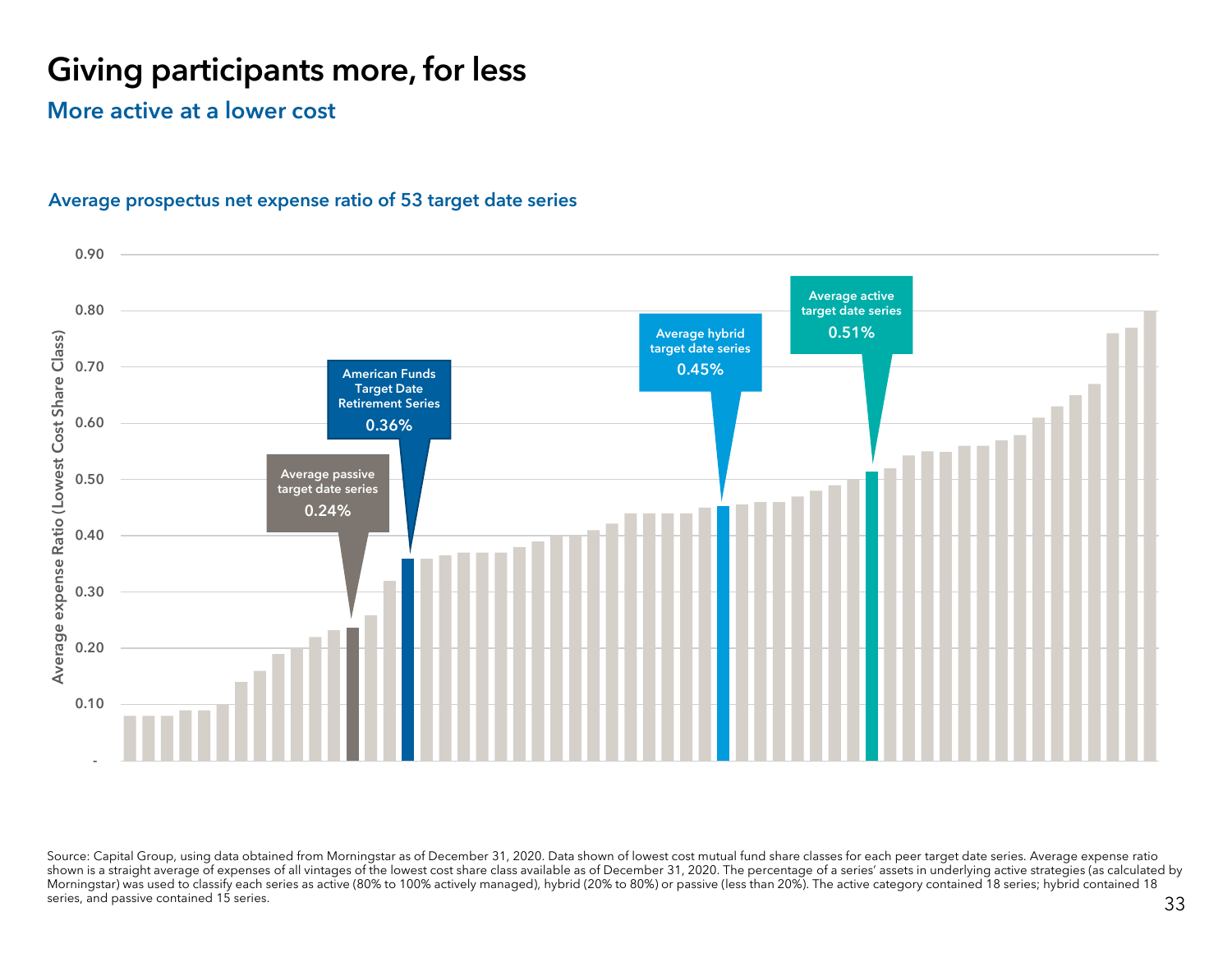# Giving participants more, for less

## More active at a lower cost

### Average prospectus net expense ratio of 53 target date series

Average expense Ratio (Lowest Cost Share Class)

0.90
0.80
0.70
0.60
0.50
0.40
0.30
0.20
0.10
-

Average passive target date series **0.24%**

American Funds Target Date Retirement Series **0.36%**

Average hybrid target date series **0.45%**

Average active target date series **0.51%**

Source: Capital Group, using data obtained from Morningstar as of December 31, 2020. Data shown of lowest cost mutual fund share classes for each peer target date series. Average expense ratio shown is a straight average of expenses of all vintages of the lowest cost share class available as of December 31, 2020. The percentage of a series' assets in underlying active strategies (as calculated by Morningstar) was used to classify each series as active (80% to 100% actively managed), hybrid (20% to 80%) or passive (less than 20%). The active category contained 18 series; hybrid contained 18 series, and passive contained 15 series.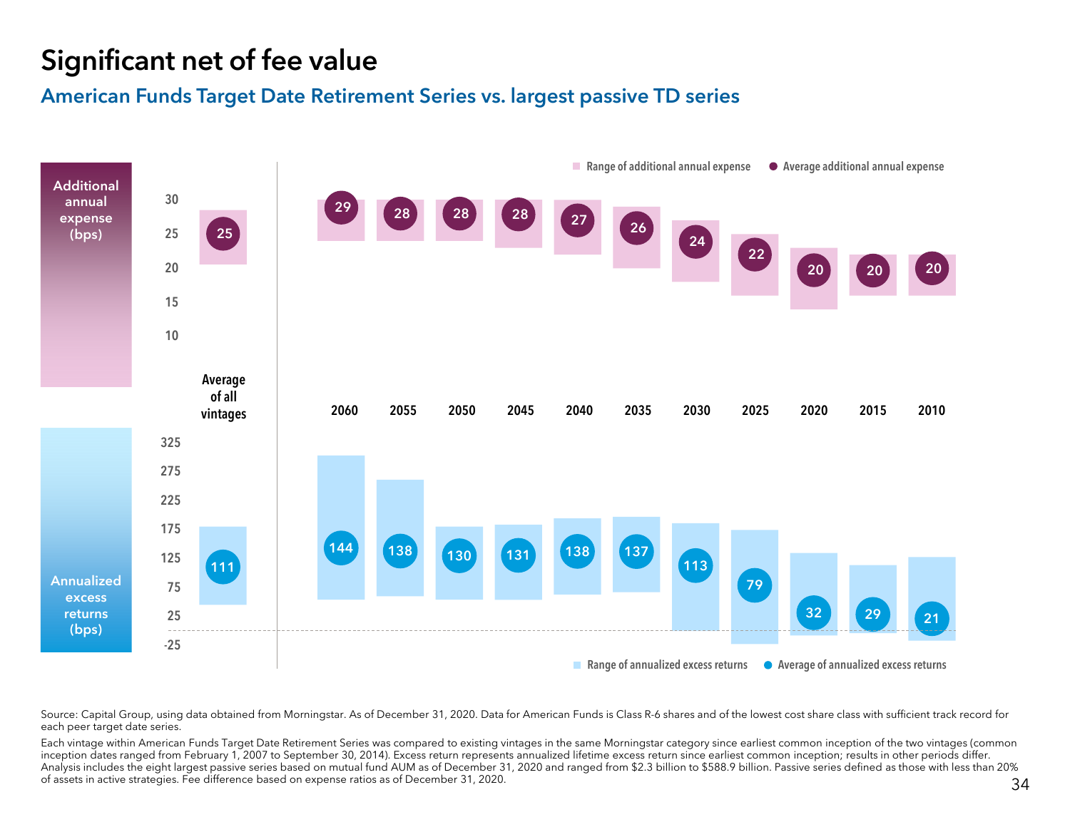# Significant net of fee value

## American Funds Target Date Retirement Series vs. largest passive TD series

Additional annual expense (bps)

■ Range of additional annual expense ● Average additional annual expense

| | Average of all vintages | 2060 | 2055 | 2050 | 2045 | 2040 | 2035 | 2030 | 2025 | 2020 | 2015 | 2010 |
|---|---|---|---|---|---|---|---|---|---|---|---|---|
| Average additional annual expense (bps) | 25 | 29 | 28 | 28 | 28 | 27 | 26 | 24 | 22 | 20 | 20 | 20 |
| Average of annualized excess returns (bps) | 111 | 144 | 138 | 130 | 131 | 138 | 137 | 113 | 79 | 32 | 29 | 21 |

Annualized excess returns (bps)

■ Range of annualized excess returns ● Average of annualized excess returns

Source: Capital Group, using data obtained from Morningstar. As of December 31, 2020. Data for American Funds is Class R-6 shares and of the lowest cost share class with sufficient track record for each peer target date series.

Each vintage within American Funds Target Date Retirement Series was compared to existing vintages in the same Morningstar category since earliest common inception of the two vintages (common inception dates ranged from February 1, 2007 to September 30, 2014). Excess return represents annualized lifetime excess return since earliest common inception; results in other periods differ. Analysis includes the eight largest passive series based on mutual fund AUM as of December 31, 2020 and ranged from $2.3 billion to $588.9 billion. Passive series defined as those with less than 20% of assets in active strategies. Fee difference based on expense ratios as of December 31, 2020.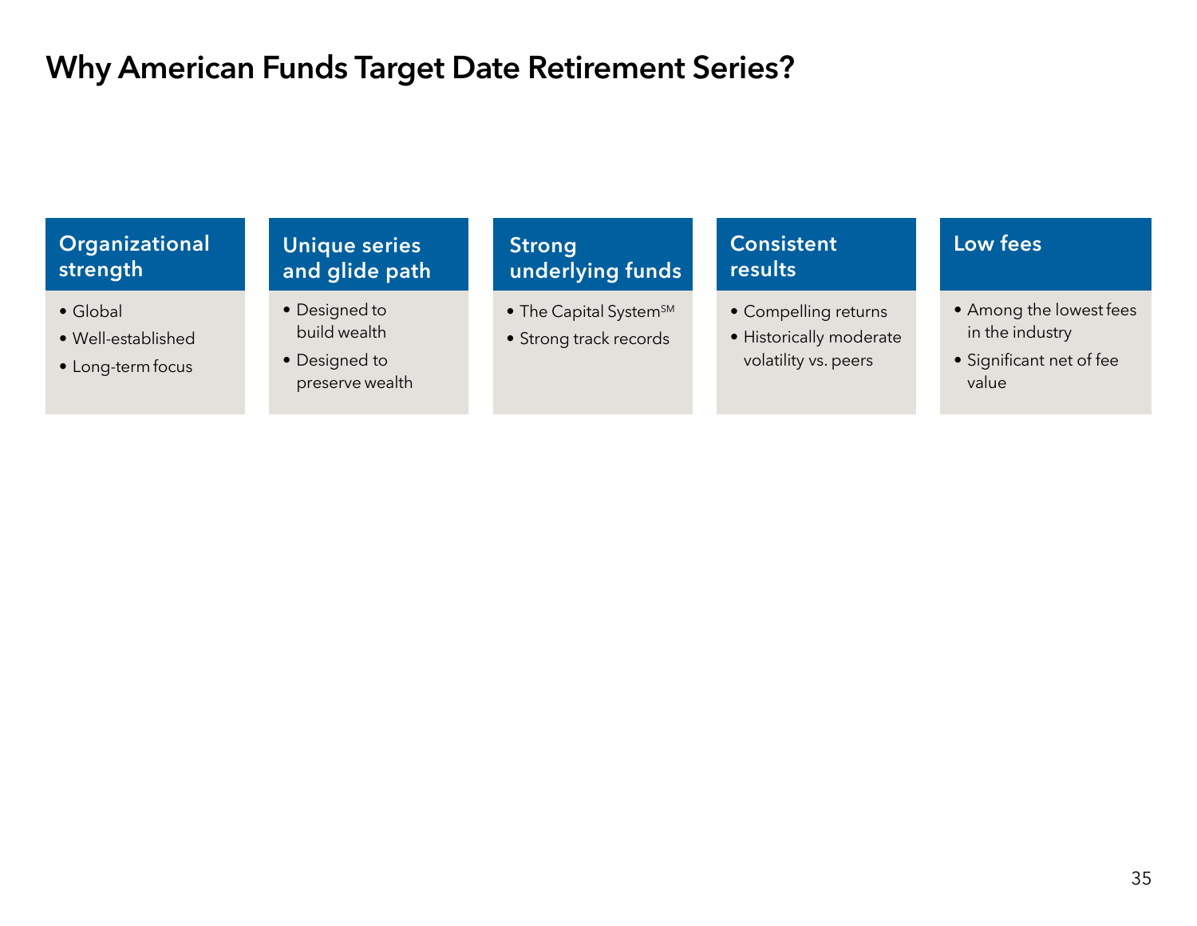# Why American Funds Target Date Retirement Series?

### Organizational strength

- Global
- Well-established
- Long-term focus

### Unique series and glide path

- Designed to build wealth
- Designed to preserve wealth

### Strong underlying funds

- The Capital System℠
- Strong track records

### Consistent results

- Compelling returns
- Historically moderate volatility vs. peers

### Low fees

- Among the lowest fees in the industry
- Significant net of fee value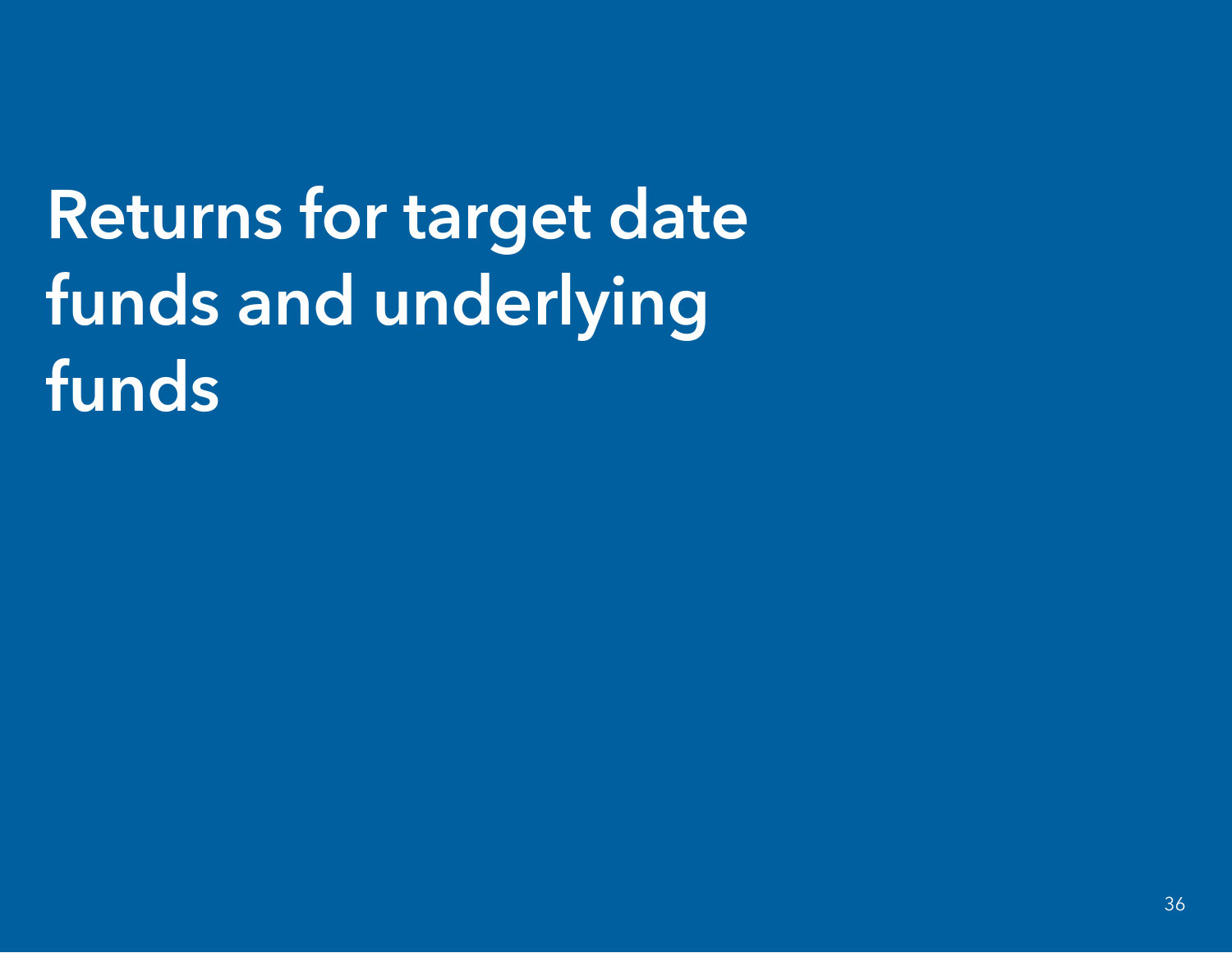# Returns for target date funds and underlying funds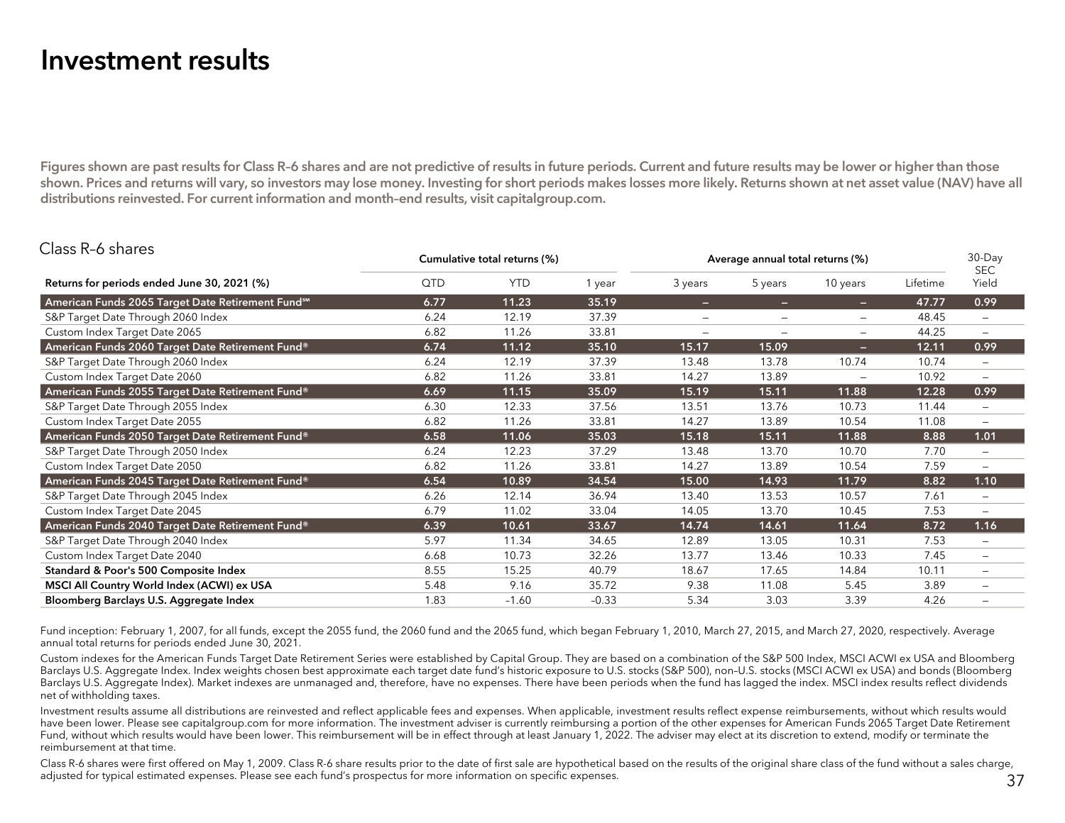# Investment results

**Figures shown are past results for Class R–6 shares and are not predictive of results in future periods. Current and future results may be lower or higher than those shown. Prices and returns will vary, so investors may lose money. Investing for short periods makes losses more likely. Returns shown at net asset value (NAV) have all distributions reinvested. For current information and month–end results, visit capitalgroup.com.**

## Class R–6 shares

| | Cumulative total returns (%) | | | Average annual total returns (%) | | | | 30-Day SEC Yield |
|---|---|---|---|---|---|---|---|---|
| **Returns for periods ended June 30, 2021 (%)** | QTD | YTD | 1 year | 3 years | 5 years | 10 years | Lifetime | |
| **American Funds 2065 Target Date Retirement Fund℠** | **6.77** | **11.23** | **35.19** | **–** | **–** | **–** | **47.77** | **0.99** |
| S&P Target Date Through 2060 Index | 6.24 | 12.19 | 37.39 | – | – | – | 48.45 | – |
| Custom Index Target Date 2065 | 6.82 | 11.26 | 33.81 | – | – | – | 44.25 | – |
| **American Funds 2060 Target Date Retirement Fund®** | **6.74** | **11.12** | **35.10** | **15.17** | **15.09** | **–** | **12.11** | **0.99** |
| S&P Target Date Through 2060 Index | 6.24 | 12.19 | 37.39 | 13.48 | 13.78 | 10.74 | 10.74 | – |
| Custom Index Target Date 2060 | 6.82 | 11.26 | 33.81 | 14.27 | 13.89 | – | 10.92 | – |
| **American Funds 2055 Target Date Retirement Fund®** | **6.69** | **11.15** | **35.09** | **15.19** | **15.11** | **11.88** | **12.28** | **0.99** |
| S&P Target Date Through 2055 Index | 6.30 | 12.33 | 37.56 | 13.51 | 13.76 | 10.73 | 11.44 | – |
| Custom Index Target Date 2055 | 6.82 | 11.26 | 33.81 | 14.27 | 13.89 | 10.54 | 11.08 | – |
| **American Funds 2050 Target Date Retirement Fund®** | **6.58** | **11.06** | **35.03** | **15.18** | **15.11** | **11.88** | **8.88** | **1.01** |
| S&P Target Date Through 2050 Index | 6.24 | 12.23 | 37.29 | 13.48 | 13.70 | 10.70 | 7.70 | – |
| Custom Index Target Date 2050 | 6.82 | 11.26 | 33.81 | 14.27 | 13.89 | 10.54 | 7.59 | – |
| **American Funds 2045 Target Date Retirement Fund®** | **6.54** | **10.89** | **34.54** | **15.00** | **14.93** | **11.79** | **8.82** | **1.10** |
| S&P Target Date Through 2045 Index | 6.26 | 12.14 | 36.94 | 13.40 | 13.53 | 10.57 | 7.61 | – |
| Custom Index Target Date 2045 | 6.79 | 11.02 | 33.04 | 14.05 | 13.70 | 10.45 | 7.53 | – |
| **American Funds 2040 Target Date Retirement Fund®** | **6.39** | **10.61** | **33.67** | **14.74** | **14.61** | **11.64** | **8.72** | **1.16** |
| S&P Target Date Through 2040 Index | 5.97 | 11.34 | 34.65 | 12.89 | 13.05 | 10.31 | 7.53 | – |
| Custom Index Target Date 2040 | 6.68 | 10.73 | 32.26 | 13.77 | 13.46 | 10.33 | 7.45 | – |
| **Standard & Poor's 500 Composite Index** | 8.55 | 15.25 | 40.79 | 18.67 | 17.65 | 14.84 | 10.11 | – |
| **MSCI All Country World Index (ACWI) ex USA** | 5.48 | 9.16 | 35.72 | 9.38 | 11.08 | 5.45 | 3.89 | – |
| **Bloomberg Barclays U.S. Aggregate Index** | 1.83 | –1.60 | –0.33 | 5.34 | 3.03 | 3.39 | 4.26 | – |

Fund inception: February 1, 2007, for all funds, except the 2055 fund, the 2060 fund and the 2065 fund, which began February 1, 2010, March 27, 2015, and March 27, 2020, respectively. Average annual total returns for periods ended June 30, 2021.

Custom indexes for the American Funds Target Date Retirement Series were established by Capital Group. They are based on a combination of the S&P 500 Index, MSCI ACWI ex USA and Bloomberg Barclays U.S. Aggregate Index. Index weights chosen best approximate each target date fund's historic exposure to U.S. stocks (S&P 500), non–U.S. stocks (MSCI ACWI ex USA) and bonds (Bloomberg Barclays U.S. Aggregate Index). Market indexes are unmanaged and, therefore, have no expenses. There have been periods when the fund has lagged the index. MSCI index results reflect dividends net of withholding taxes.

Investment results assume all distributions are reinvested and reflect applicable fees and expenses. When applicable, investment results reflect expense reimbursements, without which results would have been lower. Please see capitalgroup.com for more information. The investment adviser is currently reimbursing a portion of the other expenses for American Funds 2065 Target Date Retirement Fund, without which results would have been lower. This reimbursement will be in effect through at least January 1, 2022. The adviser may elect at its discretion to extend, modify or terminate the reimbursement at that time.

Class R-6 shares were first offered on May 1, 2009. Class R-6 share results prior to the date of first sale are hypothetical based on the results of the original share class of the fund without a sales charge, adjusted for typical estimated expenses. Please see each fund's prospectus for more information on specific expenses.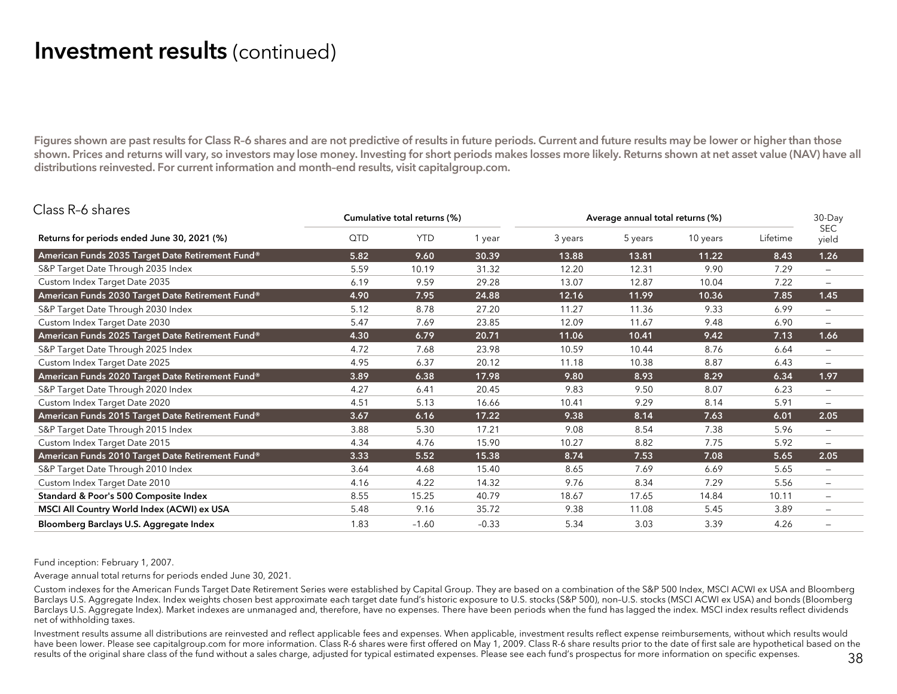# Investment results (continued)

**Figures shown are past results for Class R–6 shares and are not predictive of results in future periods. Current and future results may be lower or higher than those shown. Prices and returns will vary, so investors may lose money. Investing for short periods makes losses more likely. Returns shown at net asset value (NAV) have all distributions reinvested. For current information and month–end results, visit capitalgroup.com.**

Class R–6 shares

| | Cumulative total returns (%) | | | Average annual total returns (%) | | | | 30-Day SEC yield |
|---|---|---|---|---|---|---|---|---|
| **Returns for periods ended June 30, 2021 (%)** | QTD | YTD | 1 year | 3 years | 5 years | 10 years | Lifetime | |
| **American Funds 2035 Target Date Retirement Fund®** | **5.82** | **9.60** | **30.39** | **13.88** | **13.81** | **11.22** | **8.43** | **1.26** |
| S&P Target Date Through 2035 Index | 5.59 | 10.19 | 31.32 | 12.20 | 12.31 | 9.90 | 7.29 | – |
| Custom Index Target Date 2035 | 6.19 | 9.59 | 29.28 | 13.07 | 12.87 | 10.04 | 7.22 | – |
| **American Funds 2030 Target Date Retirement Fund®** | **4.90** | **7.95** | **24.88** | **12.16** | **11.99** | **10.36** | **7.85** | **1.45** |
| S&P Target Date Through 2030 Index | 5.12 | 8.78 | 27.20 | 11.27 | 11.36 | 9.33 | 6.99 | – |
| Custom Index Target Date 2030 | 5.47 | 7.69 | 23.85 | 12.09 | 11.67 | 9.48 | 6.90 | – |
| **American Funds 2025 Target Date Retirement Fund®** | **4.30** | **6.79** | **20.71** | **11.06** | **10.41** | **9.42** | **7.13** | **1.66** |
| S&P Target Date Through 2025 Index | 4.72 | 7.68 | 23.98 | 10.59 | 10.44 | 8.76 | 6.64 | – |
| Custom Index Target Date 2025 | 4.95 | 6.37 | 20.12 | 11.18 | 10.38 | 8.87 | 6.43 | – |
| **American Funds 2020 Target Date Retirement Fund®** | **3.89** | **6.38** | **17.98** | **9.80** | **8.93** | **8.29** | **6.34** | **1.97** |
| S&P Target Date Through 2020 Index | 4.27 | 6.41 | 20.45 | 9.83 | 9.50 | 8.07 | 6.23 | – |
| Custom Index Target Date 2020 | 4.51 | 5.13 | 16.66 | 10.41 | 9.29 | 8.14 | 5.91 | – |
| **American Funds 2015 Target Date Retirement Fund®** | **3.67** | **6.16** | **17.22** | **9.38** | **8.14** | **7.63** | **6.01** | **2.05** |
| S&P Target Date Through 2015 Index | 3.88 | 5.30 | 17.21 | 9.08 | 8.54 | 7.38 | 5.96 | – |
| Custom Index Target Date 2015 | 4.34 | 4.76 | 15.90 | 10.27 | 8.82 | 7.75 | 5.92 | – |
| **American Funds 2010 Target Date Retirement Fund®** | **3.33** | **5.52** | **15.38** | **8.74** | **7.53** | **7.08** | **5.65** | **2.05** |
| S&P Target Date Through 2010 Index | 3.64 | 4.68 | 15.40 | 8.65 | 7.69 | 6.69 | 5.65 | – |
| Custom Index Target Date 2010 | 4.16 | 4.22 | 14.32 | 9.76 | 8.34 | 7.29 | 5.56 | – |
| **Standard & Poor's 500 Composite Index** | 8.55 | 15.25 | 40.79 | 18.67 | 17.65 | 14.84 | 10.11 | – |
| **MSCI All Country World Index (ACWI) ex USA** | 5.48 | 9.16 | 35.72 | 9.38 | 11.08 | 5.45 | 3.89 | – |
| **Bloomberg Barclays U.S. Aggregate Index** | 1.83 | –1.60 | –0.33 | 5.34 | 3.03 | 3.39 | 4.26 | – |

Fund inception: February 1, 2007.

Average annual total returns for periods ended June 30, 2021.

Custom indexes for the American Funds Target Date Retirement Series were established by Capital Group. They are based on a combination of the S&P 500 Index, MSCI ACWI ex USA and Bloomberg Barclays U.S. Aggregate Index. Index weights chosen best approximate each target date fund's historic exposure to U.S. stocks (S&P 500), non–U.S. stocks (MSCI ACWI ex USA) and bonds (Bloomberg Barclays U.S. Aggregate Index). Market indexes are unmanaged and, therefore, have no expenses. There have been periods when the fund has lagged the index. MSCI index results reflect dividends net of withholding taxes.

Investment results assume all distributions are reinvested and reflect applicable fees and expenses. When applicable, investment results reflect expense reimbursements, without which results would have been lower. Please see capitalgroup.com for more information. Class R-6 shares were first offered on May 1, 2009. Class R-6 share results prior to the date of first sale are hypothetical based on the results of the original share class of the fund without a sales charge, adjusted for typical estimated expenses. Please see each fund's prospectus for more information on specific expenses.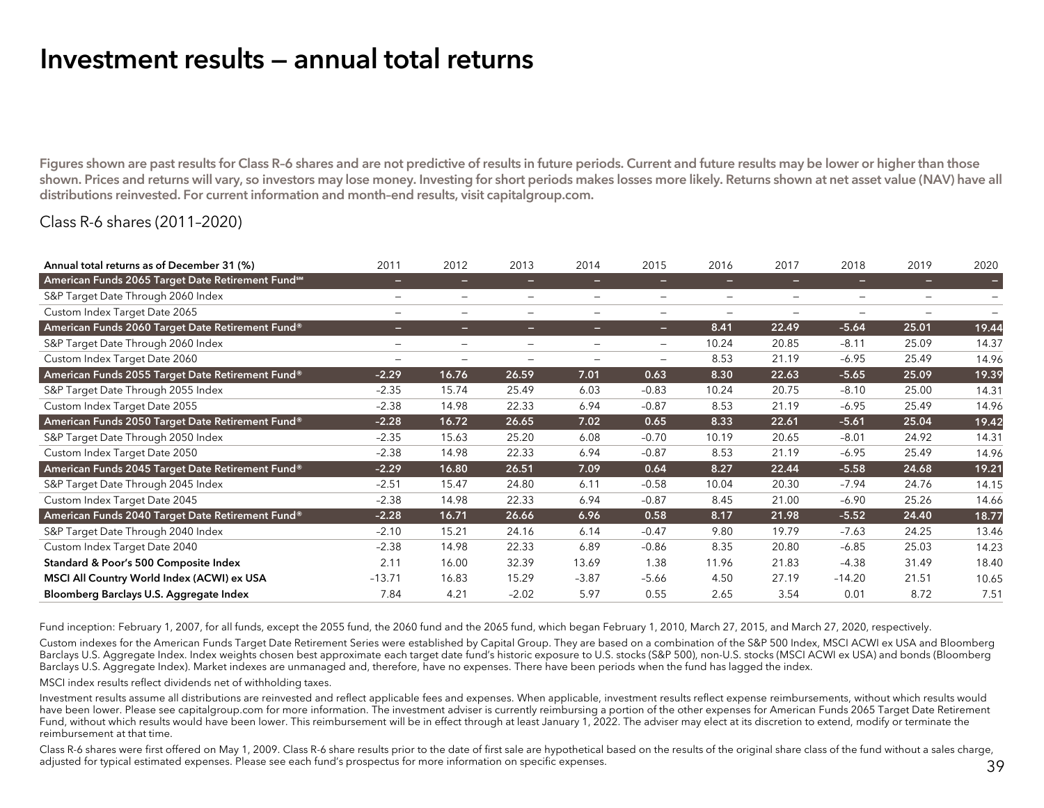# Investment results — annual total returns

**Figures shown are past results for Class R-6 shares and are not predictive of results in future periods. Current and future results may be lower or higher than those shown. Prices and returns will vary, so investors may lose money. Investing for short periods makes losses more likely. Returns shown at net asset value (NAV) have all distributions reinvested. For current information and month-end results, visit capitalgroup.com.**

Class R-6 shares (2011–2020)

| Annual total returns as of December 31 (%) | 2011 | 2012 | 2013 | 2014 | 2015 | 2016 | 2017 | 2018 | 2019 | 2020 |
|---|---|---|---|---|---|---|---|---|---|---|
| **American Funds 2065 Target Date Retirement Fund℠** | – | – | – | – | – | – | – | – | – | – |
| S&P Target Date Through 2060 Index | – | – | – | – | – | – | – | – | – | – |
| Custom Index Target Date 2065 | – | – | – | – | – | – | – | – | – | – |
| **American Funds 2060 Target Date Retirement Fund®** | – | – | – | – | – | **8.41** | **22.49** | **–5.64** | **25.01** | **19.44** |
| S&P Target Date Through 2060 Index | – | – | – | – | – | 10.24 | 20.85 | –8.11 | 25.09 | 14.37 |
| Custom Index Target Date 2060 | – | – | – | – | – | 8.53 | 21.19 | –6.95 | 25.49 | 14.96 |
| **American Funds 2055 Target Date Retirement Fund®** | **–2.29** | **16.76** | **26.59** | **7.01** | **0.63** | **8.30** | **22.63** | **–5.65** | **25.09** | **19.39** |
| S&P Target Date Through 2055 Index | –2.35 | 15.74 | 25.49 | 6.03 | –0.83 | 10.24 | 20.75 | –8.10 | 25.00 | 14.31 |
| Custom Index Target Date 2055 | –2.38 | 14.98 | 22.33 | 6.94 | –0.87 | 8.53 | 21.19 | –6.95 | 25.49 | 14.96 |
| **American Funds 2050 Target Date Retirement Fund®** | **–2.28** | **16.72** | **26.65** | **7.02** | **0.65** | **8.33** | **22.61** | **–5.61** | **25.04** | **19.42** |
| S&P Target Date Through 2050 Index | –2.35 | 15.63 | 25.20 | 6.08 | –0.70 | 10.19 | 20.65 | –8.01 | 24.92 | 14.31 |
| Custom Index Target Date 2050 | –2.38 | 14.98 | 22.33 | 6.94 | –0.87 | 8.53 | 21.19 | –6.95 | 25.49 | 14.96 |
| **American Funds 2045 Target Date Retirement Fund®** | **–2.29** | **16.80** | **26.51** | **7.09** | **0.64** | **8.27** | **22.44** | **–5.58** | **24.68** | **19.21** |
| S&P Target Date Through 2045 Index | –2.51 | 15.47 | 24.80 | 6.11 | –0.58 | 10.04 | 20.30 | –7.94 | 24.76 | 14.15 |
| Custom Index Target Date 2045 | –2.38 | 14.98 | 22.33 | 6.94 | –0.87 | 8.45 | 21.00 | –6.90 | 25.26 | 14.66 |
| **American Funds 2040 Target Date Retirement Fund®** | **–2.28** | **16.71** | **26.66** | **6.96** | **0.58** | **8.17** | **21.98** | **–5.52** | **24.40** | **18.77** |
| S&P Target Date Through 2040 Index | –2.10 | 15.21 | 24.16 | 6.14 | –0.47 | 9.80 | 19.79 | –7.63 | 24.25 | 13.46 |
| Custom Index Target Date 2040 | –2.38 | 14.98 | 22.33 | 6.89 | –0.86 | 8.35 | 20.80 | –6.85 | 25.03 | 14.23 |
| **Standard & Poor's 500 Composite Index** | 2.11 | 16.00 | 32.39 | 13.69 | 1.38 | 11.96 | 21.83 | –4.38 | 31.49 | 18.40 |
| **MSCI All Country World Index (ACWI) ex USA** | –13.71 | 16.83 | 15.29 | –3.87 | –5.66 | 4.50 | 27.19 | –14.20 | 21.51 | 10.65 |
| **Bloomberg Barclays U.S. Aggregate Index** | 7.84 | 4.21 | –2.02 | 5.97 | 0.55 | 2.65 | 3.54 | 0.01 | 8.72 | 7.51 |

Fund inception: February 1, 2007, for all funds, except the 2055 fund, the 2060 fund and the 2065 fund, which began February 1, 2010, March 27, 2015, and March 27, 2020, respectively.

Custom indexes for the American Funds Target Date Retirement Series were established by Capital Group. They are based on a combination of the S&P 500 Index, MSCI ACWI ex USA and Bloomberg Barclays U.S. Aggregate Index. Index weights chosen best approximate each target date fund's historic exposure to U.S. stocks (S&P 500), non-U.S. stocks (MSCI ACWI ex USA) and bonds (Bloomberg Barclays U.S. Aggregate Index). Market indexes are unmanaged and, therefore, have no expenses. There have been periods when the fund has lagged the index.

MSCI index results reflect dividends net of withholding taxes.

Investment results assume all distributions are reinvested and reflect applicable fees and expenses. When applicable, investment results reflect expense reimbursements, without which results would have been lower. Please see capitalgroup.com for more information. The investment adviser is currently reimbursing a portion of the other expenses for American Funds 2065 Target Date Retirement Fund, without which results would have been lower. This reimbursement will be in effect through at least January 1, 2022. The adviser may elect at its discretion to extend, modify or terminate the reimbursement at that time.

Class R-6 shares were first offered on May 1, 2009. Class R-6 share results prior to the date of first sale are hypothetical based on the results of the original share class of the fund without a sales charge, adjusted for typical estimated expenses. Please see each fund's prospectus for more information on specific expenses.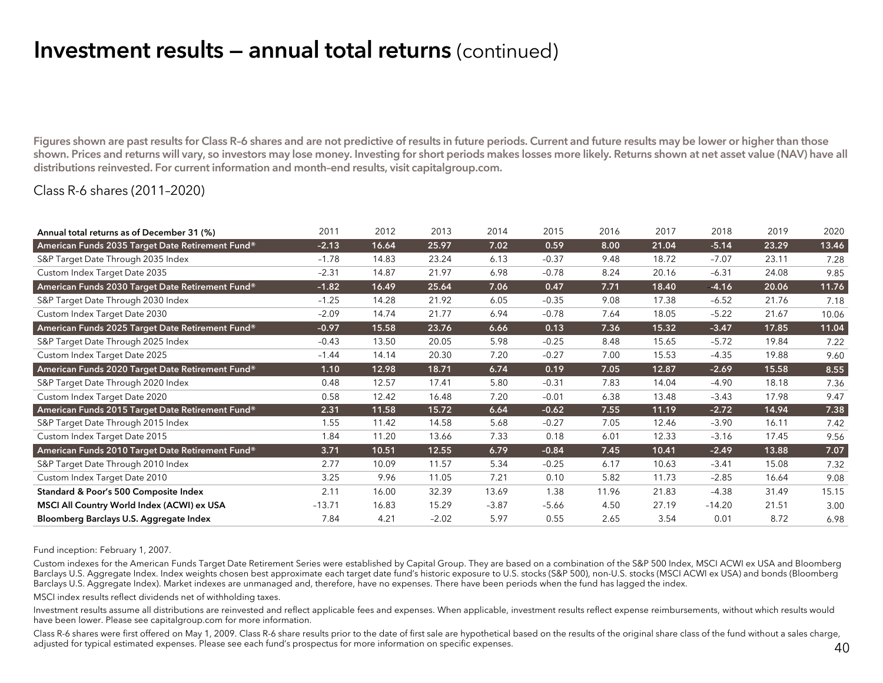# Investment results — annual total returns (continued)

**Figures shown are past results for Class R-6 shares and are not predictive of results in future periods. Current and future results may be lower or higher than those shown. Prices and returns will vary, so investors may lose money. Investing for short periods makes losses more likely. Returns shown at net asset value (NAV) have all distributions reinvested. For current information and month-end results, visit capitalgroup.com.**

Class R-6 shares (2011–2020)

| Annual total returns as of December 31 (%) | 2011 | 2012 | 2013 | 2014 | 2015 | 2016 | 2017 | 2018 | 2019 | 2020 |
|---|---|---|---|---|---|---|---|---|---|---|
| **American Funds 2035 Target Date Retirement Fund®** | **–2.13** | **16.64** | **25.97** | **7.02** | **0.59** | **8.00** | **21.04** | **–5.14** | **23.29** | **13.46** |
| S&P Target Date Through 2035 Index | –1.78 | 14.83 | 23.24 | 6.13 | –0.37 | 9.48 | 18.72 | –7.07 | 23.11 | 7.28 |
| Custom Index Target Date 2035 | –2.31 | 14.87 | 21.97 | 6.98 | –0.78 | 8.24 | 20.16 | –6.31 | 24.08 | 9.85 |
| **American Funds 2030 Target Date Retirement Fund®** | **–1.82** | **16.49** | **25.64** | **7.06** | **0.47** | **7.71** | **18.40** | **–4.16** | **20.06** | **11.76** |
| S&P Target Date Through 2030 Index | –1.25 | 14.28 | 21.92 | 6.05 | –0.35 | 9.08 | 17.38 | –6.52 | 21.76 | 7.18 |
| Custom Index Target Date 2030 | –2.09 | 14.74 | 21.77 | 6.94 | –0.78 | 7.64 | 18.05 | –5.22 | 21.67 | 10.06 |
| **American Funds 2025 Target Date Retirement Fund®** | **–0.97** | **15.58** | **23.76** | **6.66** | **0.13** | **7.36** | **15.32** | **–3.47** | **17.85** | **11.04** |
| S&P Target Date Through 2025 Index | –0.43 | 13.50 | 20.05 | 5.98 | –0.25 | 8.48 | 15.65 | –5.72 | 19.84 | 7.22 |
| Custom Index Target Date 2025 | –1.44 | 14.14 | 20.30 | 7.20 | –0.27 | 7.00 | 15.53 | –4.35 | 19.88 | 9.60 |
| **American Funds 2020 Target Date Retirement Fund®** | **1.10** | **12.98** | **18.71** | **6.74** | **0.19** | **7.05** | **12.87** | **–2.69** | **15.58** | **8.55** |
| S&P Target Date Through 2020 Index | 0.48 | 12.57 | 17.41 | 5.80 | –0.31 | 7.83 | 14.04 | –4.90 | 18.18 | 7.36 |
| Custom Index Target Date 2020 | 0.58 | 12.42 | 16.48 | 7.20 | –0.01 | 6.38 | 13.48 | –3.43 | 17.98 | 9.47 |
| **American Funds 2015 Target Date Retirement Fund®** | **2.31** | **11.58** | **15.72** | **6.64** | **–0.62** | **7.55** | **11.19** | **–2.72** | **14.94** | **7.38** |
| S&P Target Date Through 2015 Index | 1.55 | 11.42 | 14.58 | 5.68 | –0.27 | 7.05 | 12.46 | –3.90 | 16.11 | 7.42 |
| Custom Index Target Date 2015 | 1.84 | 11.20 | 13.66 | 7.33 | 0.18 | 6.01 | 12.33 | –3.16 | 17.45 | 9.56 |
| **American Funds 2010 Target Date Retirement Fund®** | **3.71** | **10.51** | **12.55** | **6.79** | **–0.84** | **7.45** | **10.41** | **–2.49** | **13.88** | **7.07** |
| S&P Target Date Through 2010 Index | 2.77 | 10.09 | 11.57 | 5.34 | –0.25 | 6.17 | 10.63 | –3.41 | 15.08 | 7.32 |
| Custom Index Target Date 2010 | 3.25 | 9.96 | 11.05 | 7.21 | 0.10 | 5.82 | 11.73 | –2.85 | 16.64 | 9.08 |
| **Standard & Poor's 500 Composite Index** | 2.11 | 16.00 | 32.39 | 13.69 | 1.38 | 11.96 | 21.83 | –4.38 | 31.49 | 15.15 |
| **MSCI All Country World Index (ACWI) ex USA** | –13.71 | 16.83 | 15.29 | –3.87 | –5.66 | 4.50 | 27.19 | –14.20 | 21.51 | 3.00 |
| **Bloomberg Barclays U.S. Aggregate Index** | 7.84 | 4.21 | –2.02 | 5.97 | 0.55 | 2.65 | 3.54 | 0.01 | 8.72 | 6.98 |

Fund inception: February 1, 2007.

Custom indexes for the American Funds Target Date Retirement Series were established by Capital Group. They are based on a combination of the S&P 500 Index, MSCI ACWI ex USA and Bloomberg Barclays U.S. Aggregate Index. Index weights chosen best approximate each target date fund's historic exposure to U.S. stocks (S&P 500), non-U.S. stocks (MSCI ACWI ex USA) and bonds (Bloomberg Barclays U.S. Aggregate Index). Market indexes are unmanaged and, therefore, have no expenses. There have been periods when the fund has lagged the index.

MSCI index results reflect dividends net of withholding taxes.

Investment results assume all distributions are reinvested and reflect applicable fees and expenses. When applicable, investment results reflect expense reimbursements, without which results would have been lower. Please see capitalgroup.com for more information.

Class R-6 shares were first offered on May 1, 2009. Class R-6 share results prior to the date of first sale are hypothetical based on the results of the original share class of the fund without a sales charge, adjusted for typical estimated expenses. Please see each fund's prospectus for more information on specific expenses.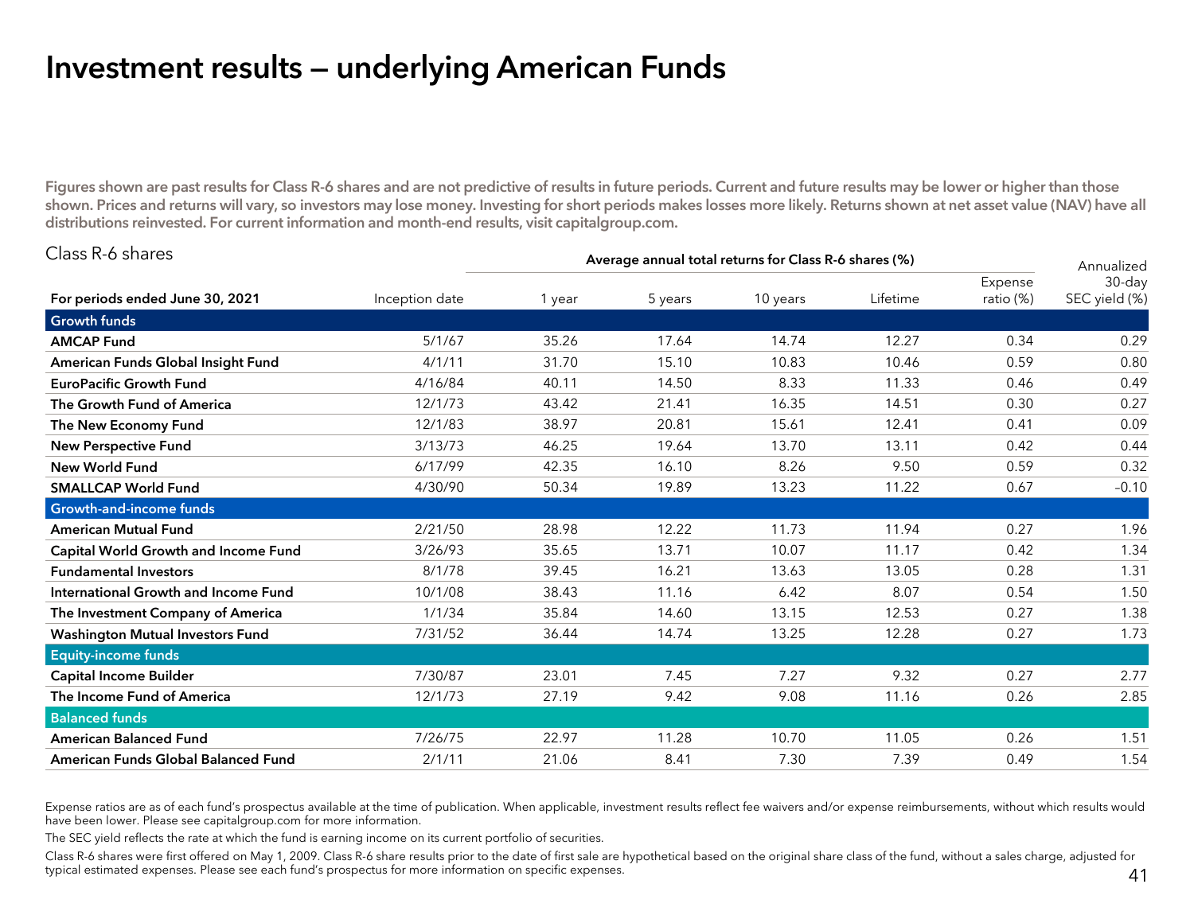# Investment results — underlying American Funds

**Figures shown are past results for Class R-6 shares and are not predictive of results in future periods. Current and future results may be lower or higher than those shown. Prices and returns will vary, so investors may lose money. Investing for short periods makes losses more likely. Returns shown at net asset value (NAV) have all distributions reinvested. For current information and month-end results, visit capitalgroup.com.**

Class R-6 shares

| For periods ended June 30, 2021 | Inception date | Average annual total returns for Class R-6 shares (%) 1 year | 5 years | 10 years | Lifetime | Expense ratio (%) | Annualized 30-day SEC yield (%) |
|---|---|---|---|---|---|---|---|
| **Growth funds** | | | | | | | |
| **AMCAP Fund** | 5/1/67 | 35.26 | 17.64 | 14.74 | 12.27 | 0.34 | 0.29 |
| **American Funds Global Insight Fund** | 4/1/11 | 31.70 | 15.10 | 10.83 | 10.46 | 0.59 | 0.80 |
| **EuroPacific Growth Fund** | 4/16/84 | 40.11 | 14.50 | 8.33 | 11.33 | 0.46 | 0.49 |
| **The Growth Fund of America** | 12/1/73 | 43.42 | 21.41 | 16.35 | 14.51 | 0.30 | 0.27 |
| **The New Economy Fund** | 12/1/83 | 38.97 | 20.81 | 15.61 | 12.41 | 0.41 | 0.09 |
| **New Perspective Fund** | 3/13/73 | 46.25 | 19.64 | 13.70 | 13.11 | 0.42 | 0.44 |
| **New World Fund** | 6/17/99 | 42.35 | 16.10 | 8.26 | 9.50 | 0.59 | 0.32 |
| **SMALLCAP World Fund** | 4/30/90 | 50.34 | 19.89 | 13.23 | 11.22 | 0.67 | -0.10 |
| **Growth-and-income funds** | | | | | | | |
| **American Mutual Fund** | 2/21/50 | 28.98 | 12.22 | 11.73 | 11.94 | 0.27 | 1.96 |
| **Capital World Growth and Income Fund** | 3/26/93 | 35.65 | 13.71 | 10.07 | 11.17 | 0.42 | 1.34 |
| **Fundamental Investors** | 8/1/78 | 39.45 | 16.21 | 13.63 | 13.05 | 0.28 | 1.31 |
| **International Growth and Income Fund** | 10/1/08 | 38.43 | 11.16 | 6.42 | 8.07 | 0.54 | 1.50 |
| **The Investment Company of America** | 1/1/34 | 35.84 | 14.60 | 13.15 | 12.53 | 0.27 | 1.38 |
| **Washington Mutual Investors Fund** | 7/31/52 | 36.44 | 14.74 | 13.25 | 12.28 | 0.27 | 1.73 |
| **Equity-income funds** | | | | | | | |
| **Capital Income Builder** | 7/30/87 | 23.01 | 7.45 | 7.27 | 9.32 | 0.27 | 2.77 |
| **The Income Fund of America** | 12/1/73 | 27.19 | 9.42 | 9.08 | 11.16 | 0.26 | 2.85 |
| **Balanced funds** | | | | | | | |
| **American Balanced Fund** | 7/26/75 | 22.97 | 11.28 | 10.70 | 11.05 | 0.26 | 1.51 |
| **American Funds Global Balanced Fund** | 2/1/11 | 21.06 | 8.41 | 7.30 | 7.39 | 0.49 | 1.54 |

Expense ratios are as of each fund's prospectus available at the time of publication. When applicable, investment results reflect fee waivers and/or expense reimbursements, without which results would have been lower. Please see capitalgroup.com for more information.

The SEC yield reflects the rate at which the fund is earning income on its current portfolio of securities.

Class R-6 shares were first offered on May 1, 2009. Class R-6 share results prior to the date of first sale are hypothetical based on the original share class of the fund, without a sales charge, adjusted for typical estimated expenses. Please see each fund's prospectus for more information on specific expenses.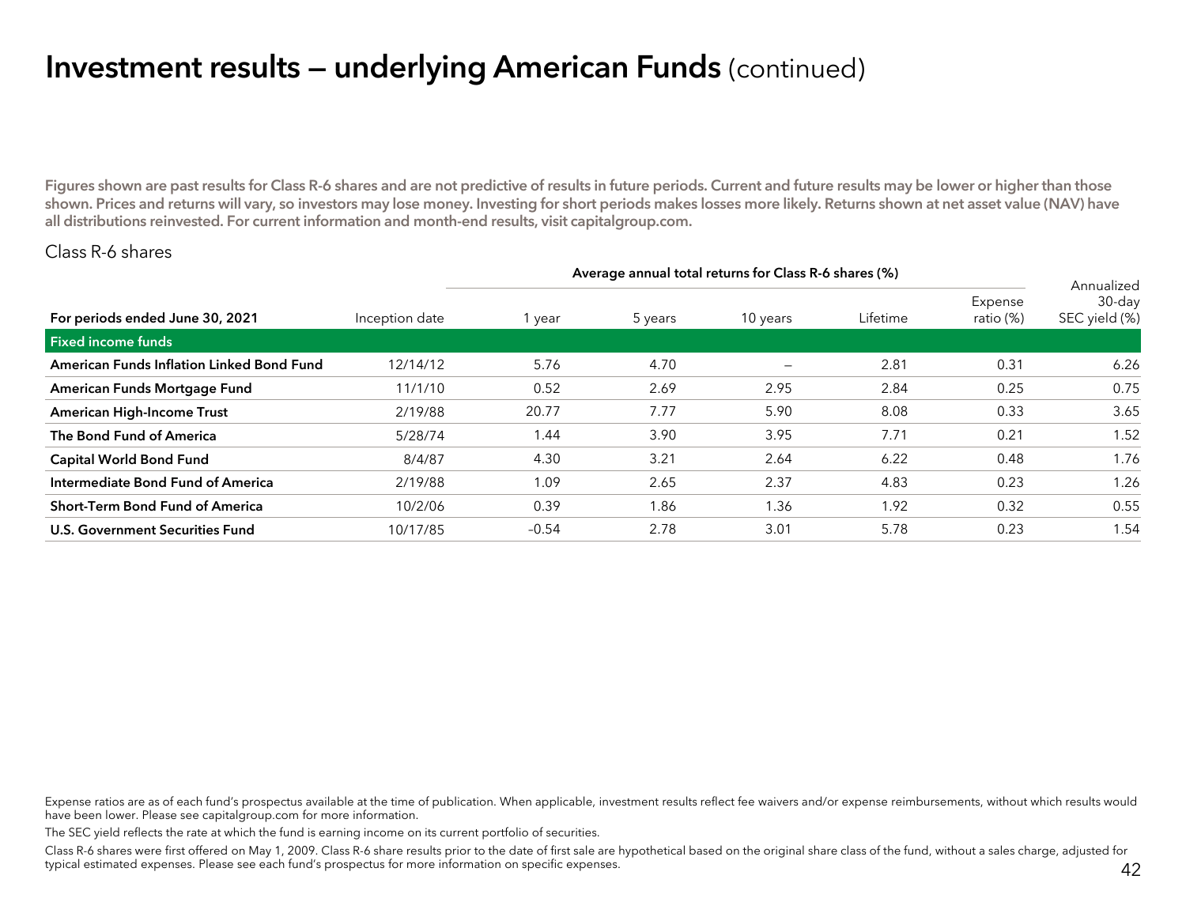# **Investment results — underlying American Funds** (continued)

**Figures shown are past results for Class R-6 shares and are not predictive of results in future periods. Current and future results may be lower or higher than those shown. Prices and returns will vary, so investors may lose money. Investing for short periods makes losses more likely. Returns shown at net asset value (NAV) have all distributions reinvested. For current information and month-end results, visit capitalgroup.com.**

Class R-6 shares

| | | Average annual total returns for Class R-6 shares (%) | | | | | |
|---|---|---|---|---|---|---|---|
| **For periods ended June 30, 2021** | Inception date | 1 year | 5 years | 10 years | Lifetime | Expense ratio (%) | Annualized 30-day SEC yield (%) |
| **Fixed income funds** | | | | | | | |
| **American Funds Inflation Linked Bond Fund** | 12/14/12 | 5.76 | 4.70 | – | 2.81 | 0.31 | 6.26 |
| **American Funds Mortgage Fund** | 11/1/10 | 0.52 | 2.69 | 2.95 | 2.84 | 0.25 | 0.75 |
| **American High-Income Trust** | 2/19/88 | 20.77 | 7.77 | 5.90 | 8.08 | 0.33 | 3.65 |
| **The Bond Fund of America** | 5/28/74 | 1.44 | 3.90 | 3.95 | 7.71 | 0.21 | 1.52 |
| **Capital World Bond Fund** | 8/4/87 | 4.30 | 3.21 | 2.64 | 6.22 | 0.48 | 1.76 |
| **Intermediate Bond Fund of America** | 2/19/88 | 1.09 | 2.65 | 2.37 | 4.83 | 0.23 | 1.26 |
| **Short-Term Bond Fund of America** | 10/2/06 | 0.39 | 1.86 | 1.36 | 1.92 | 0.32 | 0.55 |
| **U.S. Government Securities Fund** | 10/17/85 | –0.54 | 2.78 | 3.01 | 5.78 | 0.23 | 1.54 |

Expense ratios are as of each fund's prospectus available at the time of publication. When applicable, investment results reflect fee waivers and/or expense reimbursements, without which results would have been lower. Please see capitalgroup.com for more information.

The SEC yield reflects the rate at which the fund is earning income on its current portfolio of securities.

Class R-6 shares were first offered on May 1, 2009. Class R-6 share results prior to the date of first sale are hypothetical based on the original share class of the fund, without a sales charge, adjusted for typical estimated expenses. Please see each fund's prospectus for more information on specific expenses.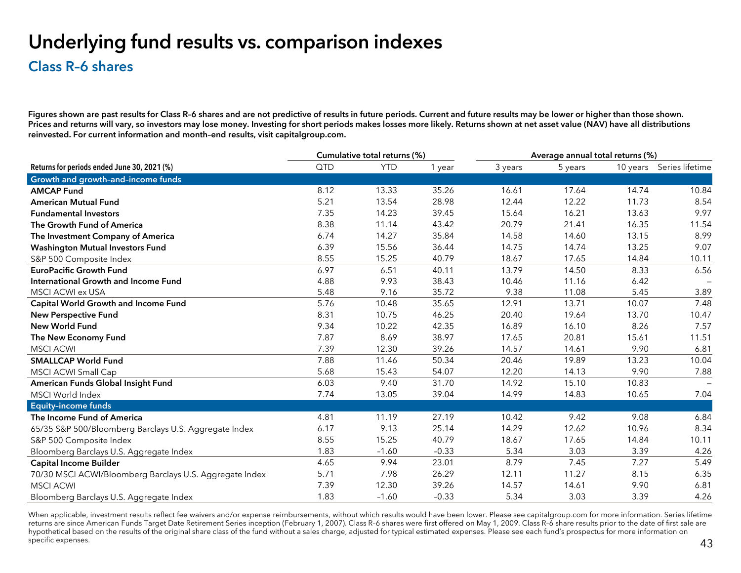# Underlying fund results vs. comparison indexes

## Class R-6 shares

**Figures shown are past results for Class R-6 shares and are not predictive of results in future periods. Current and future results may be lower or higher than those shown. Prices and returns will vary, so investors may lose money. Investing for short periods makes losses more likely. Returns shown at net asset value (NAV) have all distributions reinvested. For current information and month-end results, visit capitalgroup.com.**

| | Cumulative total returns (%) | | | Average annual total returns (%) | | | |
|---|---|---|---|---|---|---|---|
| **Returns for periods ended June 30, 2021 (%)** | QTD | YTD | 1 year | 3 years | 5 years | 10 years | Series lifetime |
| **Growth and growth-and-income funds** | | | | | | | |
| **AMCAP Fund** | 8.12 | 13.33 | 35.26 | 16.61 | 17.64 | 14.74 | 10.84 |
| **American Mutual Fund** | 5.21 | 13.54 | 28.98 | 12.44 | 12.22 | 11.73 | 8.54 |
| **Fundamental Investors** | 7.35 | 14.23 | 39.45 | 15.64 | 16.21 | 13.63 | 9.97 |
| **The Growth Fund of America** | 8.38 | 11.14 | 43.42 | 20.79 | 21.41 | 16.35 | 11.54 |
| **The Investment Company of America** | 6.74 | 14.27 | 35.84 | 14.58 | 14.60 | 13.15 | 8.99 |
| **Washington Mutual Investors Fund** | 6.39 | 15.56 | 36.44 | 14.75 | 14.74 | 13.25 | 9.07 |
| S&P 500 Composite Index | 8.55 | 15.25 | 40.79 | 18.67 | 17.65 | 14.84 | 10.11 |
| **EuroPacific Growth Fund** | 6.97 | 6.51 | 40.11 | 13.79 | 14.50 | 8.33 | 6.56 |
| **International Growth and Income Fund** | 4.88 | 9.93 | 38.43 | 10.46 | 11.16 | 6.42 | – |
| MSCI ACWI ex USA | 5.48 | 9.16 | 35.72 | 9.38 | 11.08 | 5.45 | 3.89 |
| **Capital World Growth and Income Fund** | 5.76 | 10.48 | 35.65 | 12.91 | 13.71 | 10.07 | 7.48 |
| **New Perspective Fund** | 8.31 | 10.75 | 46.25 | 20.40 | 19.64 | 13.70 | 10.47 |
| **New World Fund** | 9.34 | 10.22 | 42.35 | 16.89 | 16.10 | 8.26 | 7.57 |
| **The New Economy Fund** | 7.87 | 8.69 | 38.97 | 17.65 | 20.81 | 15.61 | 11.51 |
| MSCI ACWI | 7.39 | 12.30 | 39.26 | 14.57 | 14.61 | 9.90 | 6.81 |
| **SMALLCAP World Fund** | 7.88 | 11.46 | 50.34 | 20.46 | 19.89 | 13.23 | 10.04 |
| MSCI ACWI Small Cap | 5.68 | 15.43 | 54.07 | 12.20 | 14.13 | 9.90 | 7.88 |
| **American Funds Global Insight Fund** | 6.03 | 9.40 | 31.70 | 14.92 | 15.10 | 10.83 | – |
| MSCI World Index | 7.74 | 13.05 | 39.04 | 14.99 | 14.83 | 10.65 | 7.04 |
| **Equity-income funds** | | | | | | | |
| **The Income Fund of America** | 4.81 | 11.19 | 27.19 | 10.42 | 9.42 | 9.08 | 6.84 |
| 65/35 S&P 500/Bloomberg Barclays U.S. Aggregate Index | 6.17 | 9.13 | 25.14 | 14.29 | 12.62 | 10.96 | 8.34 |
| S&P 500 Composite Index | 8.55 | 15.25 | 40.79 | 18.67 | 17.65 | 14.84 | 10.11 |
| Bloomberg Barclays U.S. Aggregate Index | 1.83 | –1.60 | –0.33 | 5.34 | 3.03 | 3.39 | 4.26 |
| **Capital Income Builder** | 4.65 | 9.94 | 23.01 | 8.79 | 7.45 | 7.27 | 5.49 |
| 70/30 MSCI ACWI/Bloomberg Barclays U.S. Aggregate Index | 5.71 | 7.98 | 26.29 | 12.11 | 11.27 | 8.15 | 6.35 |
| MSCI ACWI | 7.39 | 12.30 | 39.26 | 14.57 | 14.61 | 9.90 | 6.81 |
| Bloomberg Barclays U.S. Aggregate Index | 1.83 | –1.60 | –0.33 | 5.34 | 3.03 | 3.39 | 4.26 |

When applicable, investment results reflect fee waivers and/or expense reimbursements, without which results would have been lower. Please see capitalgroup.com for more information. Series lifetime returns are since American Funds Target Date Retirement Series inception (February 1, 2007). Class R-6 shares were first offered on May 1, 2009. Class R-6 share results prior to the date of first sale are hypothetical based on the results of the original share class of the fund without a sales charge, adjusted for typical estimated expenses. Please see each fund's prospectus for more information on specific expenses.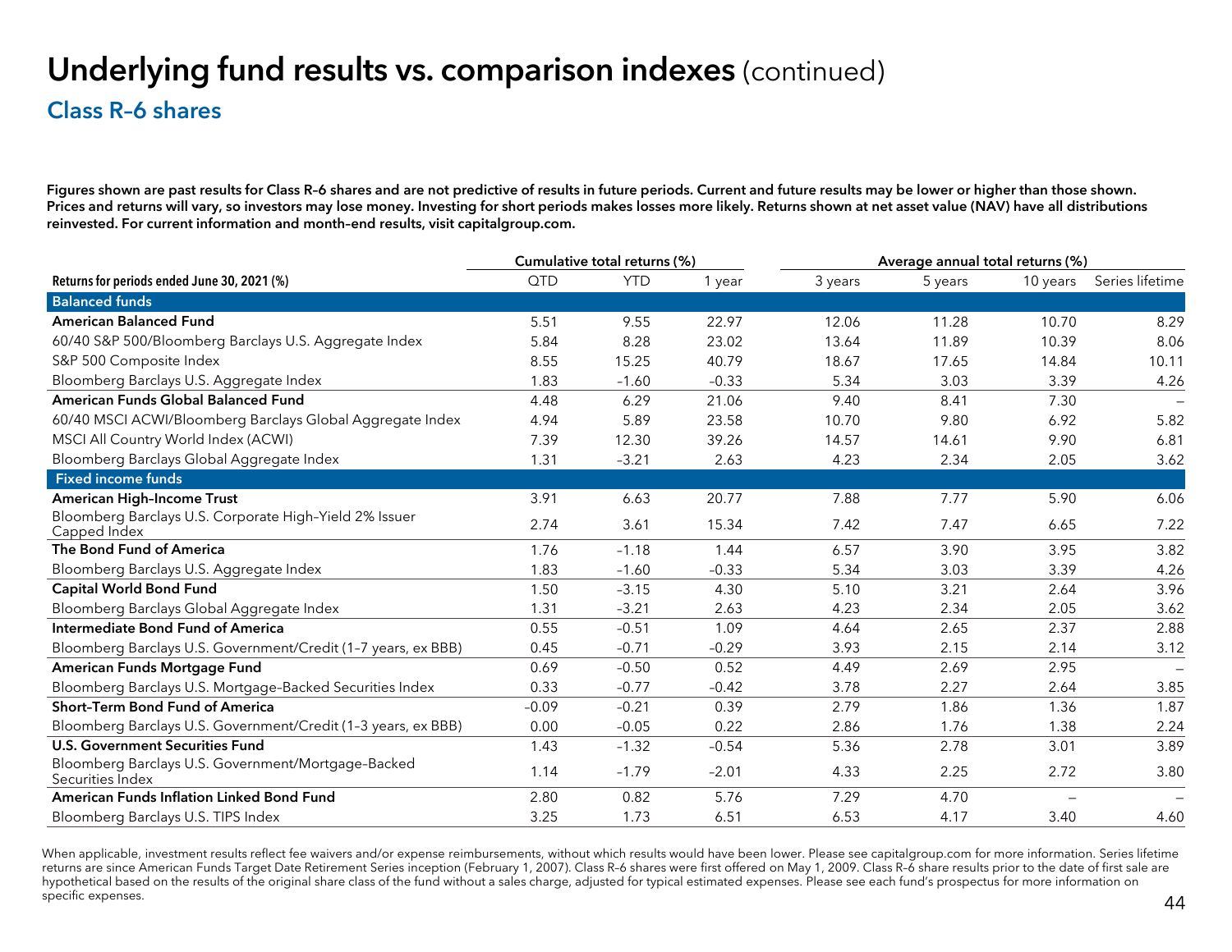# Underlying fund results vs. comparison indexes (continued)

## Class R-6 shares

**Figures shown are past results for Class R-6 shares and are not predictive of results in future periods. Current and future results may be lower or higher than those shown. Prices and returns will vary, so investors may lose money. Investing for short periods makes losses more likely. Returns shown at net asset value (NAV) have all distributions reinvested. For current information and month-end results, visit capitalgroup.com.**

| | Cumulative total returns (%) | | | Average annual total returns (%) | | | |
|---|---|---|---|---|---|---|---|
| **Returns for periods ended June 30, 2021 (%)** | QTD | YTD | 1 year | 3 years | 5 years | 10 years | Series lifetime |
| **Balanced funds** | | | | | | | |
| **American Balanced Fund** | 5.51 | 9.55 | 22.97 | 12.06 | 11.28 | 10.70 | 8.29 |
| 60/40 S&P 500/Bloomberg Barclays U.S. Aggregate Index | 5.84 | 8.28 | 23.02 | 13.64 | 11.89 | 10.39 | 8.06 |
| S&P 500 Composite Index | 8.55 | 15.25 | 40.79 | 18.67 | 17.65 | 14.84 | 10.11 |
| Bloomberg Barclays U.S. Aggregate Index | 1.83 | –1.60 | –0.33 | 5.34 | 3.03 | 3.39 | 4.26 |
| **American Funds Global Balanced Fund** | 4.48 | 6.29 | 21.06 | 9.40 | 8.41 | 7.30 | – |
| 60/40 MSCI ACWI/Bloomberg Barclays Global Aggregate Index | 4.94 | 5.89 | 23.58 | 10.70 | 9.80 | 6.92 | 5.82 |
| MSCI All Country World Index (ACWI) | 7.39 | 12.30 | 39.26 | 14.57 | 14.61 | 9.90 | 6.81 |
| Bloomberg Barclays Global Aggregate Index | 1.31 | –3.21 | 2.63 | 4.23 | 2.34 | 2.05 | 3.62 |
| **Fixed income funds** | | | | | | | |
| **American High-Income Trust** | 3.91 | 6.63 | 20.77 | 7.88 | 7.77 | 5.90 | 6.06 |
| Bloomberg Barclays U.S. Corporate High-Yield 2% Issuer Capped Index | 2.74 | 3.61 | 15.34 | 7.42 | 7.47 | 6.65 | 7.22 |
| **The Bond Fund of America** | 1.76 | –1.18 | 1.44 | 6.57 | 3.90 | 3.95 | 3.82 |
| Bloomberg Barclays U.S. Aggregate Index | 1.83 | –1.60 | –0.33 | 5.34 | 3.03 | 3.39 | 4.26 |
| **Capital World Bond Fund** | 1.50 | –3.15 | 4.30 | 5.10 | 3.21 | 2.64 | 3.96 |
| Bloomberg Barclays Global Aggregate Index | 1.31 | –3.21 | 2.63 | 4.23 | 2.34 | 2.05 | 3.62 |
| **Intermediate Bond Fund of America** | 0.55 | –0.51 | 1.09 | 4.64 | 2.65 | 2.37 | 2.88 |
| Bloomberg Barclays U.S. Government/Credit (1–7 years, ex BBB) | 0.45 | –0.71 | –0.29 | 3.93 | 2.15 | 2.14 | 3.12 |
| **American Funds Mortgage Fund** | 0.69 | –0.50 | 0.52 | 4.49 | 2.69 | 2.95 | – |
| Bloomberg Barclays U.S. Mortgage-Backed Securities Index | 0.33 | –0.77 | –0.42 | 3.78 | 2.27 | 2.64 | 3.85 |
| **Short-Term Bond Fund of America** | –0.09 | –0.21 | 0.39 | 2.79 | 1.86 | 1.36 | 1.87 |
| Bloomberg Barclays U.S. Government/Credit (1–3 years, ex BBB) | 0.00 | –0.05 | 0.22 | 2.86 | 1.76 | 1.38 | 2.24 |
| **U.S. Government Securities Fund** | 1.43 | –1.32 | –0.54 | 5.36 | 2.78 | 3.01 | 3.89 |
| Bloomberg Barclays U.S. Government/Mortgage-Backed Securities Index | 1.14 | –1.79 | –2.01 | 4.33 | 2.25 | 2.72 | 3.80 |
| **American Funds Inflation Linked Bond Fund** | 2.80 | 0.82 | 5.76 | 7.29 | 4.70 | – | – |
| Bloomberg Barclays U.S. TIPS Index | 3.25 | 1.73 | 6.51 | 6.53 | 4.17 | 3.40 | 4.60 |

When applicable, investment results reflect fee waivers and/or expense reimbursements, without which results would have been lower. Please see capitalgroup.com for more information. Series lifetime returns are since American Funds Target Date Retirement Series inception (February 1, 2007). Class R-6 shares were first offered on May 1, 2009. Class R-6 share results prior to the date of first sale are hypothetical based on the results of the original share class of the fund without a sales charge, adjusted for typical estimated expenses. Please see each fund's prospectus for more information on specific expenses.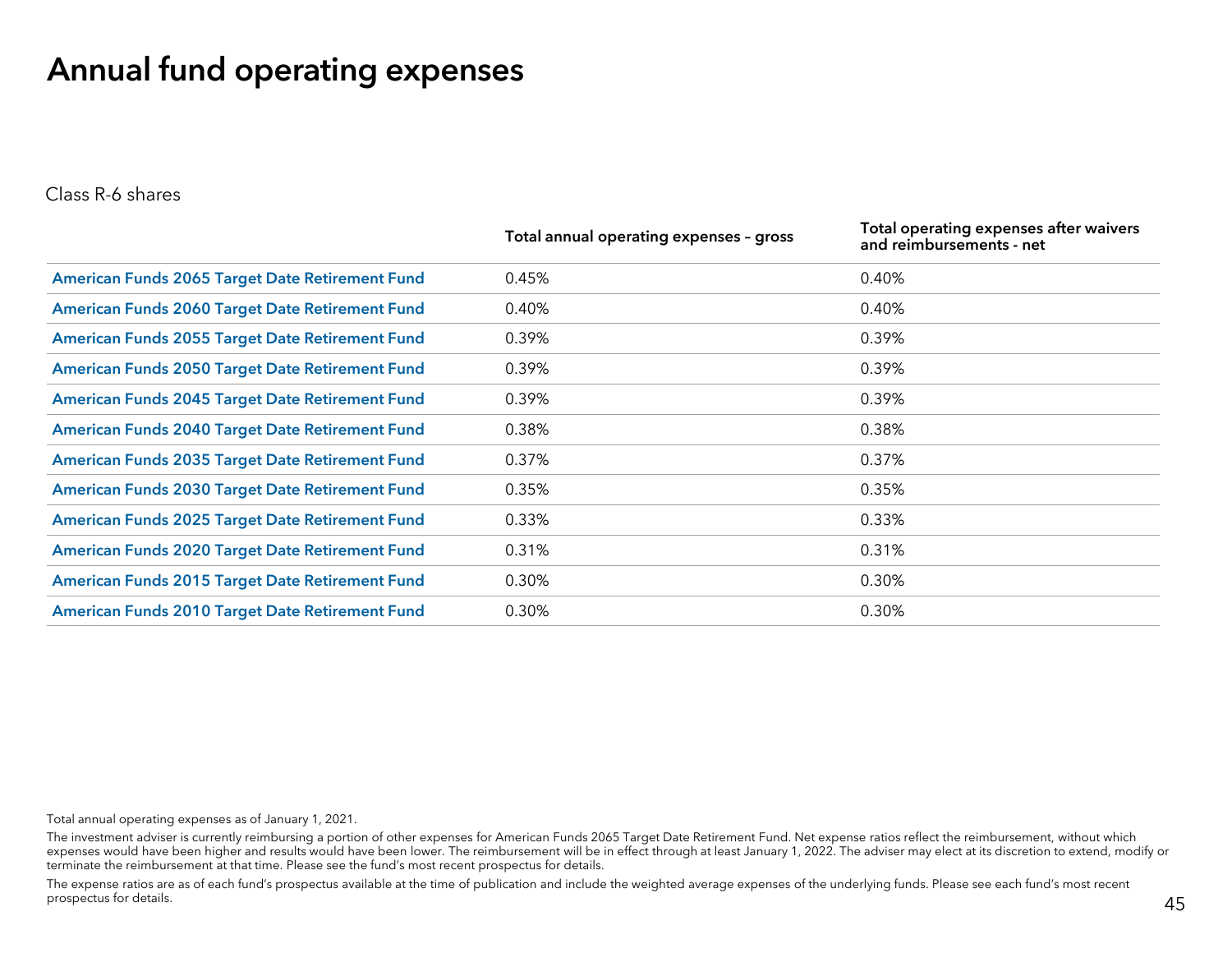# Annual fund operating expenses

Class R-6 shares

| | Total annual operating expenses – gross | Total operating expenses after waivers and reimbursements - net |
|---|---|---|
| **American Funds 2065 Target Date Retirement Fund** | 0.45% | 0.40% |
| **American Funds 2060 Target Date Retirement Fund** | 0.40% | 0.40% |
| **American Funds 2055 Target Date Retirement Fund** | 0.39% | 0.39% |
| **American Funds 2050 Target Date Retirement Fund** | 0.39% | 0.39% |
| **American Funds 2045 Target Date Retirement Fund** | 0.39% | 0.39% |
| **American Funds 2040 Target Date Retirement Fund** | 0.38% | 0.38% |
| **American Funds 2035 Target Date Retirement Fund** | 0.37% | 0.37% |
| **American Funds 2030 Target Date Retirement Fund** | 0.35% | 0.35% |
| **American Funds 2025 Target Date Retirement Fund** | 0.33% | 0.33% |
| **American Funds 2020 Target Date Retirement Fund** | 0.31% | 0.31% |
| **American Funds 2015 Target Date Retirement Fund** | 0.30% | 0.30% |
| **American Funds 2010 Target Date Retirement Fund** | 0.30% | 0.30% |

Total annual operating expenses as of January 1, 2021.

The investment adviser is currently reimbursing a portion of other expenses for American Funds 2065 Target Date Retirement Fund. Net expense ratios reflect the reimbursement, without which expenses would have been higher and results would have been lower. The reimbursement will be in effect through at least January 1, 2022. The adviser may elect at its discretion to extend, modify or terminate the reimbursement at that time. Please see the fund's most recent prospectus for details.

The expense ratios are as of each fund's prospectus available at the time of publication and include the weighted average expenses of the underlying funds. Please see each fund's most recent prospectus for details.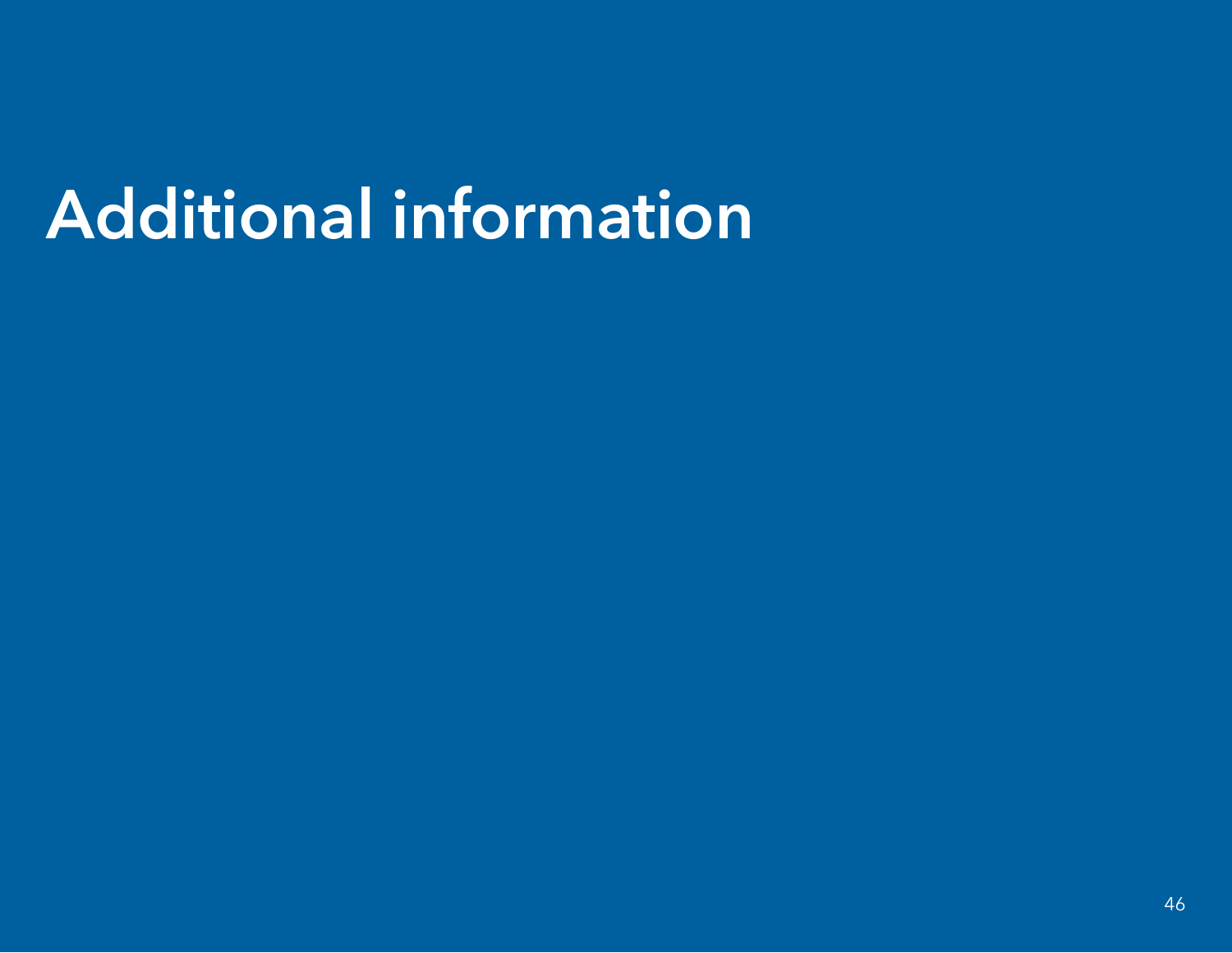# Additional information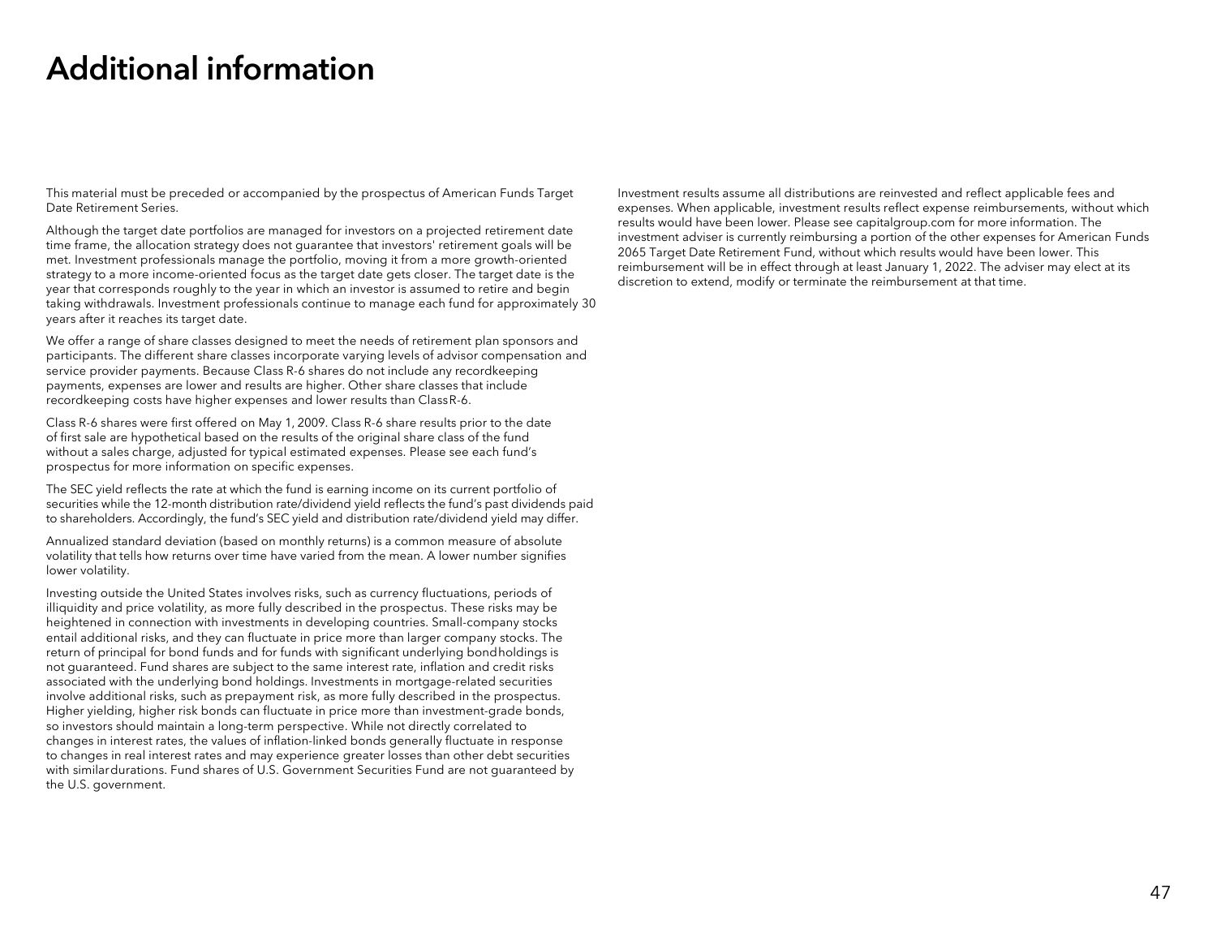# Additional information

This material must be preceded or accompanied by the prospectus of American Funds Target Date Retirement Series.

Although the target date portfolios are managed for investors on a projected retirement date time frame, the allocation strategy does not guarantee that investors' retirement goals will be met. Investment professionals manage the portfolio, moving it from a more growth-oriented strategy to a more income-oriented focus as the target date gets closer. The target date is the year that corresponds roughly to the year in which an investor is assumed to retire and begin taking withdrawals. Investment professionals continue to manage each fund for approximately 30 years after it reaches its target date.

We offer a range of share classes designed to meet the needs of retirement plan sponsors and participants. The different share classes incorporate varying levels of advisor compensation and service provider payments. Because Class R-6 shares do not include any recordkeeping payments, expenses are lower and results are higher. Other share classes that include recordkeeping costs have higher expenses and lower results than Class R-6.

Class R-6 shares were first offered on May 1, 2009. Class R-6 share results prior to the date of first sale are hypothetical based on the results of the original share class of the fund without a sales charge, adjusted for typical estimated expenses. Please see each fund's prospectus for more information on specific expenses.

The SEC yield reflects the rate at which the fund is earning income on its current portfolio of securities while the 12-month distribution rate/dividend yield reflects the fund's past dividends paid to shareholders. Accordingly, the fund's SEC yield and distribution rate/dividend yield may differ.

Annualized standard deviation (based on monthly returns) is a common measure of absolute volatility that tells how returns over time have varied from the mean. A lower number signifies lower volatility.

Investing outside the United States involves risks, such as currency fluctuations, periods of illiquidity and price volatility, as more fully described in the prospectus. These risks may be heightened in connection with investments in developing countries. Small-company stocks entail additional risks, and they can fluctuate in price more than larger company stocks. The return of principal for bond funds and for funds with significant underlying bond holdings is not guaranteed. Fund shares are subject to the same interest rate, inflation and credit risks associated with the underlying bond holdings. Investments in mortgage-related securities involve additional risks, such as prepayment risk, as more fully described in the prospectus. Higher yielding, higher risk bonds can fluctuate in price more than investment-grade bonds, so investors should maintain a long-term perspective. While not directly correlated to changes in interest rates, the values of inflation-linked bonds generally fluctuate in response to changes in real interest rates and may experience greater losses than other debt securities with similar durations. Fund shares of U.S. Government Securities Fund are not guaranteed by the U.S. government.

Investment results assume all distributions are reinvested and reflect applicable fees and expenses. When applicable, investment results reflect expense reimbursements, without which results would have been lower. Please see capitalgroup.com for more information. The investment adviser is currently reimbursing a portion of the other expenses for American Funds 2065 Target Date Retirement Fund, without which results would have been lower. This reimbursement will be in effect through at least January 1, 2022. The adviser may elect at its discretion to extend, modify or terminate the reimbursement at that time.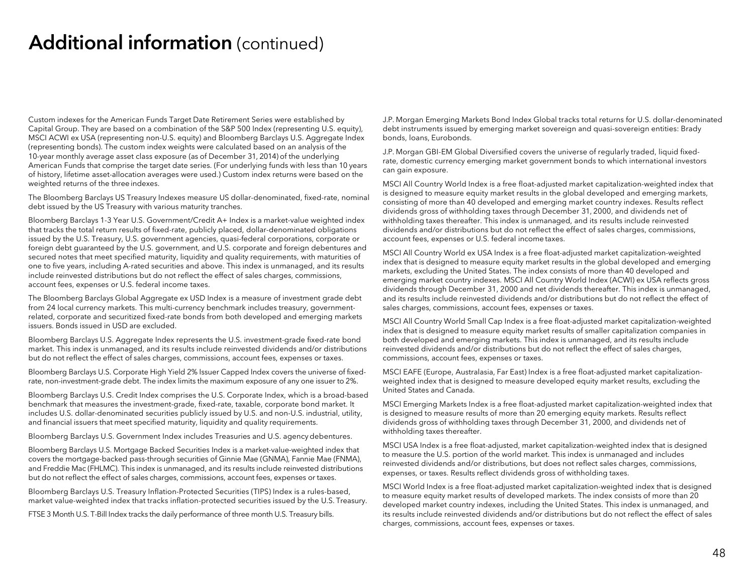# Additional information (continued)

Custom indexes for the American Funds Target Date Retirement Series were established by Capital Group. They are based on a combination of the S&P 500 Index (representing U.S. equity), MSCI ACWI ex USA (representing non-U.S. equity) and Bloomberg Barclays U.S. Aggregate Index (representing bonds). The custom index weights were calculated based on an analysis of the 10-year monthly average asset class exposure (as of December 31, 2014) of the underlying American Funds that comprise the target date series. (For underlying funds with less than 10 years of history, lifetime asset-allocation averages were used.) Custom index returns were based on the weighted returns of the three indexes.

The Bloomberg Barclays US Treasury Indexes measure US dollar-denominated, fixed-rate, nominal debt issued by the US Treasury with various maturity tranches.

Bloomberg Barclays 1-3 Year U.S. Government/Credit A+ Index is a market-value weighted index that tracks the total return results of fixed-rate, publicly placed, dollar-denominated obligations issued by the U.S. Treasury, U.S. government agencies, quasi-federal corporations, corporate or foreign debt guaranteed by the U.S. government, and U.S. corporate and foreign debentures and secured notes that meet specified maturity, liquidity and quality requirements, with maturities of one to five years, including A-rated securities and above. This index is unmanaged, and its results include reinvested distributions but do not reflect the effect of sales charges, commissions, account fees, expenses or U.S. federal income taxes.

The Bloomberg Barclays Global Aggregate ex USD Index is a measure of investment grade debt from 24 local currency markets. This multi-currency benchmark includes treasury, government-related, corporate and securitized fixed-rate bonds from both developed and emerging markets issuers. Bonds issued in USD are excluded.

Bloomberg Barclays U.S. Aggregate Index represents the U.S. investment-grade fixed-rate bond market. This index is unmanaged, and its results include reinvested dividends and/or distributions but do not reflect the effect of sales charges, commissions, account fees, expenses or taxes.

Bloomberg Barclays U.S. Corporate High Yield 2% Issuer Capped Index covers the universe of fixed-rate, non-investment-grade debt. The index limits the maximum exposure of any one issuer to 2%.

Bloomberg Barclays U.S. Credit Index comprises the U.S. Corporate Index, which is a broad-based benchmark that measures the investment-grade, fixed-rate, taxable, corporate bond market. It includes U.S. dollar-denominated securities publicly issued by U.S. and non-U.S. industrial, utility, and financial issuers that meet specified maturity, liquidity and quality requirements.

Bloomberg Barclays U.S. Government Index includes Treasuries and U.S. agency debentures.

Bloomberg Barclays U.S. Mortgage Backed Securities Index is a market-value-weighted index that covers the mortgage-backed pass-through securities of Ginnie Mae (GNMA), Fannie Mae (FNMA), and Freddie Mac (FHLMC). This index is unmanaged, and its results include reinvested distributions but do not reflect the effect of sales charges, commissions, account fees, expenses or taxes.

Bloomberg Barclays U.S. Treasury Inflation-Protected Securities (TIPS) Index is a rules-based, market value-weighted index that tracks inflation-protected securities issued by the U.S. Treasury.

FTSE 3 Month U.S. T-Bill Index tracks the daily performance of three month U.S. Treasury bills.

J.P. Morgan Emerging Markets Bond Index Global tracks total returns for U.S. dollar-denominated debt instruments issued by emerging market sovereign and quasi-sovereign entities: Brady bonds, loans, Eurobonds.

J.P. Morgan GBI-EM Global Diversified covers the universe of regularly traded, liquid fixed-rate, domestic currency emerging market government bonds to which international investors can gain exposure.

MSCI All Country World Index is a free float-adjusted market capitalization-weighted index that is designed to measure equity market results in the global developed and emerging markets, consisting of more than 40 developed and emerging market country indexes. Results reflect dividends gross of withholding taxes through December 31, 2000, and dividends net of withholding taxes thereafter. This index is unmanaged, and its results include reinvested dividends and/or distributions but do not reflect the effect of sales charges, commissions, account fees, expenses or U.S. federal income taxes.

MSCI All Country World ex USA Index is a free float-adjusted market capitalization-weighted index that is designed to measure equity market results in the global developed and emerging markets, excluding the United States. The index consists of more than 40 developed and emerging market country indexes. MSCI All Country World Index (ACWI) ex USA reflects gross dividends through December 31, 2000 and net dividends thereafter. This index is unmanaged, and its results include reinvested dividends and/or distributions but do not reflect the effect of sales charges, commissions, account fees, expenses or taxes.

MSCI All Country World Small Cap Index is a free float-adjusted market capitalization-weighted index that is designed to measure equity market results of smaller capitalization companies in both developed and emerging markets. This index is unmanaged, and its results include reinvested dividends and/or distributions but do not reflect the effect of sales charges, commissions, account fees, expenses or taxes.

MSCI EAFE (Europe, Australasia, Far East) Index is a free float-adjusted market capitalization-weighted index that is designed to measure developed equity market results, excluding the United States and Canada.

MSCI Emerging Markets Index is a free float-adjusted market capitalization-weighted index that is designed to measure results of more than 20 emerging equity markets. Results reflect dividends gross of withholding taxes through December 31, 2000, and dividends net of withholding taxes thereafter.

MSCI USA Index is a free float-adjusted, market capitalization-weighted index that is designed to measure the U.S. portion of the world market. This index is unmanaged and includes reinvested dividends and/or distributions, but does not reflect sales charges, commissions, expenses, or taxes. Results reflect dividends gross of withholding taxes.

MSCI World Index is a free float-adjusted market capitalization-weighted index that is designed to measure equity market results of developed markets. The index consists of more than 20 developed market country indexes, including the United States. This index is unmanaged, and its results include reinvested dividends and/or distributions but do not reflect the effect of sales charges, commissions, account fees, expenses or taxes.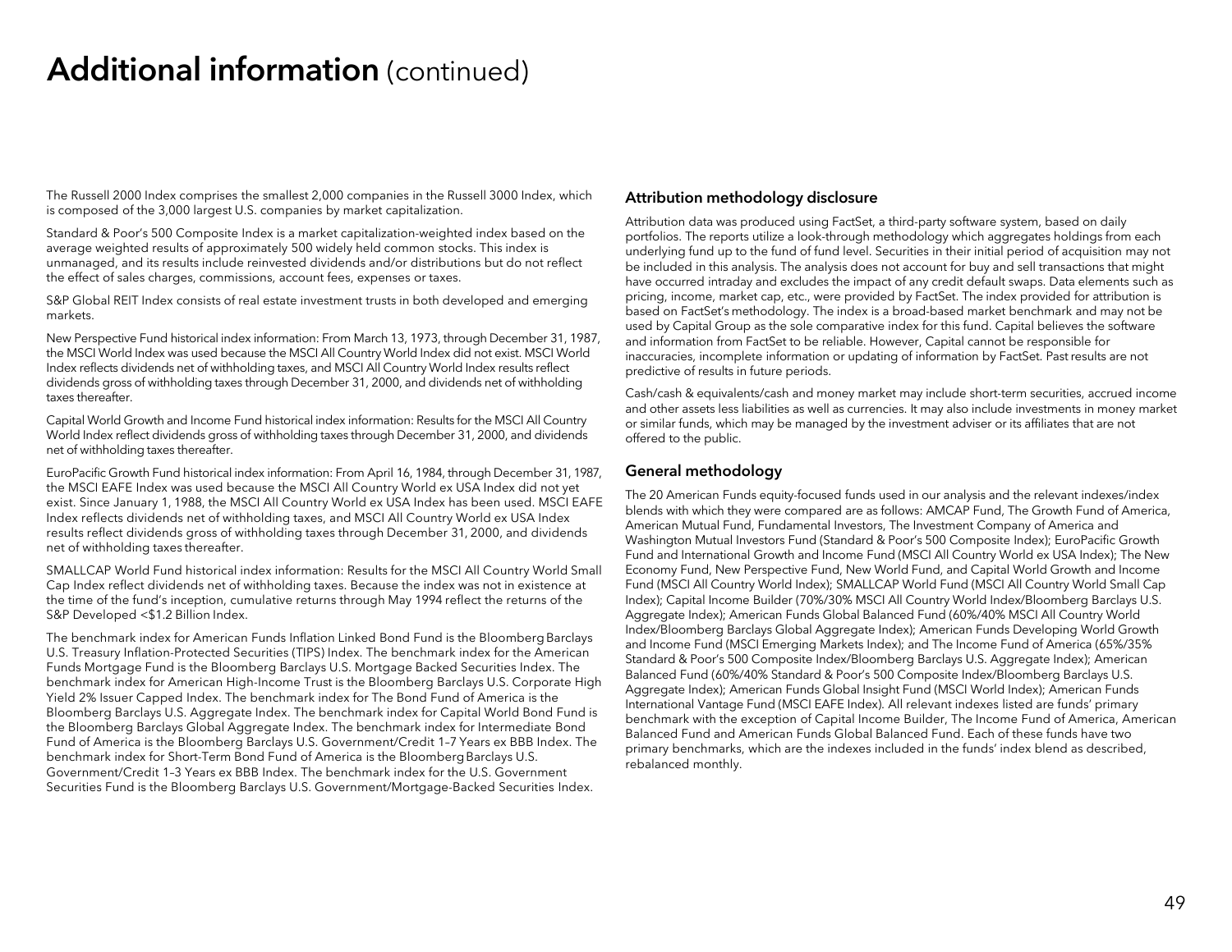# Additional information (continued)

The Russell 2000 Index comprises the smallest 2,000 companies in the Russell 3000 Index, which is composed of the 3,000 largest U.S. companies by market capitalization.

Standard & Poor's 500 Composite Index is a market capitalization-weighted index based on the average weighted results of approximately 500 widely held common stocks. This index is unmanaged, and its results include reinvested dividends and/or distributions but do not reflect the effect of sales charges, commissions, account fees, expenses or taxes.

S&P Global REIT Index consists of real estate investment trusts in both developed and emerging markets.

New Perspective Fund historical index information: From March 13, 1973, through December 31, 1987, the MSCI World Index was used because the MSCI All Country World Index did not exist. MSCI World Index reflects dividends net of withholding taxes, and MSCI All Country World Index results reflect dividends gross of withholding taxes through December 31, 2000, and dividends net of withholding taxes thereafter.

Capital World Growth and Income Fund historical index information: Results for the MSCI All Country World Index reflect dividends gross of withholding taxes through December 31, 2000, and dividends net of withholding taxes thereafter.

EuroPacific Growth Fund historical index information: From April 16, 1984, through December 31, 1987, the MSCI EAFE Index was used because the MSCI All Country World ex USA Index did not yet exist. Since January 1, 1988, the MSCI All Country World ex USA Index has been used. MSCI EAFE Index reflects dividends net of withholding taxes, and MSCI All Country World ex USA Index results reflect dividends gross of withholding taxes through December 31, 2000, and dividends net of withholding taxes thereafter.

SMALLCAP World Fund historical index information: Results for the MSCI All Country World Small Cap Index reflect dividends net of withholding taxes. Because the index was not in existence at the time of the fund's inception, cumulative returns through May 1994 reflect the returns of the S&P Developed <$1.2 Billion Index.

The benchmark index for American Funds Inflation Linked Bond Fund is the Bloomberg Barclays U.S. Treasury Inflation-Protected Securities (TIPS) Index. The benchmark index for the American Funds Mortgage Fund is the Bloomberg Barclays U.S. Mortgage Backed Securities Index. The benchmark index for American High-Income Trust is the Bloomberg Barclays U.S. Corporate High Yield 2% Issuer Capped Index. The benchmark index for The Bond Fund of America is the Bloomberg Barclays U.S. Aggregate Index. The benchmark index for Capital World Bond Fund is the Bloomberg Barclays Global Aggregate Index. The benchmark index for Intermediate Bond Fund of America is the Bloomberg Barclays U.S. Government/Credit 1–7 Years ex BBB Index. The benchmark index for Short-Term Bond Fund of America is the Bloomberg Barclays U.S. Government/Credit 1–3 Years ex BBB Index. The benchmark index for the U.S. Government Securities Fund is the Bloomberg Barclays U.S. Government/Mortgage-Backed Securities Index.

### Attribution methodology disclosure

Attribution data was produced using FactSet, a third-party software system, based on daily portfolios. The reports utilize a look-through methodology which aggregates holdings from each underlying fund up to the fund of fund level. Securities in their initial period of acquisition may not be included in this analysis. The analysis does not account for buy and sell transactions that might have occurred intraday and excludes the impact of any credit default swaps. Data elements such as pricing, income, market cap, etc., were provided by FactSet. The index provided for attribution is based on FactSet's methodology. The index is a broad-based market benchmark and may not be used by Capital Group as the sole comparative index for this fund. Capital believes the software and information from FactSet to be reliable. However, Capital cannot be responsible for inaccuracies, incomplete information or updating of information by FactSet. Past results are not predictive of results in future periods.

Cash/cash & equivalents/cash and money market may include short-term securities, accrued income and other assets less liabilities as well as currencies. It may also include investments in money market or similar funds, which may be managed by the investment adviser or its affiliates that are not offered to the public.

### General methodology

The 20 American Funds equity-focused funds used in our analysis and the relevant indexes/index blends with which they were compared are as follows: AMCAP Fund, The Growth Fund of America, American Mutual Fund, Fundamental Investors, The Investment Company of America and Washington Mutual Investors Fund (Standard & Poor's 500 Composite Index); EuroPacific Growth Fund and International Growth and Income Fund (MSCI All Country World ex USA Index); The New Economy Fund, New Perspective Fund, New World Fund, and Capital World Growth and Income Fund (MSCI All Country World Index); SMALLCAP World Fund (MSCI All Country World Small Cap Index); Capital Income Builder (70%/30% MSCI All Country World Index/Bloomberg Barclays U.S. Aggregate Index); American Funds Global Balanced Fund (60%/40% MSCI All Country World Index/Bloomberg Barclays Global Aggregate Index); American Funds Developing World Growth and Income Fund (MSCI Emerging Markets Index); and The Income Fund of America (65%/35% Standard & Poor's 500 Composite Index/Bloomberg Barclays U.S. Aggregate Index); American Balanced Fund (60%/40% Standard & Poor's 500 Composite Index/Bloomberg Barclays U.S. Aggregate Index); American Funds Global Insight Fund (MSCI World Index); American Funds International Vantage Fund (MSCI EAFE Index). All relevant indexes listed are funds' primary benchmark with the exception of Capital Income Builder, The Income Fund of America, American Balanced Fund and American Funds Global Balanced Fund. Each of these funds have two primary benchmarks, which are the indexes included in the funds' index blend as described, rebalanced monthly.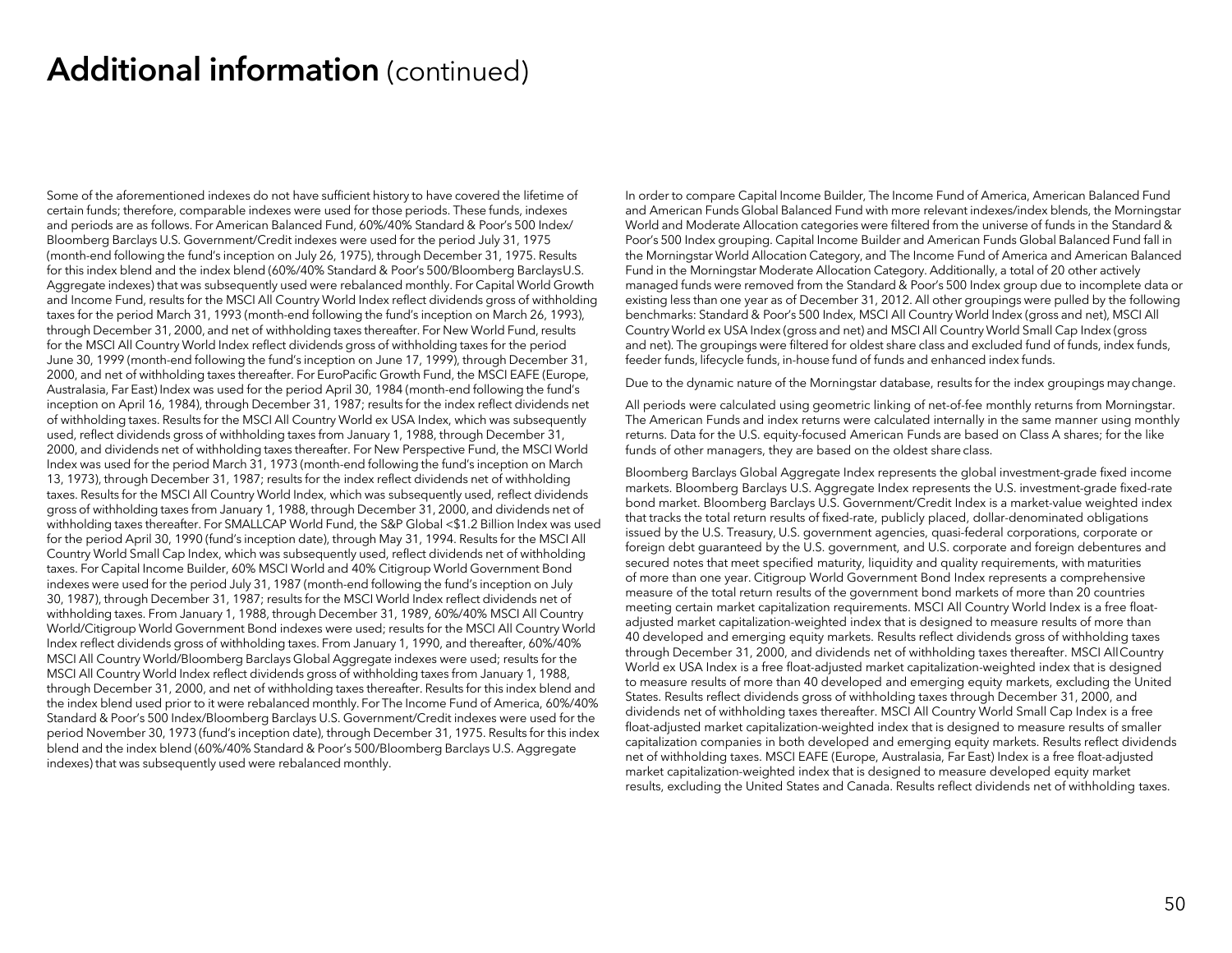# Additional information (continued)

Some of the aforementioned indexes do not have sufficient history to have covered the lifetime of certain funds; therefore, comparable indexes were used for those periods. These funds, indexes and periods are as follows. For American Balanced Fund, 60%/40% Standard & Poor's 500 Index/ Bloomberg Barclays U.S. Government/Credit indexes were used for the period July 31, 1975 (month-end following the fund's inception on July 26, 1975), through December 31, 1975. Results for this index blend and the index blend (60%/40% Standard & Poor's 500/Bloomberg Barclays U.S. Aggregate indexes) that was subsequently used were rebalanced monthly. For Capital World Growth and Income Fund, results for the MSCI All Country World Index reflect dividends gross of withholding taxes for the period March 31, 1993 (month-end following the fund's inception on March 26, 1993), through December 31, 2000, and net of withholding taxes thereafter. For New World Fund, results for the MSCI All Country World Index reflect dividends gross of withholding taxes for the period June 30, 1999 (month-end following the fund's inception on June 17, 1999), through December 31, 2000, and net of withholding taxes thereafter. For EuroPacific Growth Fund, the MSCI EAFE (Europe, Australasia, Far East) Index was used for the period April 30, 1984 (month-end following the fund's inception on April 16, 1984), through December 31, 1987; results for the index reflect dividends net of withholding taxes. Results for the MSCI All Country World ex USA Index, which was subsequently used, reflect dividends gross of withholding taxes from January 1, 1988, through December 31, 2000, and dividends net of withholding taxes thereafter. For New Perspective Fund, the MSCI World Index was used for the period March 31, 1973 (month-end following the fund's inception on March 13, 1973), through December 31, 1987; results for the index reflect dividends net of withholding taxes. Results for the MSCI All Country World Index, which was subsequently used, reflect dividends gross of withholding taxes from January 1, 1988, through December 31, 2000, and dividends net of withholding taxes thereafter. For SMALLCAP World Fund, the S&P Global <$1.2 Billion Index was used for the period April 30, 1990 (fund's inception date), through May 31, 1994. Results for the MSCI All Country World Small Cap Index, which was subsequently used, reflect dividends net of withholding taxes. For Capital Income Builder, 60% MSCI World and 40% Citigroup World Government Bond indexes were used for the period July 31, 1987 (month-end following the fund's inception on July 30, 1987), through December 31, 1987; results for the MSCI World Index reflect dividends net of withholding taxes. From January 1, 1988, through December 31, 1989, 60%/40% MSCI All Country World/Citigroup World Government Bond indexes were used; results for the MSCI All Country World Index reflect dividends gross of withholding taxes. From January 1, 1990, and thereafter, 60%/40% MSCI All Country World/Bloomberg Barclays Global Aggregate indexes were used; results for the MSCI All Country World Index reflect dividends gross of withholding taxes from January 1, 1988, through December 31, 2000, and net of withholding taxes thereafter. Results for this index blend and the index blend used prior to it were rebalanced monthly. For The Income Fund of America, 60%/40% Standard & Poor's 500 Index/Bloomberg Barclays U.S. Government/Credit indexes were used for the period November 30, 1973 (fund's inception date), through December 31, 1975. Results for this index blend and the index blend (60%/40% Standard & Poor's 500/Bloomberg Barclays U.S. Aggregate indexes) that was subsequently used were rebalanced monthly.

In order to compare Capital Income Builder, The Income Fund of America, American Balanced Fund and American Funds Global Balanced Fund with more relevant indexes/index blends, the Morningstar World and Moderate Allocation categories were filtered from the universe of funds in the Standard & Poor's 500 Index grouping. Capital Income Builder and American Funds Global Balanced Fund fall in the Morningstar World Allocation Category, and The Income Fund of America and American Balanced Fund in the Morningstar Moderate Allocation Category. Additionally, a total of 20 other actively managed funds were removed from the Standard & Poor's 500 Index group due to incomplete data or existing less than one year as of December 31, 2012. All other groupings were pulled by the following benchmarks: Standard & Poor's 500 Index, MSCI All Country World Index (gross and net), MSCI All Country World ex USA Index (gross and net) and MSCI All Country World Small Cap Index (gross and net). The groupings were filtered for oldest share class and excluded fund of funds, index funds, feeder funds, lifecycle funds, in-house fund of funds and enhanced index funds.

Due to the dynamic nature of the Morningstar database, results for the index groupings may change.

All periods were calculated using geometric linking of net-of-fee monthly returns from Morningstar. The American Funds and index returns were calculated internally in the same manner using monthly returns. Data for the U.S. equity-focused American Funds are based on Class A shares; for the like funds of other managers, they are based on the oldest share class.

Bloomberg Barclays Global Aggregate Index represents the global investment-grade fixed income markets. Bloomberg Barclays U.S. Aggregate Index represents the U.S. investment-grade fixed-rate bond market. Bloomberg Barclays U.S. Government/Credit Index is a market-value weighted index that tracks the total return results of fixed-rate, publicly placed, dollar-denominated obligations issued by the U.S. Treasury, U.S. government agencies, quasi-federal corporations, corporate or foreign debt guaranteed by the U.S. government, and U.S. corporate and foreign debentures and secured notes that meet specified maturity, liquidity and quality requirements, with maturities of more than one year. Citigroup World Government Bond Index represents a comprehensive measure of the total return results of the government bond markets of more than 20 countries meeting certain market capitalization requirements. MSCI All Country World Index is a free float-adjusted market capitalization-weighted index that is designed to measure results of more than 40 developed and emerging equity markets. Results reflect dividends gross of withholding taxes through December 31, 2000, and dividends net of withholding taxes thereafter. MSCI All Country World ex USA Index is a free float-adjusted market capitalization-weighted index that is designed to measure results of more than 40 developed and emerging equity markets, excluding the United States. Results reflect dividends gross of withholding taxes through December 31, 2000, and dividends net of withholding taxes thereafter. MSCI All Country World Small Cap Index is a free float-adjusted market capitalization-weighted index that is designed to measure results of smaller capitalization companies in both developed and emerging equity markets. Results reflect dividends net of withholding taxes. MSCI EAFE (Europe, Australasia, Far East) Index is a free float-adjusted market capitalization-weighted index that is designed to measure developed equity market results, excluding the United States and Canada. Results reflect dividends net of withholding taxes.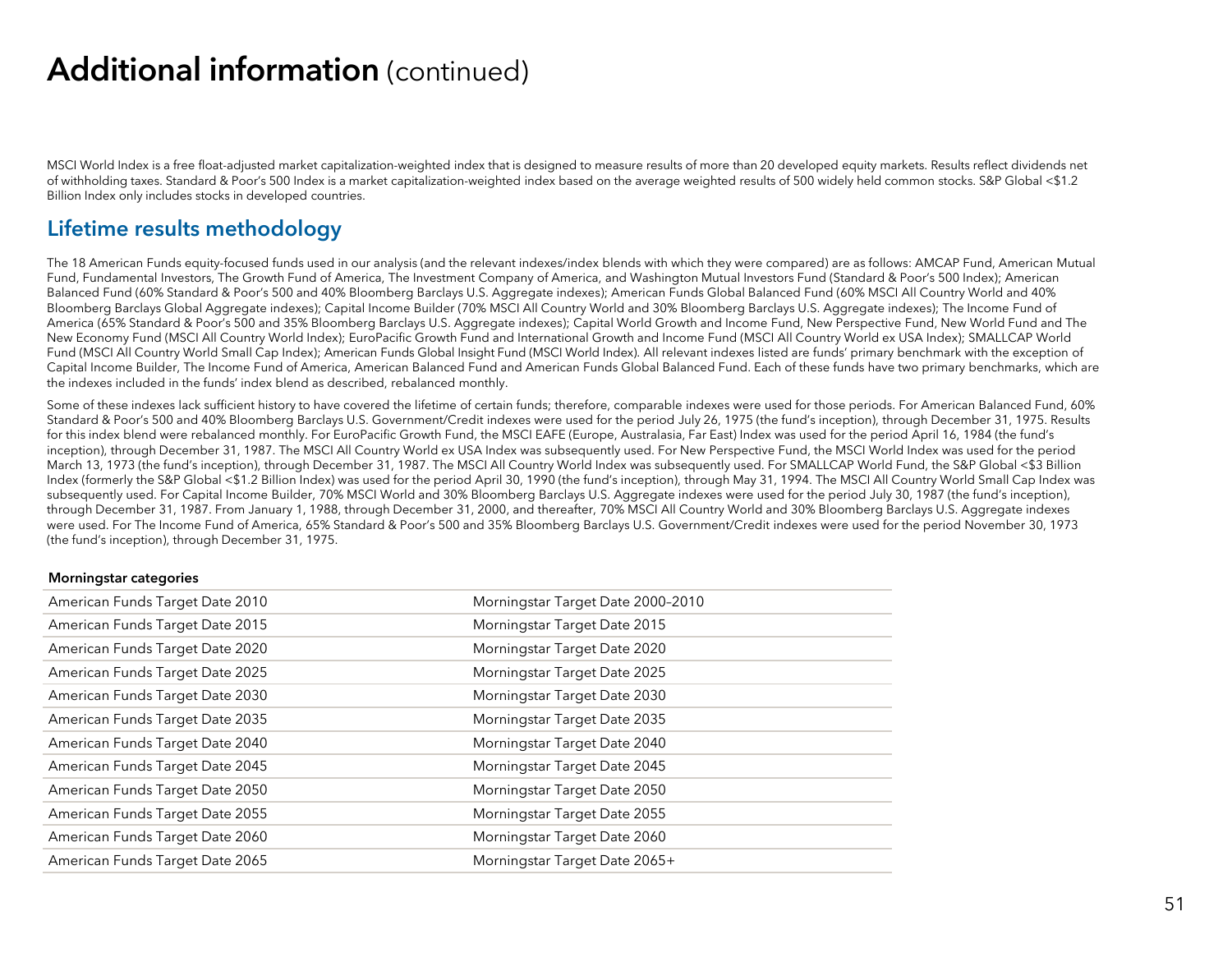# Additional information (continued)

MSCI World Index is a free float-adjusted market capitalization-weighted index that is designed to measure results of more than 20 developed equity markets. Results reflect dividends net of withholding taxes. Standard & Poor's 500 Index is a market capitalization-weighted index based on the average weighted results of 500 widely held common stocks. S&P Global <$1.2 Billion Index only includes stocks in developed countries.

## Lifetime results methodology

The 18 American Funds equity-focused funds used in our analysis (and the relevant indexes/index blends with which they were compared) are as follows: AMCAP Fund, American Mutual Fund, Fundamental Investors, The Growth Fund of America, The Investment Company of America, and Washington Mutual Investors Fund (Standard & Poor's 500 Index); American Balanced Fund (60% Standard & Poor's 500 and 40% Bloomberg Barclays U.S. Aggregate indexes); American Funds Global Balanced Fund (60% MSCI All Country World and 40% Bloomberg Barclays Global Aggregate indexes); Capital Income Builder (70% MSCI All Country World and 30% Bloomberg Barclays U.S. Aggregate indexes); The Income Fund of America (65% Standard & Poor's 500 and 35% Bloomberg Barclays U.S. Aggregate indexes); Capital World Growth and Income Fund, New Perspective Fund, New World Fund and The New Economy Fund (MSCI All Country World Index); EuroPacific Growth Fund and International Growth and Income Fund (MSCI All Country World ex USA Index); SMALLCAP World Fund (MSCI All Country World Small Cap Index); American Funds Global Insight Fund (MSCI World Index). All relevant indexes listed are funds' primary benchmark with the exception of Capital Income Builder, The Income Fund of America, American Balanced Fund and American Funds Global Balanced Fund. Each of these funds have two primary benchmarks, which are the indexes included in the funds' index blend as described, rebalanced monthly.

Some of these indexes lack sufficient history to have covered the lifetime of certain funds; therefore, comparable indexes were used for those periods. For American Balanced Fund, 60% Standard & Poor's 500 and 40% Bloomberg Barclays U.S. Government/Credit indexes were used for the period July 26, 1975 (the fund's inception), through December 31, 1975. Results for this index blend were rebalanced monthly. For EuroPacific Growth Fund, the MSCI EAFE (Europe, Australasia, Far East) Index was used for the period April 16, 1984 (the fund's inception), through December 31, 1987. The MSCI All Country World ex USA Index was subsequently used. For New Perspective Fund, the MSCI World Index was used for the period March 13, 1973 (the fund's inception), through December 31, 1987. The MSCI All Country World Index was subsequently used. For SMALLCAP World Fund, the S&P Global <$3 Billion Index (formerly the S&P Global <$1.2 Billion Index) was used for the period April 30, 1990 (the fund's inception), through May 31, 1994. The MSCI All Country World Small Cap Index was subsequently used. For Capital Income Builder, 70% MSCI World and 30% Bloomberg Barclays U.S. Aggregate indexes were used for the period July 30, 1987 (the fund's inception), through December 31, 1987. From January 1, 1988, through December 31, 2000, and thereafter, 70% MSCI All Country World and 30% Bloomberg Barclays U.S. Aggregate indexes were used. For The Income Fund of America, 65% Standard & Poor's 500 and 35% Bloomberg Barclays U.S. Government/Credit indexes were used for the period November 30, 1973 (the fund's inception), through December 31, 1975.

**Morningstar categories**

| | |
|---|---|
| American Funds Target Date 2010 | Morningstar Target Date 2000–2010 |
| American Funds Target Date 2015 | Morningstar Target Date 2015 |
| American Funds Target Date 2020 | Morningstar Target Date 2020 |
| American Funds Target Date 2025 | Morningstar Target Date 2025 |
| American Funds Target Date 2030 | Morningstar Target Date 2030 |
| American Funds Target Date 2035 | Morningstar Target Date 2035 |
| American Funds Target Date 2040 | Morningstar Target Date 2040 |
| American Funds Target Date 2045 | Morningstar Target Date 2045 |
| American Funds Target Date 2050 | Morningstar Target Date 2050 |
| American Funds Target Date 2055 | Morningstar Target Date 2055 |
| American Funds Target Date 2060 | Morningstar Target Date 2060 |
| American Funds Target Date 2065 | Morningstar Target Date 2065+ |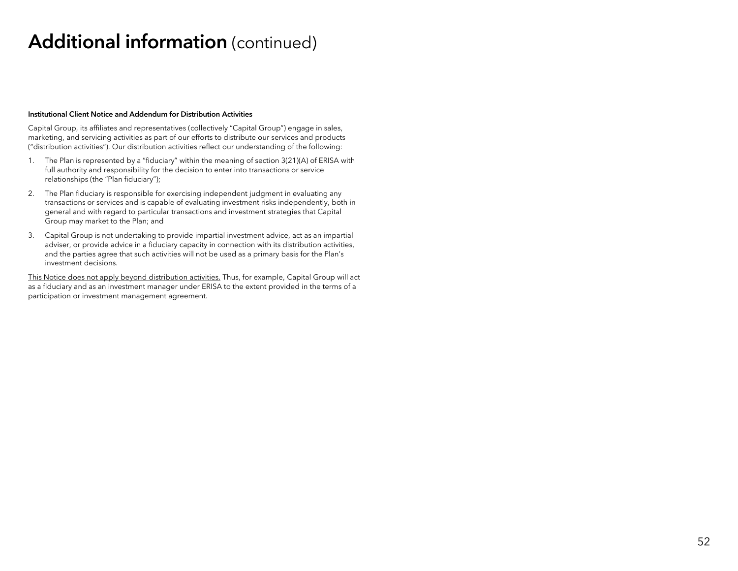# Additional information (continued)

**Institutional Client Notice and Addendum for Distribution Activities**

Capital Group, its affiliates and representatives (collectively "Capital Group") engage in sales, marketing, and servicing activities as part of our efforts to distribute our services and products ("distribution activities"). Our distribution activities reflect our understanding of the following:

1. The Plan is represented by a "fiduciary" within the meaning of section 3(21)(A) of ERISA with full authority and responsibility for the decision to enter into transactions or service relationships (the "Plan fiduciary");
2. The Plan fiduciary is responsible for exercising independent judgment in evaluating any transactions or services and is capable of evaluating investment risks independently, both in general and with regard to particular transactions and investment strategies that Capital Group may market to the Plan; and
3. Capital Group is not undertaking to provide impartial investment advice, act as an impartial adviser, or provide advice in a fiduciary capacity in connection with its distribution activities, and the parties agree that such activities will not be used as a primary basis for the Plan's investment decisions.

<u>This Notice does not apply beyond distribution activities.</u> Thus, for example, Capital Group will act as a fiduciary and as an investment manager under ERISA to the extent provided in the terms of a participation or investment management agreement.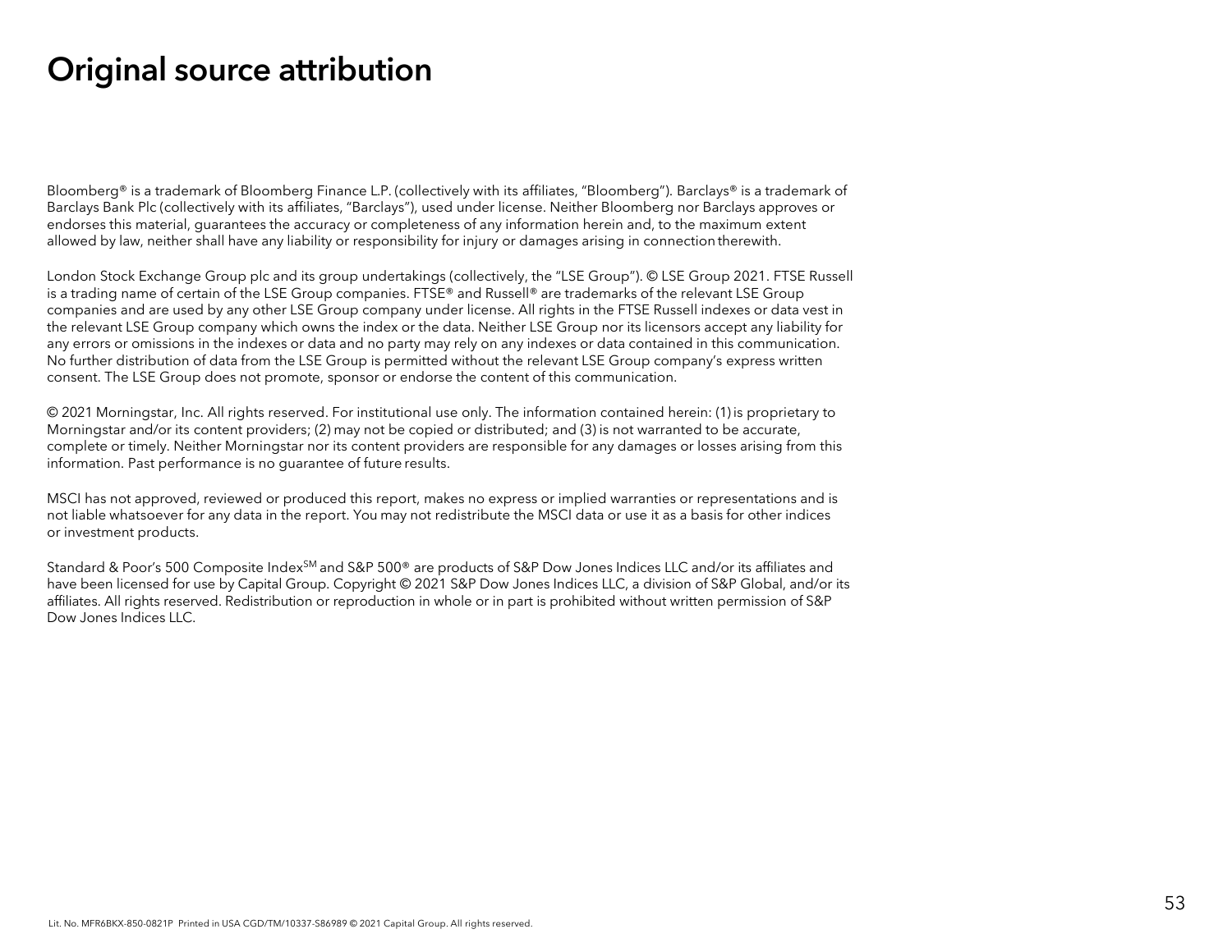# Original source attribution

Bloomberg® is a trademark of Bloomberg Finance L.P. (collectively with its affiliates, "Bloomberg"). Barclays® is a trademark of Barclays Bank Plc (collectively with its affiliates, "Barclays"), used under license. Neither Bloomberg nor Barclays approves or endorses this material, guarantees the accuracy or completeness of any information herein and, to the maximum extent allowed by law, neither shall have any liability or responsibility for injury or damages arising in connection therewith.

London Stock Exchange Group plc and its group undertakings (collectively, the "LSE Group"). © LSE Group 2021. FTSE Russell is a trading name of certain of the LSE Group companies. FTSE® and Russell® are trademarks of the relevant LSE Group companies and are used by any other LSE Group company under license. All rights in the FTSE Russell indexes or data vest in the relevant LSE Group company which owns the index or the data. Neither LSE Group nor its licensors accept any liability for any errors or omissions in the indexes or data and no party may rely on any indexes or data contained in this communication. No further distribution of data from the LSE Group is permitted without the relevant LSE Group company's express written consent. The LSE Group does not promote, sponsor or endorse the content of this communication.

© 2021 Morningstar, Inc. All rights reserved. For institutional use only. The information contained herein: (1) is proprietary to Morningstar and/or its content providers; (2) may not be copied or distributed; and (3) is not warranted to be accurate, complete or timely. Neither Morningstar nor its content providers are responsible for any damages or losses arising from this information. Past performance is no guarantee of future results.

MSCI has not approved, reviewed or produced this report, makes no express or implied warranties or representations and is not liable whatsoever for any data in the report. You may not redistribute the MSCI data or use it as a basis for other indices or investment products.

Standard & Poor's 500 Composite Index[SM] and S&P 500® are products of S&P Dow Jones Indices LLC and/or its affiliates and have been licensed for use by Capital Group. Copyright © 2021 S&P Dow Jones Indices LLC, a division of S&P Global, and/or its affiliates. All rights reserved. Redistribution or reproduction in whole or in part is prohibited without written permission of S&P Dow Jones Indices LLC.

Lit. No. MFR6BKX-850-0821P Printed in USA CGD/TM/10337-S86989 © 2021 Capital Group. All rights reserved.